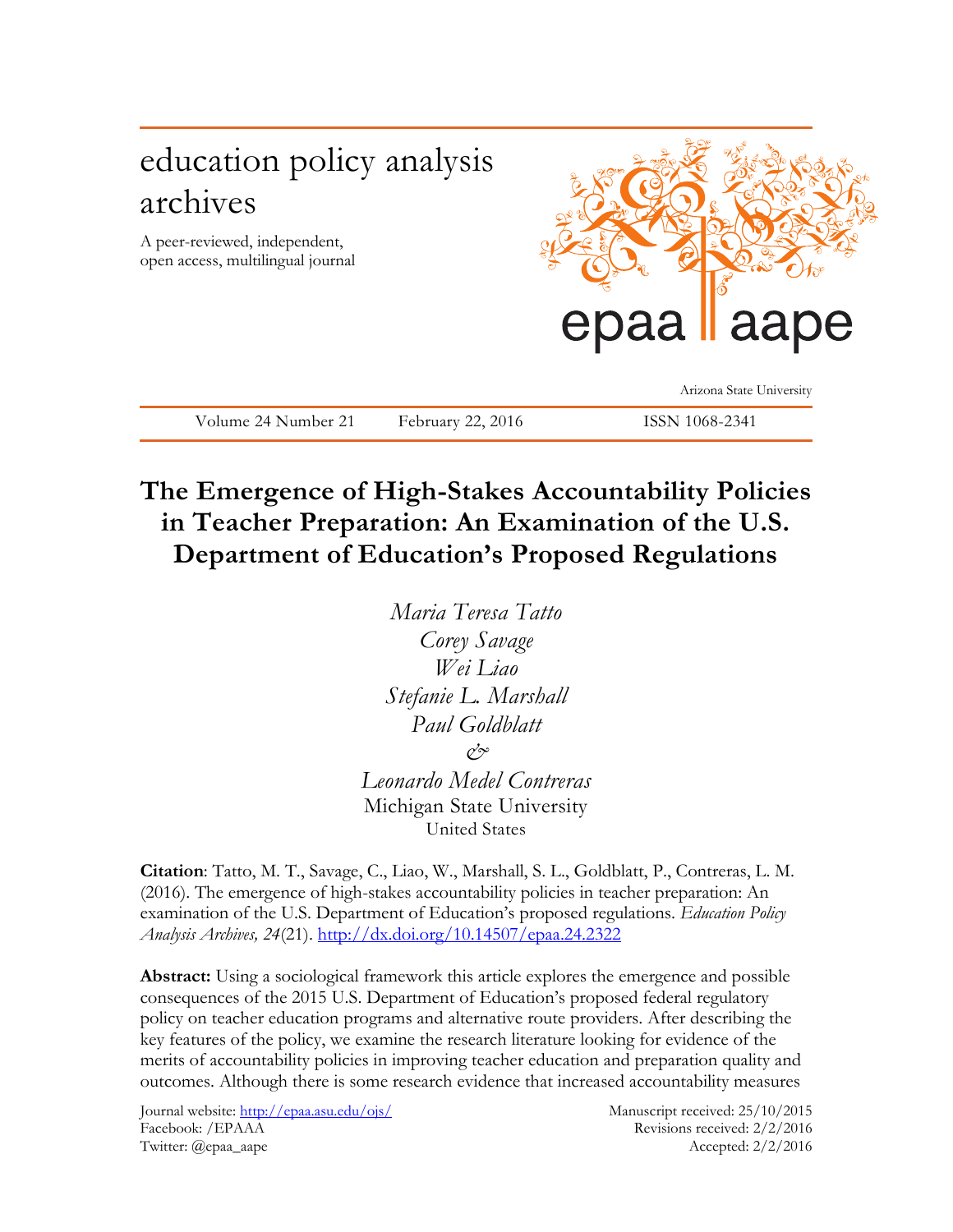education policy analysis archives

A peer-reviewed, independent, open access, multilingual journal

epaa aape

Arizona State University

Volume 24 Number 21 February 22, 2016 ISSN 1068-2341

# The Emergence of High-Stakes Accountability Policies in Teacher Preparation: An Examination of the U.S. Department of Education's Proposed Regulations

*Maria Teresa Tatto*
*Corey Savage*
*Wei Liao*
*Stefanie L. Marshall*
*Paul Goldblatt*
*&*
*Leonardo Medel Contreras*
Michigan State University
United States

**Citation**: Tatto, M. T., Savage, C., Liao, W., Marshall, S. L., Goldblatt, P., Contreras, L. M. (2016). The emergence of high-stakes accountability policies in teacher preparation: An examination of the U.S. Department of Education's proposed regulations. *Education Policy Analysis Archives, 24*(21). http://dx.doi.org/10.14507/epaa.24.2322

**Abstract:** Using a sociological framework this article explores the emergence and possible consequences of the 2015 U.S. Department of Education's proposed federal regulatory policy on teacher education programs and alternative route providers. After describing the key features of the policy, we examine the research literature looking for evidence of the merits of accountability policies in improving teacher education and preparation quality and outcomes. Although there is some research evidence that increased accountability measures

Journal website: http://epaa.asu.edu/ojs/
Facebook: /EPAAA
Twitter: @epaa_aape

Manuscript received: 25/10/2015
Revisions received: 2/2/2016
Accepted: 2/2/2016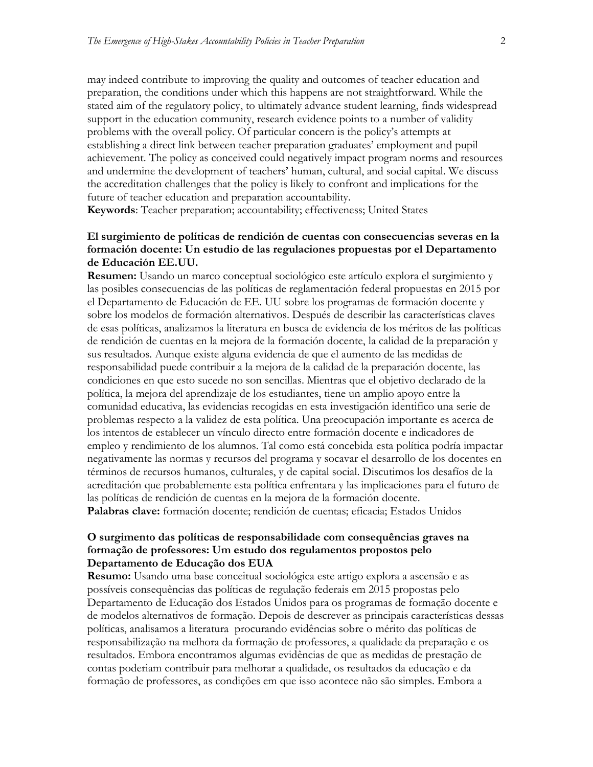may indeed contribute to improving the quality and outcomes of teacher education and preparation, the conditions under which this happens are not straightforward. While the stated aim of the regulatory policy, to ultimately advance student learning, finds widespread support in the education community, research evidence points to a number of validity problems with the overall policy. Of particular concern is the policy's attempts at establishing a direct link between teacher preparation graduates' employment and pupil achievement. The policy as conceived could negatively impact program norms and resources and undermine the development of teachers' human, cultural, and social capital. We discuss the accreditation challenges that the policy is likely to confront and implications for the future of teacher education and preparation accountability.

**Keywords**: Teacher preparation; accountability; effectiveness; United States

### El surgimiento de políticas de rendición de cuentas con consecuencias severas en la formación docente: Un estudio de las regulaciones propuestas por el Departamento de Educación EE.UU.

**Resumen:** Usando un marco conceptual sociológico este artículo explora el surgimiento y las posibles consecuencias de las políticas de reglamentación federal propuestas en 2015 por el Departamento de Educación de EE. UU sobre los programas de formación docente y sobre los modelos de formación alternativos. Después de describir las características claves de esas políticas, analizamos la literatura en busca de evidencia de los méritos de las políticas de rendición de cuentas en la mejora de la formación docente, la calidad de la preparación y sus resultados. Aunque existe alguna evidencia de que el aumento de las medidas de responsabilidad puede contribuir a la mejora de la calidad de la preparación docente, las condiciones en que esto sucede no son sencillas. Mientras que el objetivo declarado de la política, la mejora del aprendizaje de los estudiantes, tiene un amplio apoyo entre la comunidad educativa, las evidencias recogidas en esta investigación identifico una serie de problemas respecto a la validez de esta política. Una preocupación importante es acerca de los intentos de establecer un vínculo directo entre formación docente e indicadores de empleo y rendimiento de los alumnos. Tal como está concebida esta política podría impactar negativamente las normas y recursos del programa y socavar el desarrollo de los docentes en términos de recursos humanos, culturales, y de capital social. Discutimos los desafíos de la acreditación que probablemente esta política enfrentara y las implicaciones para el futuro de las políticas de rendición de cuentas en la mejora de la formación docente.

**Palabras clave:** formación docente; rendición de cuentas; eficacia; Estados Unidos

### O surgimento das políticas de responsabilidade com consequências graves na formação de professores: Um estudo dos regulamentos propostos pelo Departamento de Educação dos EUA

**Resumo:** Usando uma base conceitual sociológica este artigo explora a ascensão e as possíveis consequências das políticas de regulação federais em 2015 propostas pelo Departamento de Educação dos Estados Unidos para os programas de formação docente e de modelos alternativos de formação. Depois de descrever as principais características dessas políticas, analisamos a literatura procurando evidências sobre o mérito das políticas de responsabilização na melhora da formação de professores, a qualidade da preparação e os resultados. Embora encontramos algumas evidências de que as medidas de prestação de contas poderiam contribuir para melhorar a qualidade, os resultados da educação e da formação de professores, as condições em que isso acontece não são simples. Embora a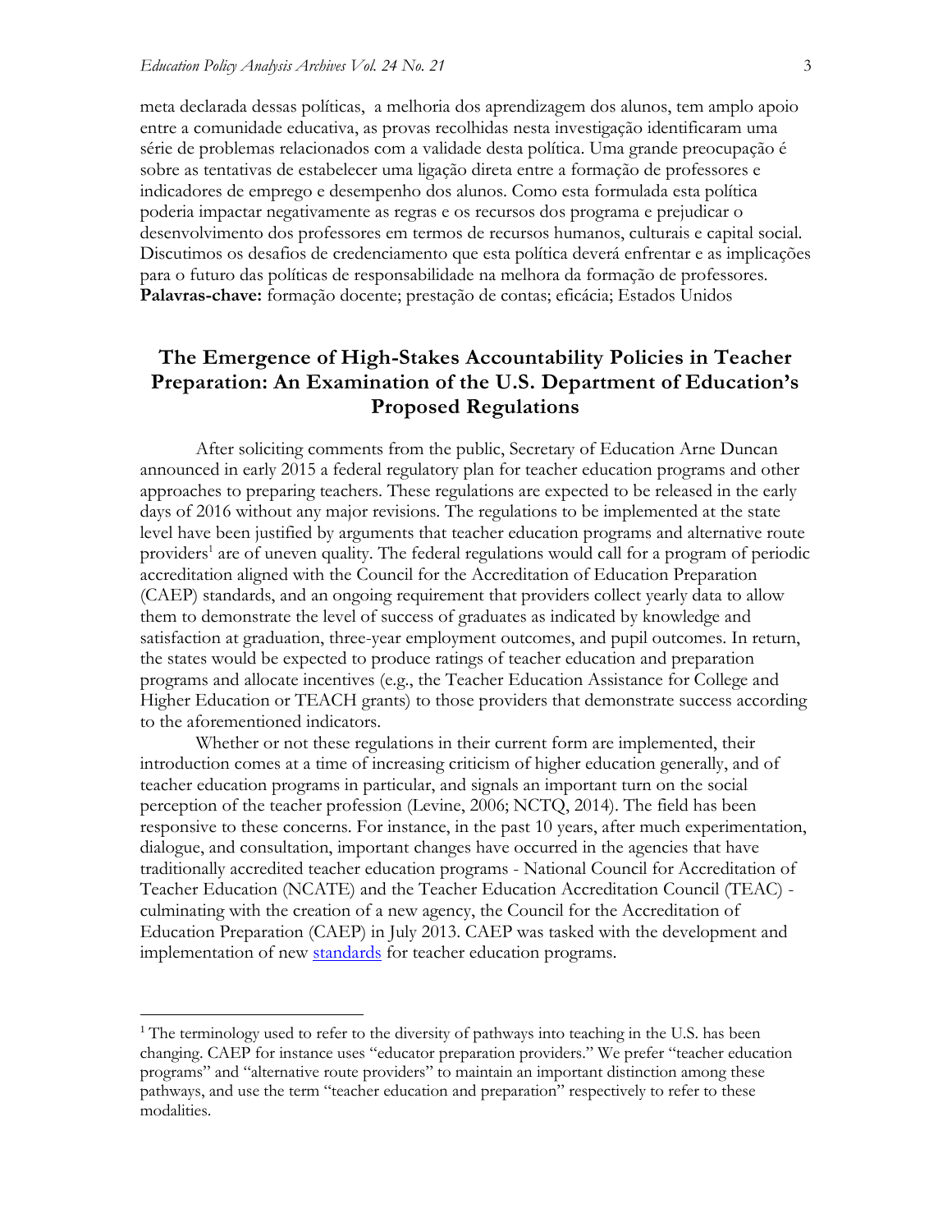meta declarada dessas políticas, a melhoria dos aprendizagem dos alunos, tem amplo apoio entre a comunidade educativa, as provas recolhidas nesta investigação identificaram uma série de problemas relacionados com a validade desta política. Uma grande preocupação é sobre as tentativas de estabelecer uma ligação direta entre a formação de professores e indicadores de emprego e desempenho dos alunos. Como esta formulada esta política poderia impactar negativamente as regras e os recursos dos programa e prejudicar o desenvolvimento dos professores em termos de recursos humanos, culturais e capital social. Discutimos os desafios de credenciamento que esta política deverá enfrentar e as implicações para o futuro das políticas de responsabilidade na melhora da formação de professores.
**Palavras-chave:** formação docente; prestação de contas; eficácia; Estados Unidos

## The Emergence of High-Stakes Accountability Policies in Teacher Preparation: An Examination of the U.S. Department of Education's Proposed Regulations

After soliciting comments from the public, Secretary of Education Arne Duncan announced in early 2015 a federal regulatory plan for teacher education programs and other approaches to preparing teachers. These regulations are expected to be released in the early days of 2016 without any major revisions. The regulations to be implemented at the state level have been justified by arguments that teacher education programs and alternative route providers[1] are of uneven quality. The federal regulations would call for a program of periodic accreditation aligned with the Council for the Accreditation of Education Preparation (CAEP) standards, and an ongoing requirement that providers collect yearly data to allow them to demonstrate the level of success of graduates as indicated by knowledge and satisfaction at graduation, three-year employment outcomes, and pupil outcomes. In return, the states would be expected to produce ratings of teacher education and preparation programs and allocate incentives (e.g., the Teacher Education Assistance for College and Higher Education or TEACH grants) to those providers that demonstrate success according to the aforementioned indicators.

Whether or not these regulations in their current form are implemented, their introduction comes at a time of increasing criticism of higher education generally, and of teacher education programs in particular, and signals an important turn on the social perception of the teacher profession (Levine, 2006; NCTQ, 2014). The field has been responsive to these concerns. For instance, in the past 10 years, after much experimentation, dialogue, and consultation, important changes have occurred in the agencies that have traditionally accredited teacher education programs - National Council for Accreditation of Teacher Education (NCATE) and the Teacher Education Accreditation Council (TEAC) - culminating with the creation of a new agency, the Council for the Accreditation of Education Preparation (CAEP) in July 2013. CAEP was tasked with the development and implementation of new standards for teacher education programs.

[1] The terminology used to refer to the diversity of pathways into teaching in the U.S. has been changing. CAEP for instance uses "educator preparation providers." We prefer "teacher education programs" and "alternative route providers" to maintain an important distinction among these pathways, and use the term "teacher education and preparation" respectively to refer to these modalities.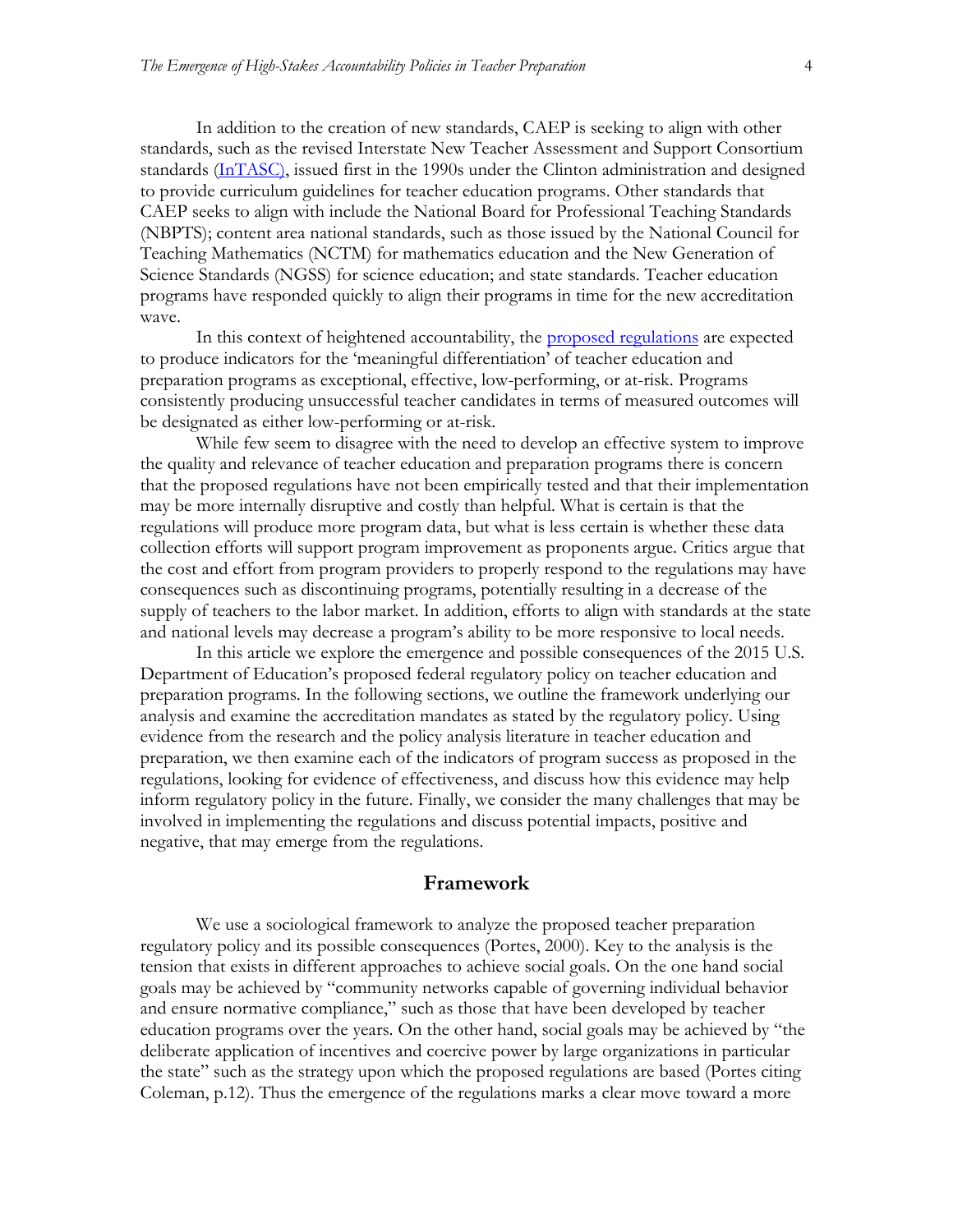In addition to the creation of new standards, CAEP is seeking to align with other standards, such as the revised Interstate New Teacher Assessment and Support Consortium standards (InTASC), issued first in the 1990s under the Clinton administration and designed to provide curriculum guidelines for teacher education programs. Other standards that CAEP seeks to align with include the National Board for Professional Teaching Standards (NBPTS); content area national standards, such as those issued by the National Council for Teaching Mathematics (NCTM) for mathematics education and the New Generation of Science Standards (NGSS) for science education; and state standards. Teacher education programs have responded quickly to align their programs in time for the new accreditation wave.

In this context of heightened accountability, the proposed regulations are expected to produce indicators for the 'meaningful differentiation' of teacher education and preparation programs as exceptional, effective, low-performing, or at-risk. Programs consistently producing unsuccessful teacher candidates in terms of measured outcomes will be designated as either low-performing or at-risk.

While few seem to disagree with the need to develop an effective system to improve the quality and relevance of teacher education and preparation programs there is concern that the proposed regulations have not been empirically tested and that their implementation may be more internally disruptive and costly than helpful. What is certain is that the regulations will produce more program data, but what is less certain is whether these data collection efforts will support program improvement as proponents argue. Critics argue that the cost and effort from program providers to properly respond to the regulations may have consequences such as discontinuing programs, potentially resulting in a decrease of the supply of teachers to the labor market. In addition, efforts to align with standards at the state and national levels may decrease a program's ability to be more responsive to local needs.

In this article we explore the emergence and possible consequences of the 2015 U.S. Department of Education's proposed federal regulatory policy on teacher education and preparation programs. In the following sections, we outline the framework underlying our analysis and examine the accreditation mandates as stated by the regulatory policy. Using evidence from the research and the policy analysis literature in teacher education and preparation, we then examine each of the indicators of program success as proposed in the regulations, looking for evidence of effectiveness, and discuss how this evidence may help inform regulatory policy in the future. Finally, we consider the many challenges that may be involved in implementing the regulations and discuss potential impacts, positive and negative, that may emerge from the regulations.

## Framework

We use a sociological framework to analyze the proposed teacher preparation regulatory policy and its possible consequences (Portes, 2000). Key to the analysis is the tension that exists in different approaches to achieve social goals. On the one hand social goals may be achieved by "community networks capable of governing individual behavior and ensure normative compliance," such as those that have been developed by teacher education programs over the years. On the other hand, social goals may be achieved by "the deliberate application of incentives and coercive power by large organizations in particular the state" such as the strategy upon which the proposed regulations are based (Portes citing Coleman, p.12). Thus the emergence of the regulations marks a clear move toward a more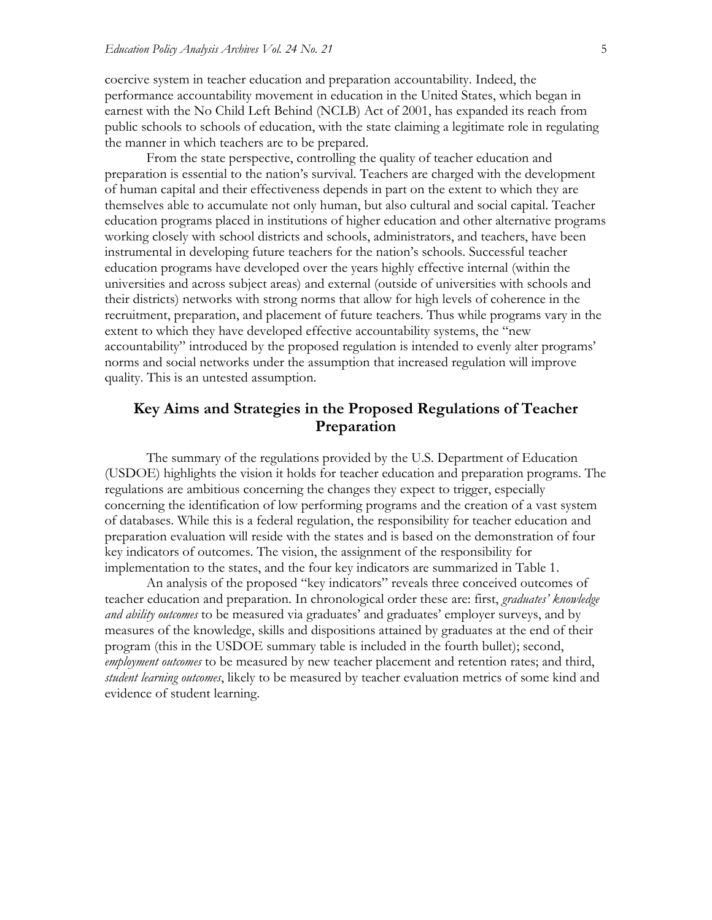coercive system in teacher education and preparation accountability. Indeed, the performance accountability movement in education in the United States, which began in earnest with the No Child Left Behind (NCLB) Act of 2001, has expanded its reach from public schools to schools of education, with the state claiming a legitimate role in regulating the manner in which teachers are to be prepared.

From the state perspective, controlling the quality of teacher education and preparation is essential to the nation's survival. Teachers are charged with the development of human capital and their effectiveness depends in part on the extent to which they are themselves able to accumulate not only human, but also cultural and social capital. Teacher education programs placed in institutions of higher education and other alternative programs working closely with school districts and schools, administrators, and teachers, have been instrumental in developing future teachers for the nation's schools. Successful teacher education programs have developed over the years highly effective internal (within the universities and across subject areas) and external (outside of universities with schools and their districts) networks with strong norms that allow for high levels of coherence in the recruitment, preparation, and placement of future teachers. Thus while programs vary in the extent to which they have developed effective accountability systems, the "new accountability" introduced by the proposed regulation is intended to evenly alter programs' norms and social networks under the assumption that increased regulation will improve quality. This is an untested assumption.

## Key Aims and Strategies in the Proposed Regulations of Teacher Preparation

The summary of the regulations provided by the U.S. Department of Education (USDOE) highlights the vision it holds for teacher education and preparation programs. The regulations are ambitious concerning the changes they expect to trigger, especially concerning the identification of low performing programs and the creation of a vast system of databases. While this is a federal regulation, the responsibility for teacher education and preparation evaluation will reside with the states and is based on the demonstration of four key indicators of outcomes. The vision, the assignment of the responsibility for implementation to the states, and the four key indicators are summarized in Table 1.

An analysis of the proposed "key indicators" reveals three conceived outcomes of teacher education and preparation. In chronological order these are: first, *graduates' knowledge and ability outcomes* to be measured via graduates' and graduates' employer surveys, and by measures of the knowledge, skills and dispositions attained by graduates at the end of their program (this in the USDOE summary table is included in the fourth bullet); second, *employment outcomes* to be measured by new teacher placement and retention rates; and third, *student learning outcomes*, likely to be measured by teacher evaluation metrics of some kind and evidence of student learning.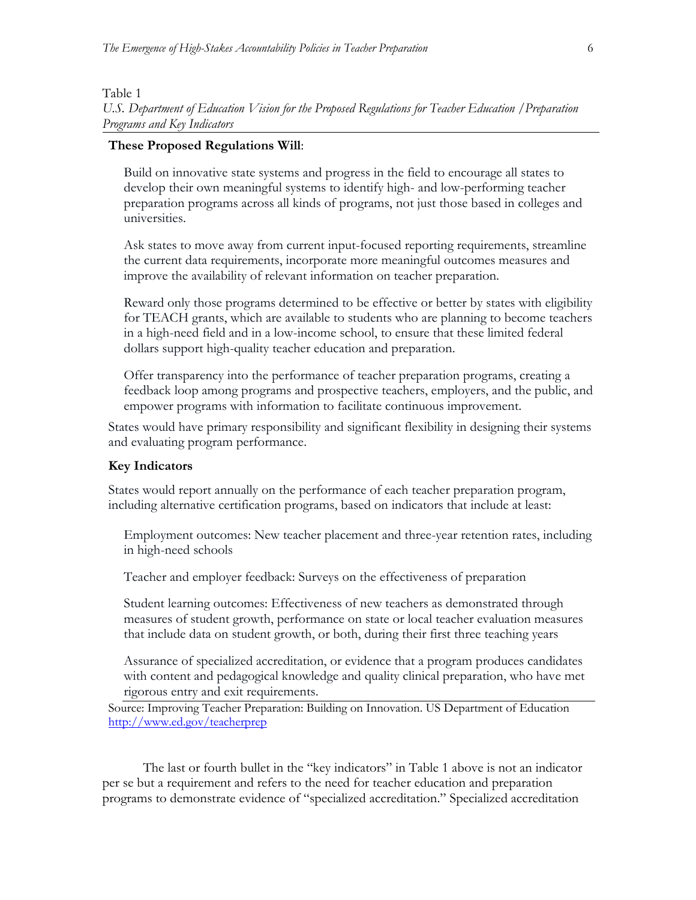Table 1

*U.S. Department of Education Vision for the Proposed Regulations for Teacher Education /Preparation Programs and Key Indicators*

**These Proposed Regulations Will**:

Build on innovative state systems and progress in the field to encourage all states to develop their own meaningful systems to identify high- and low-performing teacher preparation programs across all kinds of programs, not just those based in colleges and universities.

Ask states to move away from current input-focused reporting requirements, streamline the current data requirements, incorporate more meaningful outcomes measures and improve the availability of relevant information on teacher preparation.

Reward only those programs determined to be effective or better by states with eligibility for TEACH grants, which are available to students who are planning to become teachers in a high-need field and in a low-income school, to ensure that these limited federal dollars support high-quality teacher education and preparation.

Offer transparency into the performance of teacher preparation programs, creating a feedback loop among programs and prospective teachers, employers, and the public, and empower programs with information to facilitate continuous improvement.

States would have primary responsibility and significant flexibility in designing their systems and evaluating program performance.

**Key Indicators**

States would report annually on the performance of each teacher preparation program, including alternative certification programs, based on indicators that include at least:

Employment outcomes: New teacher placement and three-year retention rates, including in high-need schools

Teacher and employer feedback: Surveys on the effectiveness of preparation

Student learning outcomes: Effectiveness of new teachers as demonstrated through measures of student growth, performance on state or local teacher evaluation measures that include data on student growth, or both, during their first three teaching years

Assurance of specialized accreditation, or evidence that a program produces candidates with content and pedagogical knowledge and quality clinical preparation, who have met rigorous entry and exit requirements.

Source: Improving Teacher Preparation: Building on Innovation. US Department of Education http://www.ed.gov/teacherprep

The last or fourth bullet in the "key indicators" in Table 1 above is not an indicator per se but a requirement and refers to the need for teacher education and preparation programs to demonstrate evidence of "specialized accreditation." Specialized accreditation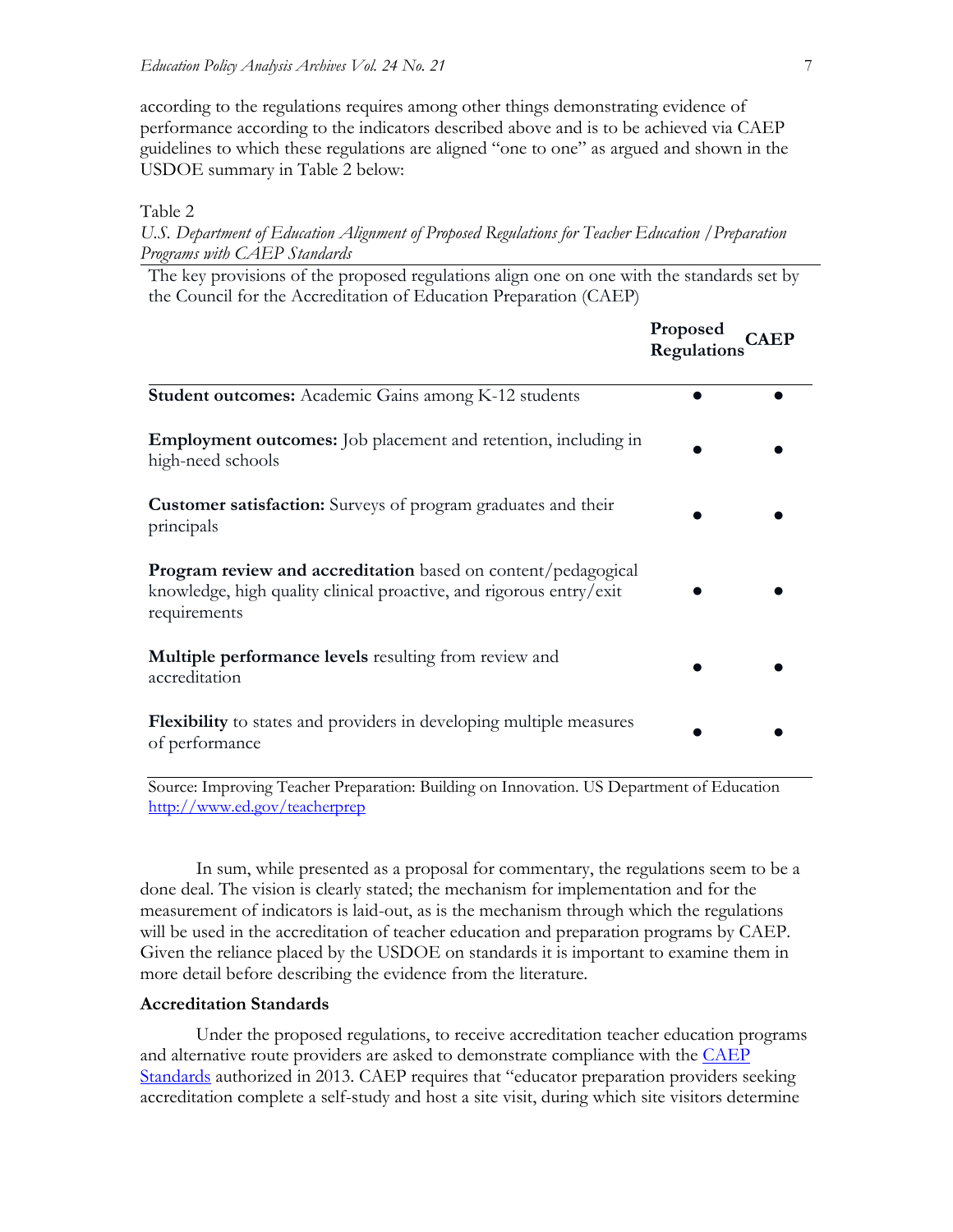according to the regulations requires among other things demonstrating evidence of performance according to the indicators described above and is to be achieved via CAEP guidelines to which these regulations are aligned "one to one" as argued and shown in the USDOE summary in Table 2 below:

Table 2
*U.S. Department of Education Alignment of Proposed Regulations for Teacher Education / Preparation Programs with CAEP Standards*

The key provisions of the proposed regulations align one on one with the standards set by the Council for the Accreditation of Education Preparation (CAEP)

| | **Proposed Regulations** | **CAEP** |
|---|---|---|
| **Student outcomes:** Academic Gains among K-12 students | ● | ● |
| **Employment outcomes:** Job placement and retention, including in high-need schools | ● | ● |
| **Customer satisfaction:** Surveys of program graduates and their principals | ● | ● |
| **Program review and accreditation** based on content/pedagogical knowledge, high quality clinical proactive, and rigorous entry/exit requirements | ● | ● |
| **Multiple performance levels** resulting from review and accreditation | ● | ● |
| **Flexibility** to states and providers in developing multiple measures of performance | ● | ● |

Source: Improving Teacher Preparation: Building on Innovation. US Department of Education http://www.ed.gov/teacherprep

In sum, while presented as a proposal for commentary, the regulations seem to be a done deal. The vision is clearly stated; the mechanism for implementation and for the measurement of indicators is laid-out, as is the mechanism through which the regulations will be used in the accreditation of teacher education and preparation programs by CAEP. Given the reliance placed by the USDOE on standards it is important to examine them in more detail before describing the evidence from the literature.

### Accreditation Standards

Under the proposed regulations, to receive accreditation teacher education programs and alternative route providers are asked to demonstrate compliance with the CAEP Standards authorized in 2013. CAEP requires that "educator preparation providers seeking accreditation complete a self-study and host a site visit, during which site visitors determine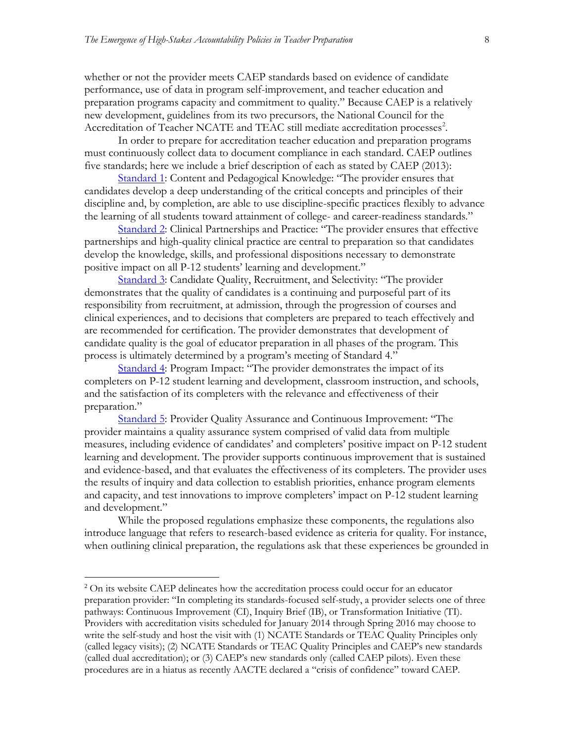whether or not the provider meets CAEP standards based on evidence of candidate performance, use of data in program self-improvement, and teacher education and preparation programs capacity and commitment to quality." Because CAEP is a relatively new development, guidelines from its two precursors, the National Council for the Accreditation of Teacher NCATE and TEAC still mediate accreditation processes[2].

In order to prepare for accreditation teacher education and preparation programs must continuously collect data to document compliance in each standard. CAEP outlines five standards; here we include a brief description of each as stated by CAEP (2013):

Standard 1: Content and Pedagogical Knowledge: "The provider ensures that candidates develop a deep understanding of the critical concepts and principles of their discipline and, by completion, are able to use discipline-specific practices flexibly to advance the learning of all students toward attainment of college- and career-readiness standards."

Standard 2: Clinical Partnerships and Practice: "The provider ensures that effective partnerships and high-quality clinical practice are central to preparation so that candidates develop the knowledge, skills, and professional dispositions necessary to demonstrate positive impact on all P-12 students' learning and development."

Standard 3: Candidate Quality, Recruitment, and Selectivity: "The provider demonstrates that the quality of candidates is a continuing and purposeful part of its responsibility from recruitment, at admission, through the progression of courses and clinical experiences, and to decisions that completers are prepared to teach effectively and are recommended for certification. The provider demonstrates that development of candidate quality is the goal of educator preparation in all phases of the program. This process is ultimately determined by a program's meeting of Standard 4."

Standard 4: Program Impact: "The provider demonstrates the impact of its completers on P-12 student learning and development, classroom instruction, and schools, and the satisfaction of its completers with the relevance and effectiveness of their preparation."

Standard 5: Provider Quality Assurance and Continuous Improvement: "The provider maintains a quality assurance system comprised of valid data from multiple measures, including evidence of candidates' and completers' positive impact on P-12 student learning and development. The provider supports continuous improvement that is sustained and evidence-based, and that evaluates the effectiveness of its completers. The provider uses the results of inquiry and data collection to establish priorities, enhance program elements and capacity, and test innovations to improve completers' impact on P-12 student learning and development."

While the proposed regulations emphasize these components, the regulations also introduce language that refers to research-based evidence as criteria for quality. For instance, when outlining clinical preparation, the regulations ask that these experiences be grounded in

---

[2] On its website CAEP delineates how the accreditation process could occur for an educator preparation provider: "In completing its standards-focused self-study, a provider selects one of three pathways: Continuous Improvement (CI), Inquiry Brief (IB), or Transformation Initiative (TI). Providers with accreditation visits scheduled for January 2014 through Spring 2016 may choose to write the self-study and host the visit with (1) NCATE Standards or TEAC Quality Principles only (called legacy visits); (2) NCATE Standards or TEAC Quality Principles and CAEP's new standards (called dual accreditation); or (3) CAEP's new standards only (called CAEP pilots). Even these procedures are in a hiatus as recently AACTE declared a "crisis of confidence" toward CAEP.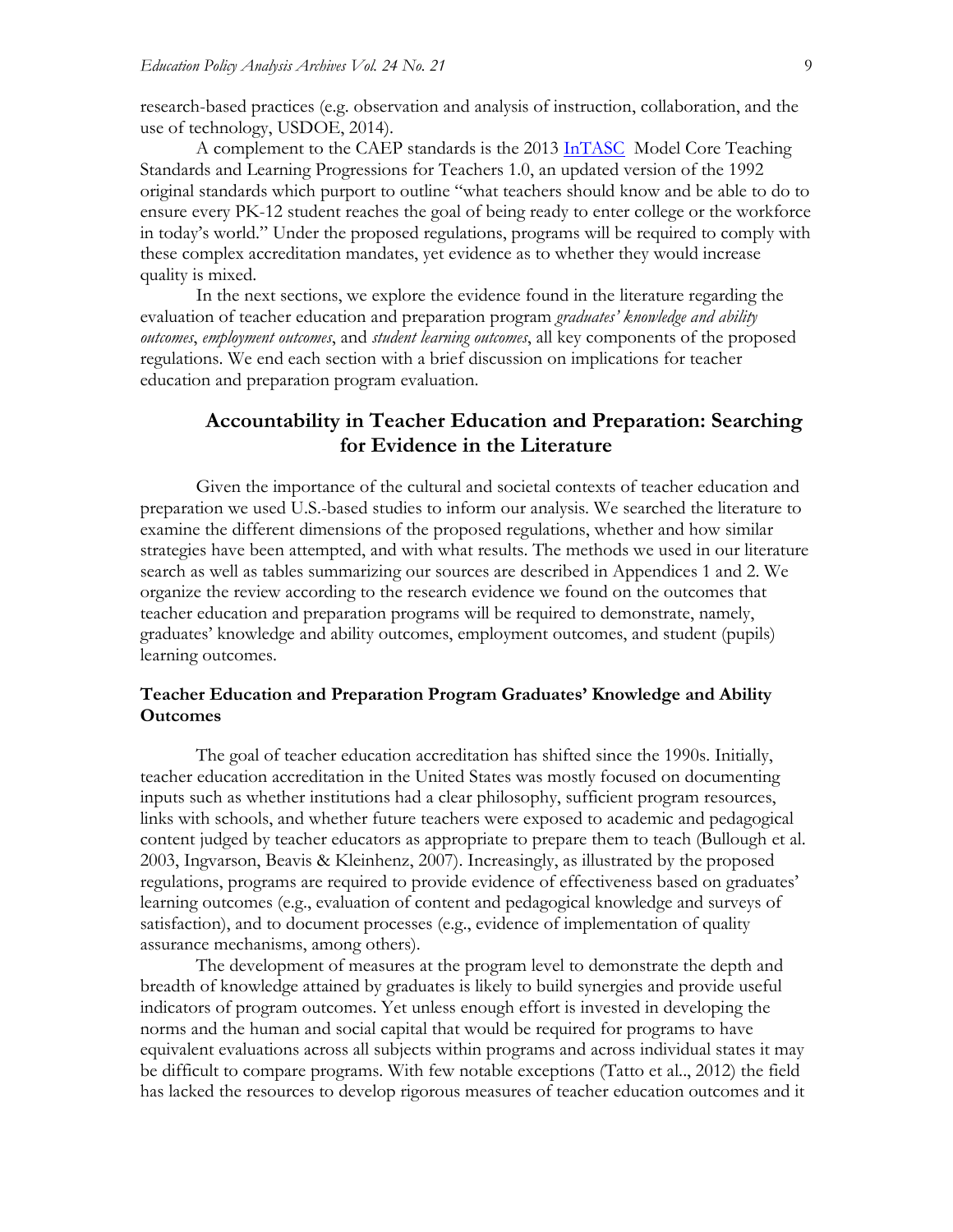research-based practices (e.g. observation and analysis of instruction, collaboration, and the use of technology, USDOE, 2014).

A complement to the CAEP standards is the 2013 InTASC Model Core Teaching Standards and Learning Progressions for Teachers 1.0, an updated version of the 1992 original standards which purport to outline "what teachers should know and be able to do to ensure every PK-12 student reaches the goal of being ready to enter college or the workforce in today's world." Under the proposed regulations, programs will be required to comply with these complex accreditation mandates, yet evidence as to whether they would increase quality is mixed.

In the next sections, we explore the evidence found in the literature regarding the evaluation of teacher education and preparation program *graduates' knowledge and ability outcomes*, *employment outcomes*, and *student learning outcomes*, all key components of the proposed regulations. We end each section with a brief discussion on implications for teacher education and preparation program evaluation.

## Accountability in Teacher Education and Preparation: Searching for Evidence in the Literature

Given the importance of the cultural and societal contexts of teacher education and preparation we used U.S.-based studies to inform our analysis. We searched the literature to examine the different dimensions of the proposed regulations, whether and how similar strategies have been attempted, and with what results. The methods we used in our literature search as well as tables summarizing our sources are described in Appendices 1 and 2. We organize the review according to the research evidence we found on the outcomes that teacher education and preparation programs will be required to demonstrate, namely, graduates' knowledge and ability outcomes, employment outcomes, and student (pupils) learning outcomes.

### Teacher Education and Preparation Program Graduates' Knowledge and Ability Outcomes

The goal of teacher education accreditation has shifted since the 1990s. Initially, teacher education accreditation in the United States was mostly focused on documenting inputs such as whether institutions had a clear philosophy, sufficient program resources, links with schools, and whether future teachers were exposed to academic and pedagogical content judged by teacher educators as appropriate to prepare them to teach (Bullough et al. 2003, Ingvarson, Beavis & Kleinhenz, 2007). Increasingly, as illustrated by the proposed regulations, programs are required to provide evidence of effectiveness based on graduates' learning outcomes (e.g., evaluation of content and pedagogical knowledge and surveys of satisfaction), and to document processes (e.g., evidence of implementation of quality assurance mechanisms, among others).

The development of measures at the program level to demonstrate the depth and breadth of knowledge attained by graduates is likely to build synergies and provide useful indicators of program outcomes. Yet unless enough effort is invested in developing the norms and the human and social capital that would be required for programs to have equivalent evaluations across all subjects within programs and across individual states it may be difficult to compare programs. With few notable exceptions (Tatto et al.., 2012) the field has lacked the resources to develop rigorous measures of teacher education outcomes and it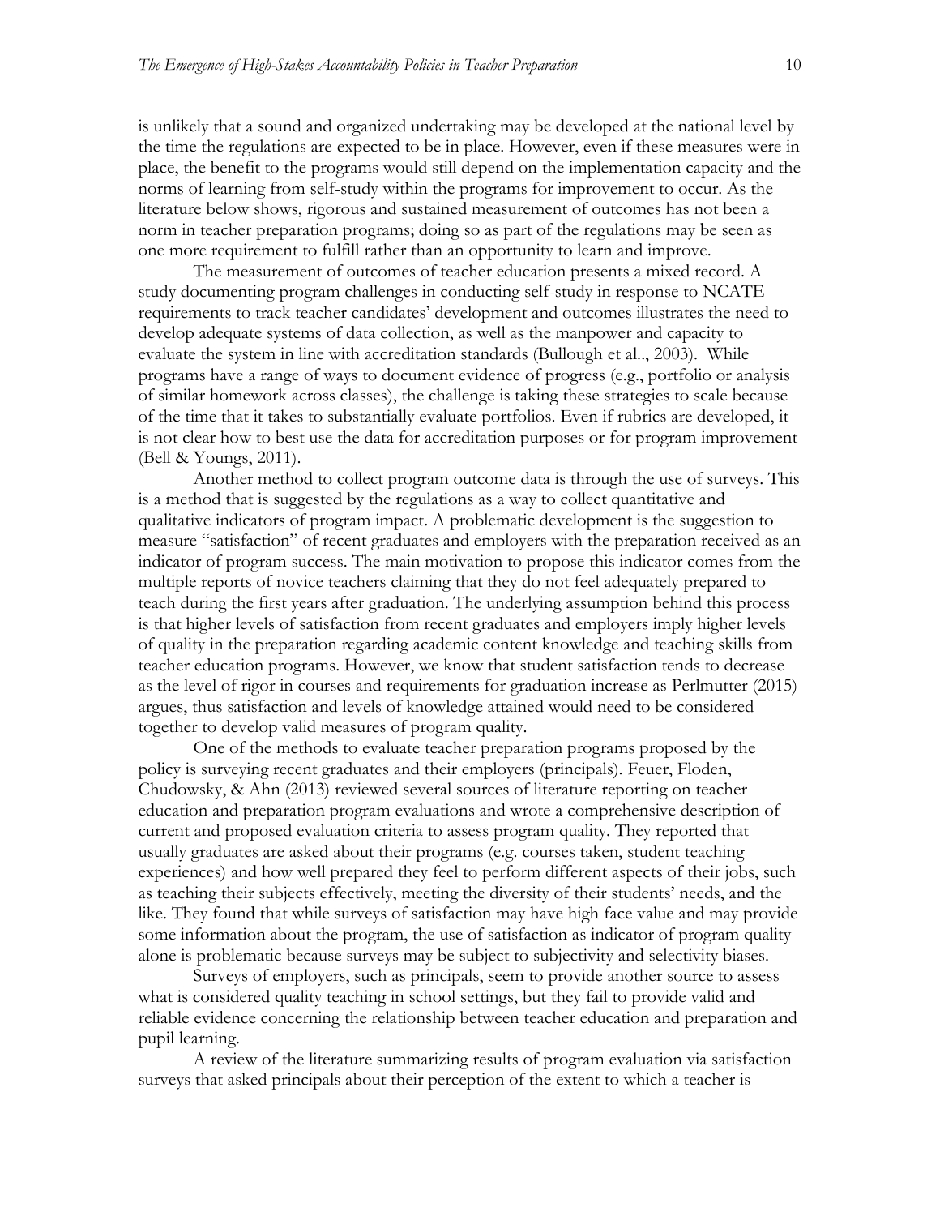is unlikely that a sound and organized undertaking may be developed at the national level by the time the regulations are expected to be in place. However, even if these measures were in place, the benefit to the programs would still depend on the implementation capacity and the norms of learning from self-study within the programs for improvement to occur. As the literature below shows, rigorous and sustained measurement of outcomes has not been a norm in teacher preparation programs; doing so as part of the regulations may be seen as one more requirement to fulfill rather than an opportunity to learn and improve.

The measurement of outcomes of teacher education presents a mixed record. A study documenting program challenges in conducting self-study in response to NCATE requirements to track teacher candidates' development and outcomes illustrates the need to develop adequate systems of data collection, as well as the manpower and capacity to evaluate the system in line with accreditation standards (Bullough et al.., 2003). While programs have a range of ways to document evidence of progress (e.g., portfolio or analysis of similar homework across classes), the challenge is taking these strategies to scale because of the time that it takes to substantially evaluate portfolios. Even if rubrics are developed, it is not clear how to best use the data for accreditation purposes or for program improvement (Bell & Youngs, 2011).

Another method to collect program outcome data is through the use of surveys. This is a method that is suggested by the regulations as a way to collect quantitative and qualitative indicators of program impact. A problematic development is the suggestion to measure "satisfaction" of recent graduates and employers with the preparation received as an indicator of program success. The main motivation to propose this indicator comes from the multiple reports of novice teachers claiming that they do not feel adequately prepared to teach during the first years after graduation. The underlying assumption behind this process is that higher levels of satisfaction from recent graduates and employers imply higher levels of quality in the preparation regarding academic content knowledge and teaching skills from teacher education programs. However, we know that student satisfaction tends to decrease as the level of rigor in courses and requirements for graduation increase as Perlmutter (2015) argues, thus satisfaction and levels of knowledge attained would need to be considered together to develop valid measures of program quality.

One of the methods to evaluate teacher preparation programs proposed by the policy is surveying recent graduates and their employers (principals). Feuer, Floden, Chudowsky, & Ahn (2013) reviewed several sources of literature reporting on teacher education and preparation program evaluations and wrote a comprehensive description of current and proposed evaluation criteria to assess program quality. They reported that usually graduates are asked about their programs (e.g. courses taken, student teaching experiences) and how well prepared they feel to perform different aspects of their jobs, such as teaching their subjects effectively, meeting the diversity of their students' needs, and the like. They found that while surveys of satisfaction may have high face value and may provide some information about the program, the use of satisfaction as indicator of program quality alone is problematic because surveys may be subject to subjectivity and selectivity biases.

Surveys of employers, such as principals, seem to provide another source to assess what is considered quality teaching in school settings, but they fail to provide valid and reliable evidence concerning the relationship between teacher education and preparation and pupil learning.

A review of the literature summarizing results of program evaluation via satisfaction surveys that asked principals about their perception of the extent to which a teacher is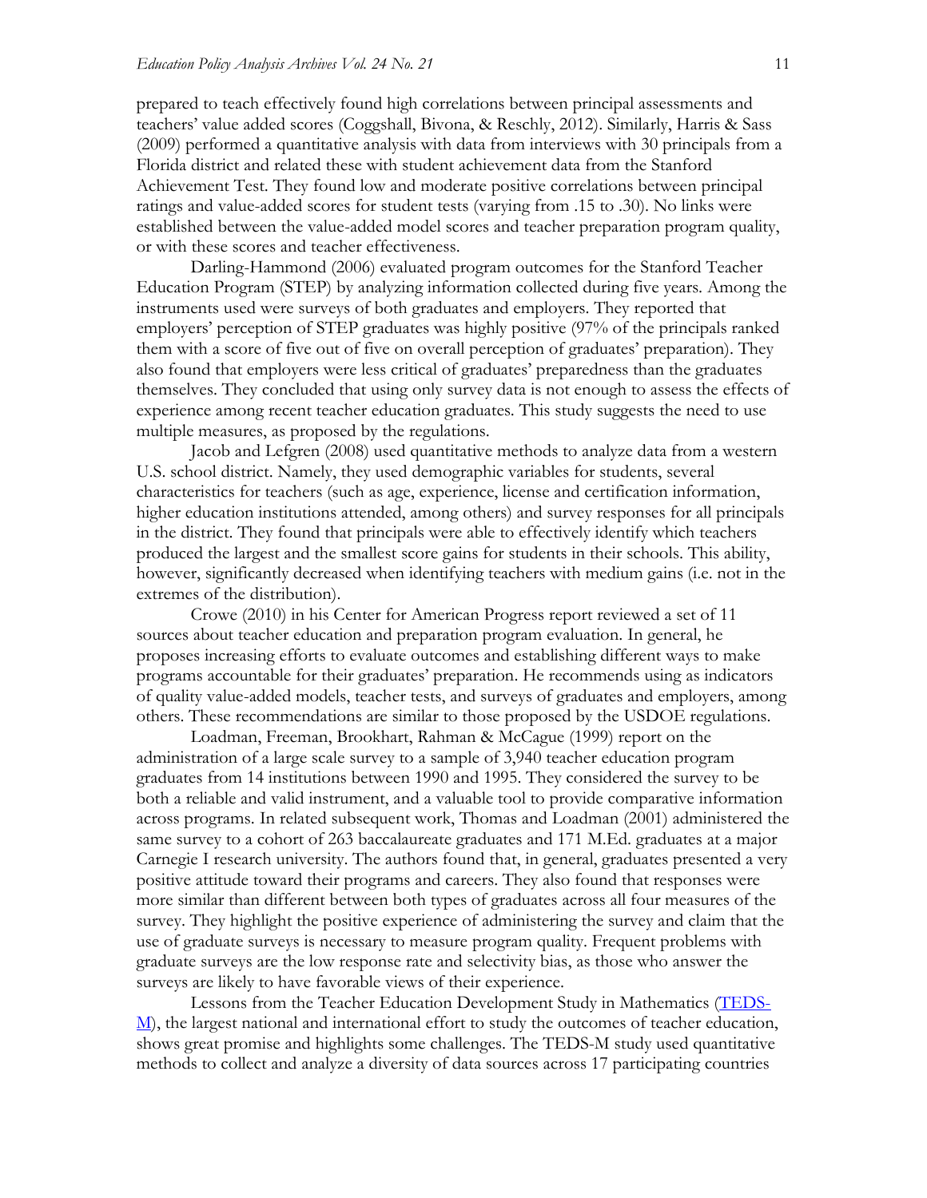prepared to teach effectively found high correlations between principal assessments and teachers' value added scores (Coggshall, Bivona, & Reschly, 2012). Similarly, Harris & Sass (2009) performed a quantitative analysis with data from interviews with 30 principals from a Florida district and related these with student achievement data from the Stanford Achievement Test. They found low and moderate positive correlations between principal ratings and value-added scores for student tests (varying from .15 to .30). No links were established between the value-added model scores and teacher preparation program quality, or with these scores and teacher effectiveness.

Darling-Hammond (2006) evaluated program outcomes for the Stanford Teacher Education Program (STEP) by analyzing information collected during five years. Among the instruments used were surveys of both graduates and employers. They reported that employers' perception of STEP graduates was highly positive (97% of the principals ranked them with a score of five out of five on overall perception of graduates' preparation). They also found that employers were less critical of graduates' preparedness than the graduates themselves. They concluded that using only survey data is not enough to assess the effects of experience among recent teacher education graduates. This study suggests the need to use multiple measures, as proposed by the regulations.

Jacob and Lefgren (2008) used quantitative methods to analyze data from a western U.S. school district. Namely, they used demographic variables for students, several characteristics for teachers (such as age, experience, license and certification information, higher education institutions attended, among others) and survey responses for all principals in the district. They found that principals were able to effectively identify which teachers produced the largest and the smallest score gains for students in their schools. This ability, however, significantly decreased when identifying teachers with medium gains (i.e. not in the extremes of the distribution).

Crowe (2010) in his Center for American Progress report reviewed a set of 11 sources about teacher education and preparation program evaluation. In general, he proposes increasing efforts to evaluate outcomes and establishing different ways to make programs accountable for their graduates' preparation. He recommends using as indicators of quality value-added models, teacher tests, and surveys of graduates and employers, among others. These recommendations are similar to those proposed by the USDOE regulations.

Loadman, Freeman, Brookhart, Rahman & McCague (1999) report on the administration of a large scale survey to a sample of 3,940 teacher education program graduates from 14 institutions between 1990 and 1995. They considered the survey to be both a reliable and valid instrument, and a valuable tool to provide comparative information across programs. In related subsequent work, Thomas and Loadman (2001) administered the same survey to a cohort of 263 baccalaureate graduates and 171 M.Ed. graduates at a major Carnegie I research university. The authors found that, in general, graduates presented a very positive attitude toward their programs and careers. They also found that responses were more similar than different between both types of graduates across all four measures of the survey. They highlight the positive experience of administering the survey and claim that the use of graduate surveys is necessary to measure program quality. Frequent problems with graduate surveys are the low response rate and selectivity bias, as those who answer the surveys are likely to have favorable views of their experience.

Lessons from the Teacher Education Development Study in Mathematics (TEDS-M), the largest national and international effort to study the outcomes of teacher education, shows great promise and highlights some challenges. The TEDS-M study used quantitative methods to collect and analyze a diversity of data sources across 17 participating countries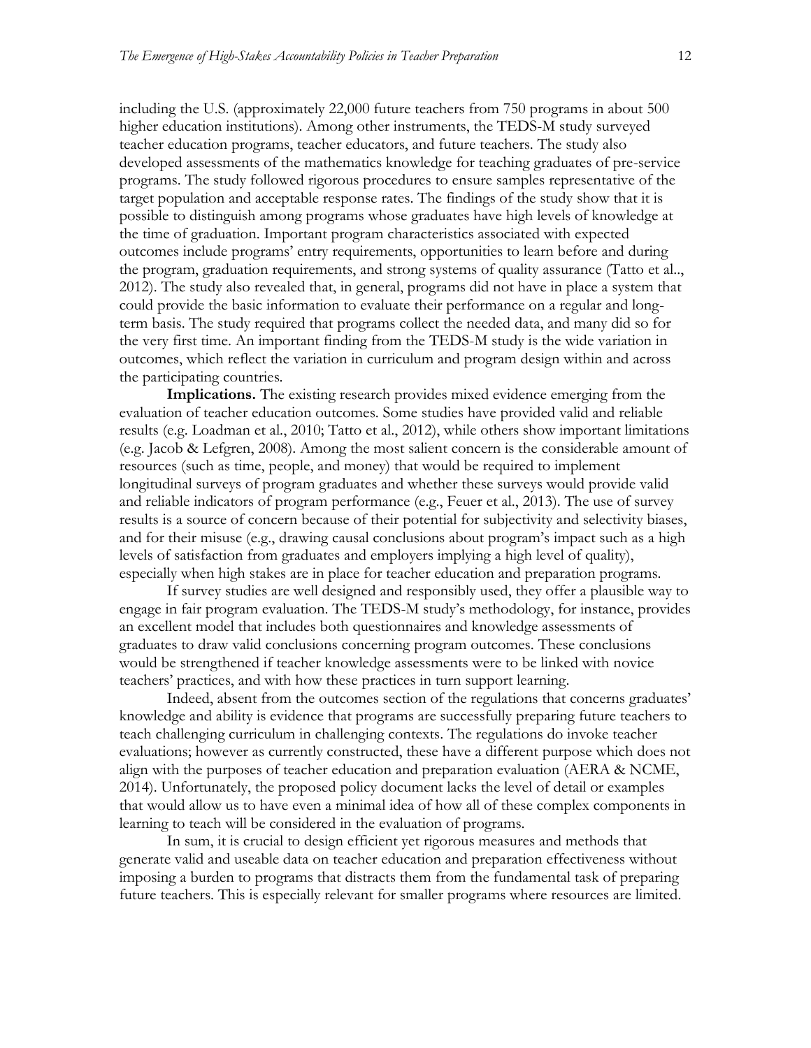including the U.S. (approximately 22,000 future teachers from 750 programs in about 500 higher education institutions). Among other instruments, the TEDS-M study surveyed teacher education programs, teacher educators, and future teachers. The study also developed assessments of the mathematics knowledge for teaching graduates of pre-service programs. The study followed rigorous procedures to ensure samples representative of the target population and acceptable response rates. The findings of the study show that it is possible to distinguish among programs whose graduates have high levels of knowledge at the time of graduation. Important program characteristics associated with expected outcomes include programs' entry requirements, opportunities to learn before and during the program, graduation requirements, and strong systems of quality assurance (Tatto et al.., 2012). The study also revealed that, in general, programs did not have in place a system that could provide the basic information to evaluate their performance on a regular and long-term basis. The study required that programs collect the needed data, and many did so for the very first time. An important finding from the TEDS-M study is the wide variation in outcomes, which reflect the variation in curriculum and program design within and across the participating countries.

**Implications.** The existing research provides mixed evidence emerging from the evaluation of teacher education outcomes. Some studies have provided valid and reliable results (e.g. Loadman et al., 2010; Tatto et al., 2012), while others show important limitations (e.g. Jacob & Lefgren, 2008). Among the most salient concern is the considerable amount of resources (such as time, people, and money) that would be required to implement longitudinal surveys of program graduates and whether these surveys would provide valid and reliable indicators of program performance (e.g., Feuer et al., 2013). The use of survey results is a source of concern because of their potential for subjectivity and selectivity biases, and for their misuse (e.g., drawing causal conclusions about program's impact such as a high levels of satisfaction from graduates and employers implying a high level of quality), especially when high stakes are in place for teacher education and preparation programs.

If survey studies are well designed and responsibly used, they offer a plausible way to engage in fair program evaluation. The TEDS-M study's methodology, for instance, provides an excellent model that includes both questionnaires and knowledge assessments of graduates to draw valid conclusions concerning program outcomes. These conclusions would be strengthened if teacher knowledge assessments were to be linked with novice teachers' practices, and with how these practices in turn support learning.

Indeed, absent from the outcomes section of the regulations that concerns graduates' knowledge and ability is evidence that programs are successfully preparing future teachers to teach challenging curriculum in challenging contexts. The regulations do invoke teacher evaluations; however as currently constructed, these have a different purpose which does not align with the purposes of teacher education and preparation evaluation (AERA & NCME, 2014). Unfortunately, the proposed policy document lacks the level of detail or examples that would allow us to have even a minimal idea of how all of these complex components in learning to teach will be considered in the evaluation of programs.

In sum, it is crucial to design efficient yet rigorous measures and methods that generate valid and useable data on teacher education and preparation effectiveness without imposing a burden to programs that distracts them from the fundamental task of preparing future teachers. This is especially relevant for smaller programs where resources are limited.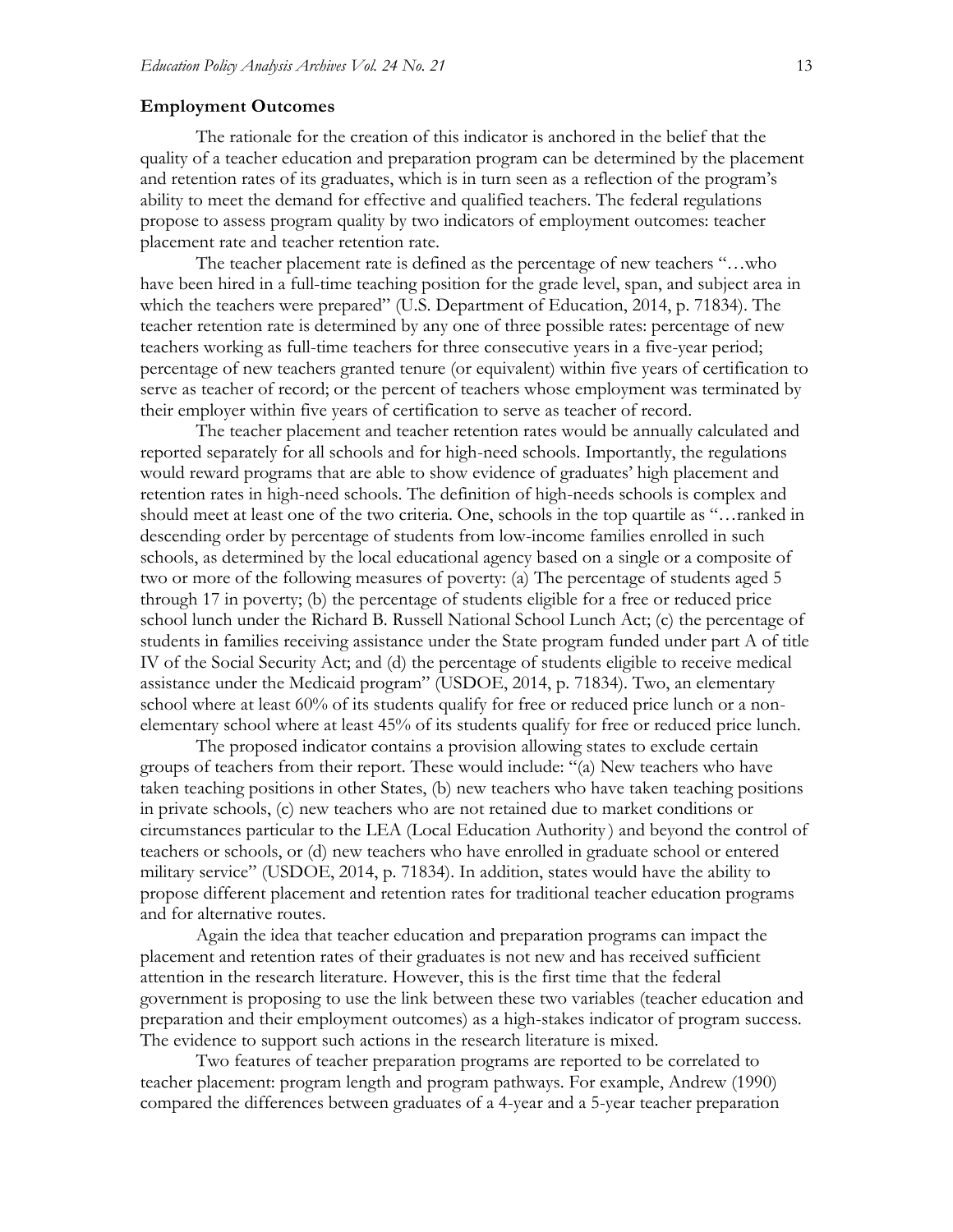### Employment Outcomes

The rationale for the creation of this indicator is anchored in the belief that the quality of a teacher education and preparation program can be determined by the placement and retention rates of its graduates, which is in turn seen as a reflection of the program's ability to meet the demand for effective and qualified teachers. The federal regulations propose to assess program quality by two indicators of employment outcomes: teacher placement rate and teacher retention rate.

The teacher placement rate is defined as the percentage of new teachers "…who have been hired in a full-time teaching position for the grade level, span, and subject area in which the teachers were prepared" (U.S. Department of Education, 2014, p. 71834). The teacher retention rate is determined by any one of three possible rates: percentage of new teachers working as full-time teachers for three consecutive years in a five-year period; percentage of new teachers granted tenure (or equivalent) within five years of certification to serve as teacher of record; or the percent of teachers whose employment was terminated by their employer within five years of certification to serve as teacher of record.

The teacher placement and teacher retention rates would be annually calculated and reported separately for all schools and for high-need schools. Importantly, the regulations would reward programs that are able to show evidence of graduates' high placement and retention rates in high-need schools. The definition of high-needs schools is complex and should meet at least one of the two criteria. One, schools in the top quartile as "…ranked in descending order by percentage of students from low-income families enrolled in such schools, as determined by the local educational agency based on a single or a composite of two or more of the following measures of poverty: (a) The percentage of students aged 5 through 17 in poverty; (b) the percentage of students eligible for a free or reduced price school lunch under the Richard B. Russell National School Lunch Act; (c) the percentage of students in families receiving assistance under the State program funded under part A of title IV of the Social Security Act; and (d) the percentage of students eligible to receive medical assistance under the Medicaid program" (USDOE, 2014, p. 71834). Two, an elementary school where at least 60% of its students qualify for free or reduced price lunch or a non-elementary school where at least 45% of its students qualify for free or reduced price lunch.

The proposed indicator contains a provision allowing states to exclude certain groups of teachers from their report. These would include: "(a) New teachers who have taken teaching positions in other States, (b) new teachers who have taken teaching positions in private schools, (c) new teachers who are not retained due to market conditions or circumstances particular to the LEA (Local Education Authority) and beyond the control of teachers or schools, or (d) new teachers who have enrolled in graduate school or entered military service" (USDOE, 2014, p. 71834). In addition, states would have the ability to propose different placement and retention rates for traditional teacher education programs and for alternative routes.

Again the idea that teacher education and preparation programs can impact the placement and retention rates of their graduates is not new and has received sufficient attention in the research literature. However, this is the first time that the federal government is proposing to use the link between these two variables (teacher education and preparation and their employment outcomes) as a high-stakes indicator of program success. The evidence to support such actions in the research literature is mixed.

Two features of teacher preparation programs are reported to be correlated to teacher placement: program length and program pathways. For example, Andrew (1990) compared the differences between graduates of a 4-year and a 5-year teacher preparation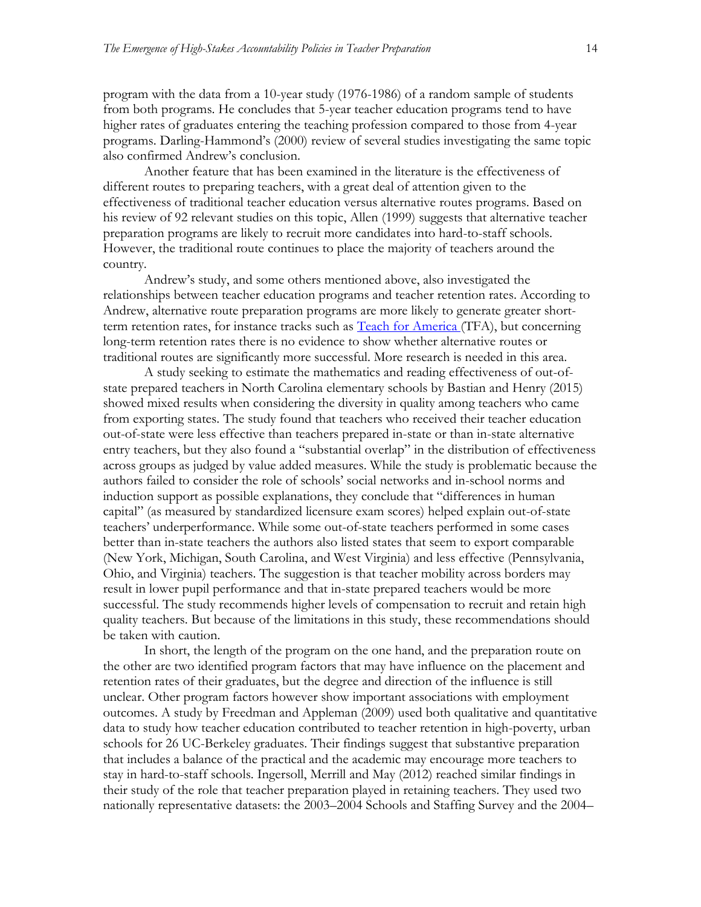program with the data from a 10-year study (1976-1986) of a random sample of students from both programs. He concludes that 5-year teacher education programs tend to have higher rates of graduates entering the teaching profession compared to those from 4-year programs. Darling-Hammond's (2000) review of several studies investigating the same topic also confirmed Andrew's conclusion.

Another feature that has been examined in the literature is the effectiveness of different routes to preparing teachers, with a great deal of attention given to the effectiveness of traditional teacher education versus alternative routes programs. Based on his review of 92 relevant studies on this topic, Allen (1999) suggests that alternative teacher preparation programs are likely to recruit more candidates into hard-to-staff schools. However, the traditional route continues to place the majority of teachers around the country.

Andrew's study, and some others mentioned above, also investigated the relationships between teacher education programs and teacher retention rates. According to Andrew, alternative route preparation programs are more likely to generate greater short-term retention rates, for instance tracks such as [Teach for America](Teach for America) (TFA), but concerning long-term retention rates there is no evidence to show whether alternative routes or traditional routes are significantly more successful. More research is needed in this area.

A study seeking to estimate the mathematics and reading effectiveness of out-of-state prepared teachers in North Carolina elementary schools by Bastian and Henry (2015) showed mixed results when considering the diversity in quality among teachers who came from exporting states. The study found that teachers who received their teacher education out-of-state were less effective than teachers prepared in-state or than in-state alternative entry teachers, but they also found a "substantial overlap" in the distribution of effectiveness across groups as judged by value added measures. While the study is problematic because the authors failed to consider the role of schools' social networks and in-school norms and induction support as possible explanations, they conclude that "differences in human capital" (as measured by standardized licensure exam scores) helped explain out-of-state teachers' underperformance. While some out-of-state teachers performed in some cases better than in-state teachers the authors also listed states that seem to export comparable (New York, Michigan, South Carolina, and West Virginia) and less effective (Pennsylvania, Ohio, and Virginia) teachers. The suggestion is that teacher mobility across borders may result in lower pupil performance and that in-state prepared teachers would be more successful. The study recommends higher levels of compensation to recruit and retain high quality teachers. But because of the limitations in this study, these recommendations should be taken with caution.

In short, the length of the program on the one hand, and the preparation route on the other are two identified program factors that may have influence on the placement and retention rates of their graduates, but the degree and direction of the influence is still unclear. Other program factors however show important associations with employment outcomes. A study by Freedman and Appleman (2009) used both qualitative and quantitative data to study how teacher education contributed to teacher retention in high-poverty, urban schools for 26 UC-Berkeley graduates. Their findings suggest that substantive preparation that includes a balance of the practical and the academic may encourage more teachers to stay in hard-to-staff schools. Ingersoll, Merrill and May (2012) reached similar findings in their study of the role that teacher preparation played in retaining teachers. They used two nationally representative datasets: the 2003–2004 Schools and Staffing Survey and the 2004–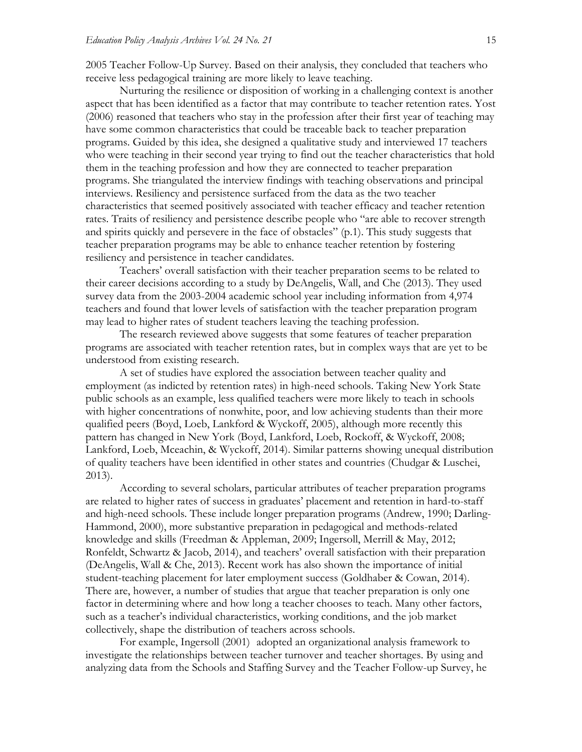2005 Teacher Follow-Up Survey. Based on their analysis, they concluded that teachers who receive less pedagogical training are more likely to leave teaching.

Nurturing the resilience or disposition of working in a challenging context is another aspect that has been identified as a factor that may contribute to teacher retention rates. Yost (2006) reasoned that teachers who stay in the profession after their first year of teaching may have some common characteristics that could be traceable back to teacher preparation programs. Guided by this idea, she designed a qualitative study and interviewed 17 teachers who were teaching in their second year trying to find out the teacher characteristics that hold them in the teaching profession and how they are connected to teacher preparation programs. She triangulated the interview findings with teaching observations and principal interviews. Resiliency and persistence surfaced from the data as the two teacher characteristics that seemed positively associated with teacher efficacy and teacher retention rates. Traits of resiliency and persistence describe people who "are able to recover strength and spirits quickly and persevere in the face of obstacles" (p.1). This study suggests that teacher preparation programs may be able to enhance teacher retention by fostering resiliency and persistence in teacher candidates.

Teachers' overall satisfaction with their teacher preparation seems to be related to their career decisions according to a study by DeAngelis, Wall, and Che (2013). They used survey data from the 2003-2004 academic school year including information from 4,974 teachers and found that lower levels of satisfaction with the teacher preparation program may lead to higher rates of student teachers leaving the teaching profession.

The research reviewed above suggests that some features of teacher preparation programs are associated with teacher retention rates, but in complex ways that are yet to be understood from existing research.

A set of studies have explored the association between teacher quality and employment (as indicted by retention rates) in high-need schools. Taking New York State public schools as an example, less qualified teachers were more likely to teach in schools with higher concentrations of nonwhite, poor, and low achieving students than their more qualified peers (Boyd, Loeb, Lankford & Wyckoff, 2005), although more recently this pattern has changed in New York (Boyd, Lankford, Loeb, Rockoff, & Wyckoff, 2008; Lankford, Loeb, Mceachin, & Wyckoff, 2014). Similar patterns showing unequal distribution of quality teachers have been identified in other states and countries (Chudgar & Luschei, 2013).

According to several scholars, particular attributes of teacher preparation programs are related to higher rates of success in graduates' placement and retention in hard-to-staff and high-need schools. These include longer preparation programs (Andrew, 1990; Darling-Hammond, 2000), more substantive preparation in pedagogical and methods-related knowledge and skills (Freedman & Appleman, 2009; Ingersoll, Merrill & May, 2012; Ronfeldt, Schwartz & Jacob, 2014), and teachers' overall satisfaction with their preparation (DeAngelis, Wall & Che, 2013). Recent work has also shown the importance of initial student-teaching placement for later employment success (Goldhaber & Cowan, 2014). There are, however, a number of studies that argue that teacher preparation is only one factor in determining where and how long a teacher chooses to teach. Many other factors, such as a teacher's individual characteristics, working conditions, and the job market collectively, shape the distribution of teachers across schools.

For example, Ingersoll (2001) adopted an organizational analysis framework to investigate the relationships between teacher turnover and teacher shortages. By using and analyzing data from the Schools and Staffing Survey and the Teacher Follow-up Survey, he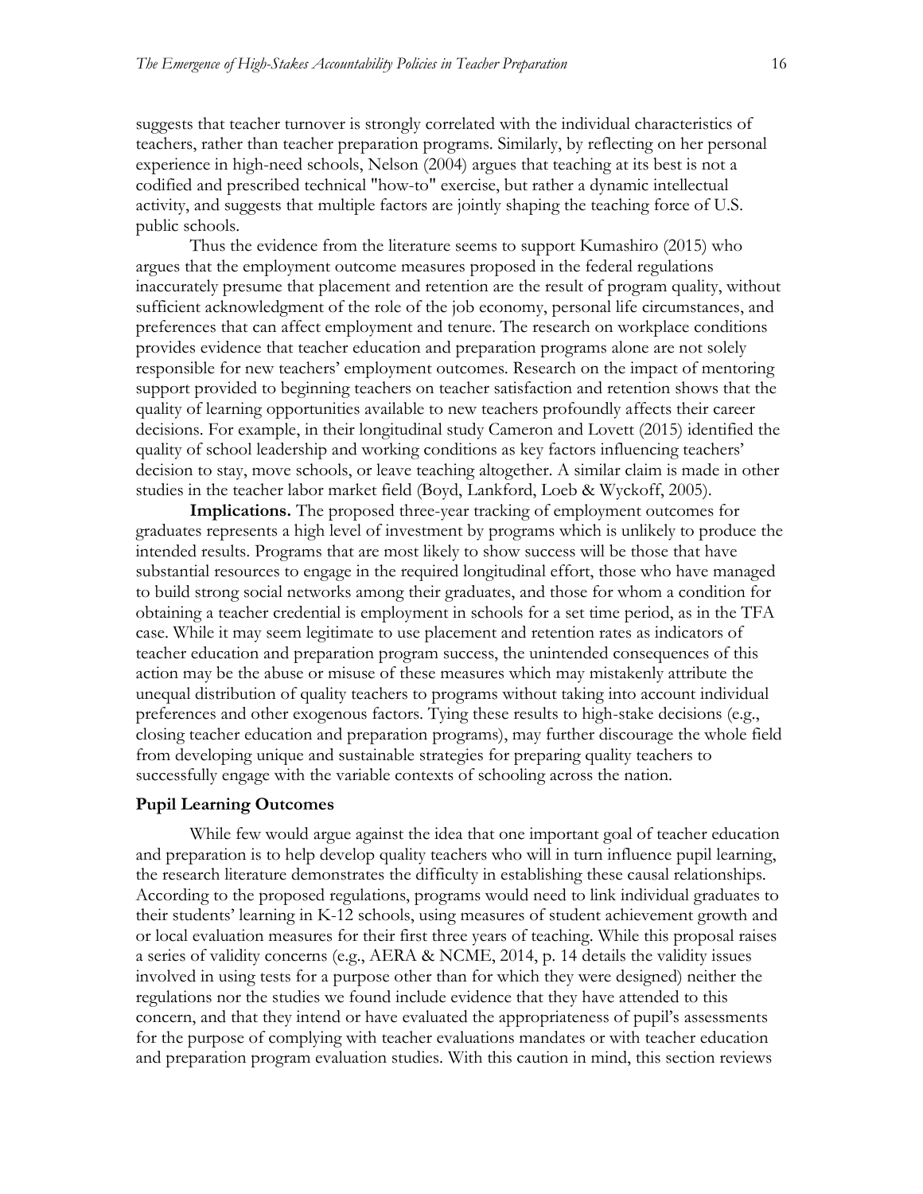suggests that teacher turnover is strongly correlated with the individual characteristics of teachers, rather than teacher preparation programs. Similarly, by reflecting on her personal experience in high-need schools, Nelson (2004) argues that teaching at its best is not a codified and prescribed technical "how-to" exercise, but rather a dynamic intellectual activity, and suggests that multiple factors are jointly shaping the teaching force of U.S. public schools.

Thus the evidence from the literature seems to support Kumashiro (2015) who argues that the employment outcome measures proposed in the federal regulations inaccurately presume that placement and retention are the result of program quality, without sufficient acknowledgment of the role of the job economy, personal life circumstances, and preferences that can affect employment and tenure. The research on workplace conditions provides evidence that teacher education and preparation programs alone are not solely responsible for new teachers' employment outcomes. Research on the impact of mentoring support provided to beginning teachers on teacher satisfaction and retention shows that the quality of learning opportunities available to new teachers profoundly affects their career decisions. For example, in their longitudinal study Cameron and Lovett (2015) identified the quality of school leadership and working conditions as key factors influencing teachers' decision to stay, move schools, or leave teaching altogether. A similar claim is made in other studies in the teacher labor market field (Boyd, Lankford, Loeb & Wyckoff, 2005).

**Implications.** The proposed three-year tracking of employment outcomes for graduates represents a high level of investment by programs which is unlikely to produce the intended results. Programs that are most likely to show success will be those that have substantial resources to engage in the required longitudinal effort, those who have managed to build strong social networks among their graduates, and those for whom a condition for obtaining a teacher credential is employment in schools for a set time period, as in the TFA case. While it may seem legitimate to use placement and retention rates as indicators of teacher education and preparation program success, the unintended consequences of this action may be the abuse or misuse of these measures which may mistakenly attribute the unequal distribution of quality teachers to programs without taking into account individual preferences and other exogenous factors. Tying these results to high-stake decisions (e.g., closing teacher education and preparation programs), may further discourage the whole field from developing unique and sustainable strategies for preparing quality teachers to successfully engage with the variable contexts of schooling across the nation.

### Pupil Learning Outcomes

While few would argue against the idea that one important goal of teacher education and preparation is to help develop quality teachers who will in turn influence pupil learning, the research literature demonstrates the difficulty in establishing these causal relationships. According to the proposed regulations, programs would need to link individual graduates to their students' learning in K-12 schools, using measures of student achievement growth and or local evaluation measures for their first three years of teaching. While this proposal raises a series of validity concerns (e.g., AERA & NCME, 2014, p. 14 details the validity issues involved in using tests for a purpose other than for which they were designed) neither the regulations nor the studies we found include evidence that they have attended to this concern, and that they intend or have evaluated the appropriateness of pupil's assessments for the purpose of complying with teacher evaluations mandates or with teacher education and preparation program evaluation studies. With this caution in mind, this section reviews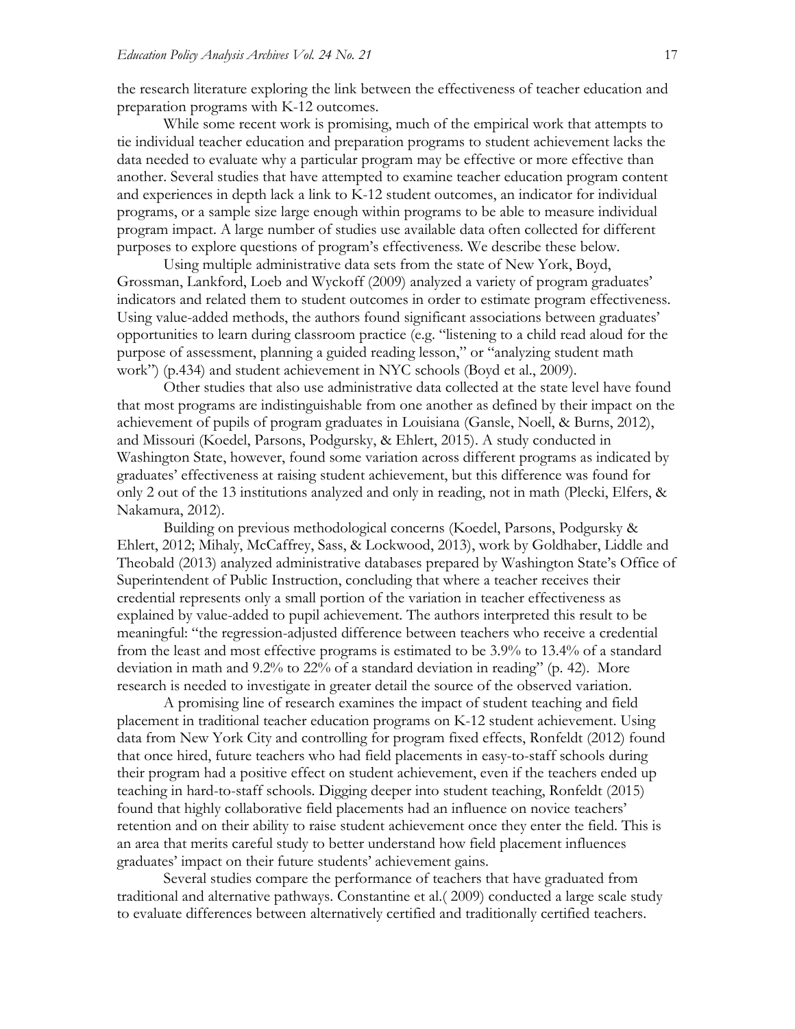the research literature exploring the link between the effectiveness of teacher education and preparation programs with K-12 outcomes.

While some recent work is promising, much of the empirical work that attempts to tie individual teacher education and preparation programs to student achievement lacks the data needed to evaluate why a particular program may be effective or more effective than another. Several studies that have attempted to examine teacher education program content and experiences in depth lack a link to K-12 student outcomes, an indicator for individual programs, or a sample size large enough within programs to be able to measure individual program impact. A large number of studies use available data often collected for different purposes to explore questions of program's effectiveness. We describe these below.

Using multiple administrative data sets from the state of New York, Boyd, Grossman, Lankford, Loeb and Wyckoff (2009) analyzed a variety of program graduates' indicators and related them to student outcomes in order to estimate program effectiveness. Using value-added methods, the authors found significant associations between graduates' opportunities to learn during classroom practice (e.g. "listening to a child read aloud for the purpose of assessment, planning a guided reading lesson," or "analyzing student math work") (p.434) and student achievement in NYC schools (Boyd et al., 2009).

Other studies that also use administrative data collected at the state level have found that most programs are indistinguishable from one another as defined by their impact on the achievement of pupils of program graduates in Louisiana (Gansle, Noell, & Burns, 2012), and Missouri (Koedel, Parsons, Podgursky, & Ehlert, 2015). A study conducted in Washington State, however, found some variation across different programs as indicated by graduates' effectiveness at raising student achievement, but this difference was found for only 2 out of the 13 institutions analyzed and only in reading, not in math (Plecki, Elfers, & Nakamura, 2012).

Building on previous methodological concerns (Koedel, Parsons, Podgursky & Ehlert, 2012; Mihaly, McCaffrey, Sass, & Lockwood, 2013), work by Goldhaber, Liddle and Theobald (2013) analyzed administrative databases prepared by Washington State's Office of Superintendent of Public Instruction, concluding that where a teacher receives their credential represents only a small portion of the variation in teacher effectiveness as explained by value-added to pupil achievement. The authors interpreted this result to be meaningful: "the regression-adjusted difference between teachers who receive a credential from the least and most effective programs is estimated to be 3.9% to 13.4% of a standard deviation in math and 9.2% to 22% of a standard deviation in reading" (p. 42). More research is needed to investigate in greater detail the source of the observed variation.

A promising line of research examines the impact of student teaching and field placement in traditional teacher education programs on K-12 student achievement. Using data from New York City and controlling for program fixed effects, Ronfeldt (2012) found that once hired, future teachers who had field placements in easy-to-staff schools during their program had a positive effect on student achievement, even if the teachers ended up teaching in hard-to-staff schools. Digging deeper into student teaching, Ronfeldt (2015) found that highly collaborative field placements had an influence on novice teachers' retention and on their ability to raise student achievement once they enter the field. This is an area that merits careful study to better understand how field placement influences graduates' impact on their future students' achievement gains.

Several studies compare the performance of teachers that have graduated from traditional and alternative pathways. Constantine et al.( 2009) conducted a large scale study to evaluate differences between alternatively certified and traditionally certified teachers.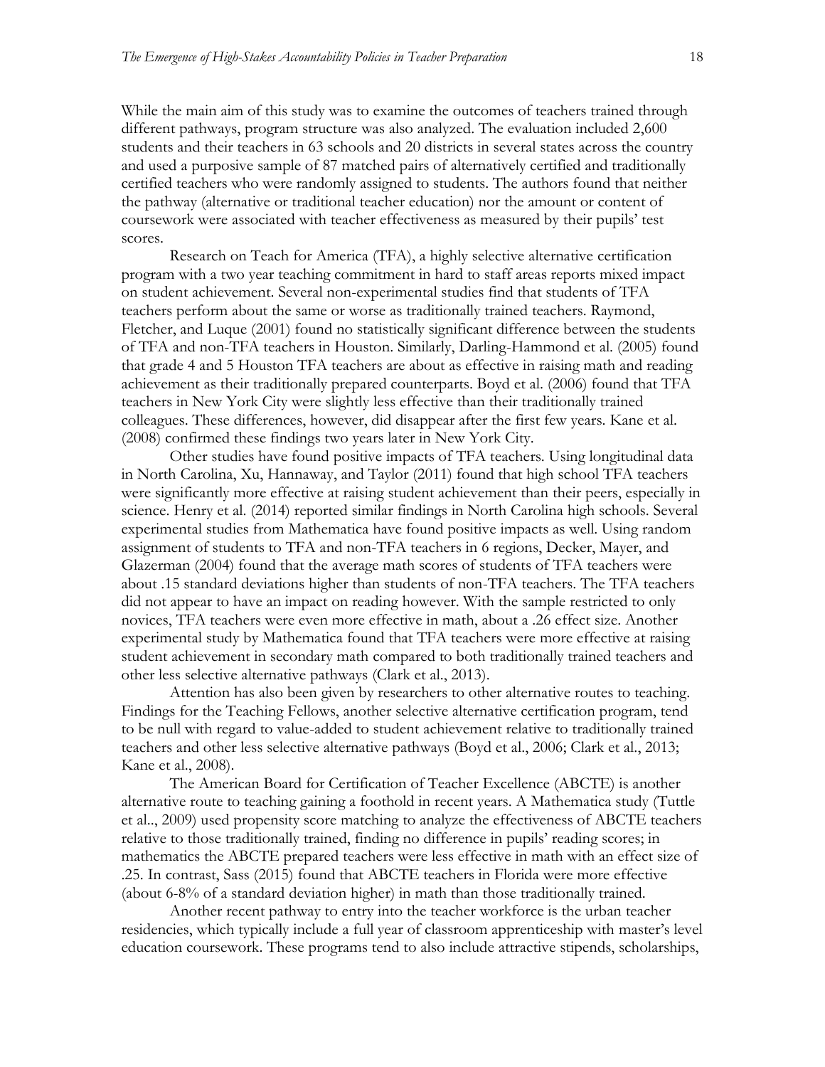While the main aim of this study was to examine the outcomes of teachers trained through different pathways, program structure was also analyzed. The evaluation included 2,600 students and their teachers in 63 schools and 20 districts in several states across the country and used a purposive sample of 87 matched pairs of alternatively certified and traditionally certified teachers who were randomly assigned to students. The authors found that neither the pathway (alternative or traditional teacher education) nor the amount or content of coursework were associated with teacher effectiveness as measured by their pupils' test scores.

Research on Teach for America (TFA), a highly selective alternative certification program with a two year teaching commitment in hard to staff areas reports mixed impact on student achievement. Several non-experimental studies find that students of TFA teachers perform about the same or worse as traditionally trained teachers. Raymond, Fletcher, and Luque (2001) found no statistically significant difference between the students of TFA and non-TFA teachers in Houston. Similarly, Darling-Hammond et al. (2005) found that grade 4 and 5 Houston TFA teachers are about as effective in raising math and reading achievement as their traditionally prepared counterparts. Boyd et al. (2006) found that TFA teachers in New York City were slightly less effective than their traditionally trained colleagues. These differences, however, did disappear after the first few years. Kane et al. (2008) confirmed these findings two years later in New York City.

Other studies have found positive impacts of TFA teachers. Using longitudinal data in North Carolina, Xu, Hannaway, and Taylor (2011) found that high school TFA teachers were significantly more effective at raising student achievement than their peers, especially in science. Henry et al. (2014) reported similar findings in North Carolina high schools. Several experimental studies from Mathematica have found positive impacts as well. Using random assignment of students to TFA and non-TFA teachers in 6 regions, Decker, Mayer, and Glazerman (2004) found that the average math scores of students of TFA teachers were about .15 standard deviations higher than students of non-TFA teachers. The TFA teachers did not appear to have an impact on reading however. With the sample restricted to only novices, TFA teachers were even more effective in math, about a .26 effect size. Another experimental study by Mathematica found that TFA teachers were more effective at raising student achievement in secondary math compared to both traditionally trained teachers and other less selective alternative pathways (Clark et al., 2013).

Attention has also been given by researchers to other alternative routes to teaching. Findings for the Teaching Fellows, another selective alternative certification program, tend to be null with regard to value-added to student achievement relative to traditionally trained teachers and other less selective alternative pathways (Boyd et al., 2006; Clark et al., 2013; Kane et al., 2008).

The American Board for Certification of Teacher Excellence (ABCTE) is another alternative route to teaching gaining a foothold in recent years. A Mathematica study (Tuttle et al.., 2009) used propensity score matching to analyze the effectiveness of ABCTE teachers relative to those traditionally trained, finding no difference in pupils' reading scores; in mathematics the ABCTE prepared teachers were less effective in math with an effect size of .25. In contrast, Sass (2015) found that ABCTE teachers in Florida were more effective (about 6-8% of a standard deviation higher) in math than those traditionally trained.

Another recent pathway to entry into the teacher workforce is the urban teacher residencies, which typically include a full year of classroom apprenticeship with master's level education coursework. These programs tend to also include attractive stipends, scholarships,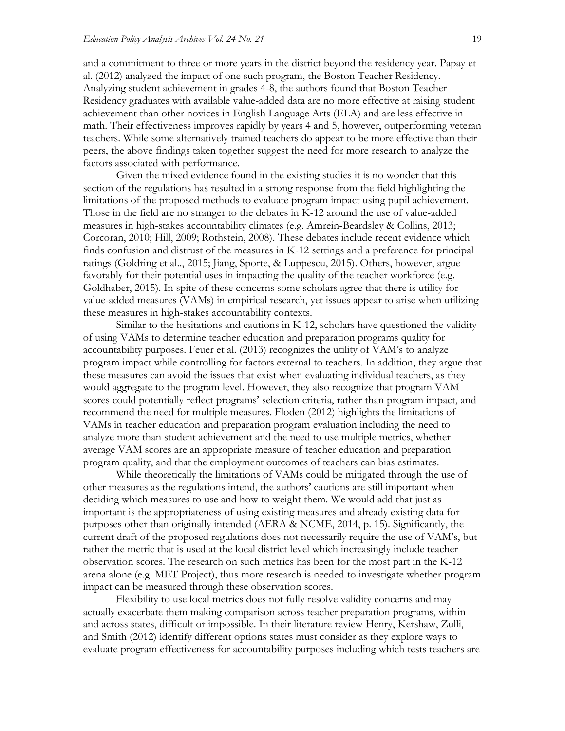and a commitment to three or more years in the district beyond the residency year. Papay et al. (2012) analyzed the impact of one such program, the Boston Teacher Residency. Analyzing student achievement in grades 4-8, the authors found that Boston Teacher Residency graduates with available value-added data are no more effective at raising student achievement than other novices in English Language Arts (ELA) and are less effective in math. Their effectiveness improves rapidly by years 4 and 5, however, outperforming veteran teachers. While some alternatively trained teachers do appear to be more effective than their peers, the above findings taken together suggest the need for more research to analyze the factors associated with performance.

Given the mixed evidence found in the existing studies it is no wonder that this section of the regulations has resulted in a strong response from the field highlighting the limitations of the proposed methods to evaluate program impact using pupil achievement. Those in the field are no stranger to the debates in K-12 around the use of value-added measures in high-stakes accountability climates (e.g. Amrein-Beardsley & Collins, 2013; Corcoran, 2010; Hill, 2009; Rothstein, 2008). These debates include recent evidence which finds confusion and distrust of the measures in K-12 settings and a preference for principal ratings (Goldring et al.., 2015; Jiang, Sporte, & Luppescu, 2015). Others, however, argue favorably for their potential uses in impacting the quality of the teacher workforce (e.g. Goldhaber, 2015). In spite of these concerns some scholars agree that there is utility for value-added measures (VAMs) in empirical research, yet issues appear to arise when utilizing these measures in high-stakes accountability contexts.

Similar to the hesitations and cautions in K-12, scholars have questioned the validity of using VAMs to determine teacher education and preparation programs quality for accountability purposes. Feuer et al. (2013) recognizes the utility of VAM's to analyze program impact while controlling for factors external to teachers. In addition, they argue that these measures can avoid the issues that exist when evaluating individual teachers, as they would aggregate to the program level. However, they also recognize that program VAM scores could potentially reflect programs' selection criteria, rather than program impact, and recommend the need for multiple measures. Floden (2012) highlights the limitations of VAMs in teacher education and preparation program evaluation including the need to analyze more than student achievement and the need to use multiple metrics, whether average VAM scores are an appropriate measure of teacher education and preparation program quality, and that the employment outcomes of teachers can bias estimates.

While theoretically the limitations of VAMs could be mitigated through the use of other measures as the regulations intend, the authors' cautions are still important when deciding which measures to use and how to weight them. We would add that just as important is the appropriateness of using existing measures and already existing data for purposes other than originally intended (AERA & NCME, 2014, p. 15). Significantly, the current draft of the proposed regulations does not necessarily require the use of VAM's, but rather the metric that is used at the local district level which increasingly include teacher observation scores. The research on such metrics has been for the most part in the K-12 arena alone (e.g. MET Project), thus more research is needed to investigate whether program impact can be measured through these observation scores.

Flexibility to use local metrics does not fully resolve validity concerns and may actually exacerbate them making comparison across teacher preparation programs, within and across states, difficult or impossible. In their literature review Henry, Kershaw, Zulli, and Smith (2012) identify different options states must consider as they explore ways to evaluate program effectiveness for accountability purposes including which tests teachers are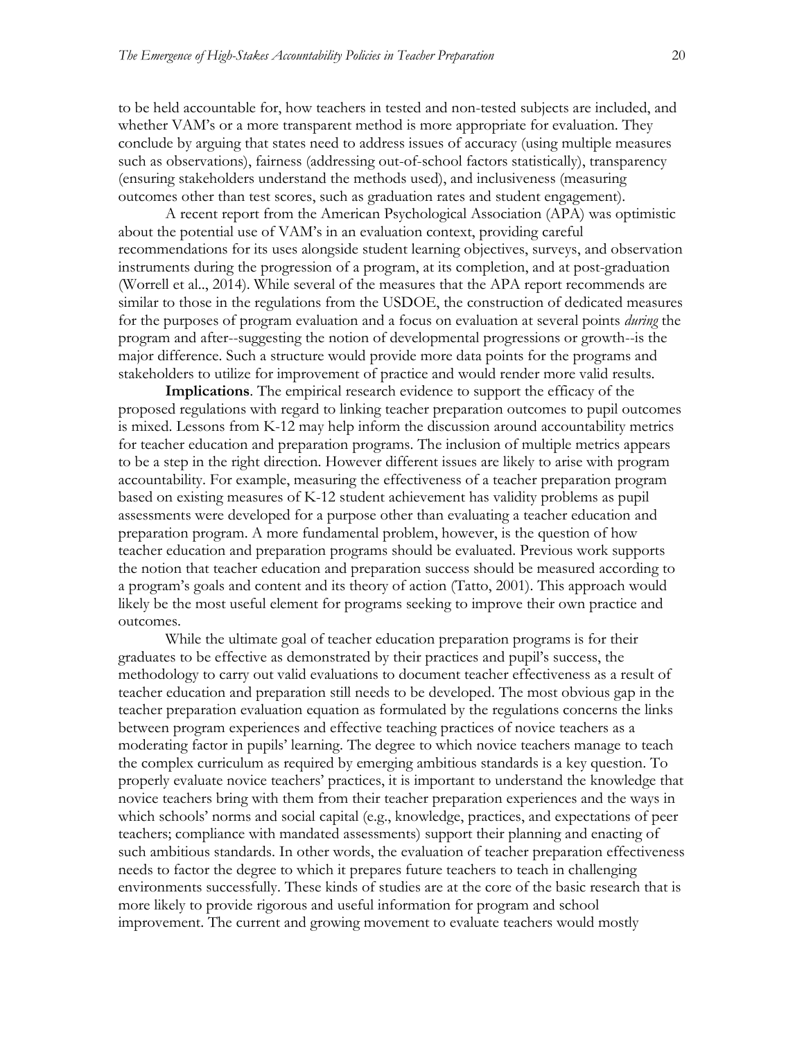to be held accountable for, how teachers in tested and non-tested subjects are included, and whether VAM's or a more transparent method is more appropriate for evaluation. They conclude by arguing that states need to address issues of accuracy (using multiple measures such as observations), fairness (addressing out-of-school factors statistically), transparency (ensuring stakeholders understand the methods used), and inclusiveness (measuring outcomes other than test scores, such as graduation rates and student engagement).

A recent report from the American Psychological Association (APA) was optimistic about the potential use of VAM's in an evaluation context, providing careful recommendations for its uses alongside student learning objectives, surveys, and observation instruments during the progression of a program, at its completion, and at post-graduation (Worrell et al.., 2014). While several of the measures that the APA report recommends are similar to those in the regulations from the USDOE, the construction of dedicated measures for the purposes of program evaluation and a focus on evaluation at several points *during* the program and after--suggesting the notion of developmental progressions or growth--is the major difference. Such a structure would provide more data points for the programs and stakeholders to utilize for improvement of practice and would render more valid results.

**Implications**. The empirical research evidence to support the efficacy of the proposed regulations with regard to linking teacher preparation outcomes to pupil outcomes is mixed. Lessons from K-12 may help inform the discussion around accountability metrics for teacher education and preparation programs. The inclusion of multiple metrics appears to be a step in the right direction. However different issues are likely to arise with program accountability. For example, measuring the effectiveness of a teacher preparation program based on existing measures of K-12 student achievement has validity problems as pupil assessments were developed for a purpose other than evaluating a teacher education and preparation program. A more fundamental problem, however, is the question of how teacher education and preparation programs should be evaluated. Previous work supports the notion that teacher education and preparation success should be measured according to a program's goals and content and its theory of action (Tatto, 2001). This approach would likely be the most useful element for programs seeking to improve their own practice and outcomes.

While the ultimate goal of teacher education preparation programs is for their graduates to be effective as demonstrated by their practices and pupil's success, the methodology to carry out valid evaluations to document teacher effectiveness as a result of teacher education and preparation still needs to be developed. The most obvious gap in the teacher preparation evaluation equation as formulated by the regulations concerns the links between program experiences and effective teaching practices of novice teachers as a moderating factor in pupils' learning. The degree to which novice teachers manage to teach the complex curriculum as required by emerging ambitious standards is a key question. To properly evaluate novice teachers' practices, it is important to understand the knowledge that novice teachers bring with them from their teacher preparation experiences and the ways in which schools' norms and social capital (e.g., knowledge, practices, and expectations of peer teachers; compliance with mandated assessments) support their planning and enacting of such ambitious standards. In other words, the evaluation of teacher preparation effectiveness needs to factor the degree to which it prepares future teachers to teach in challenging environments successfully. These kinds of studies are at the core of the basic research that is more likely to provide rigorous and useful information for program and school improvement. The current and growing movement to evaluate teachers would mostly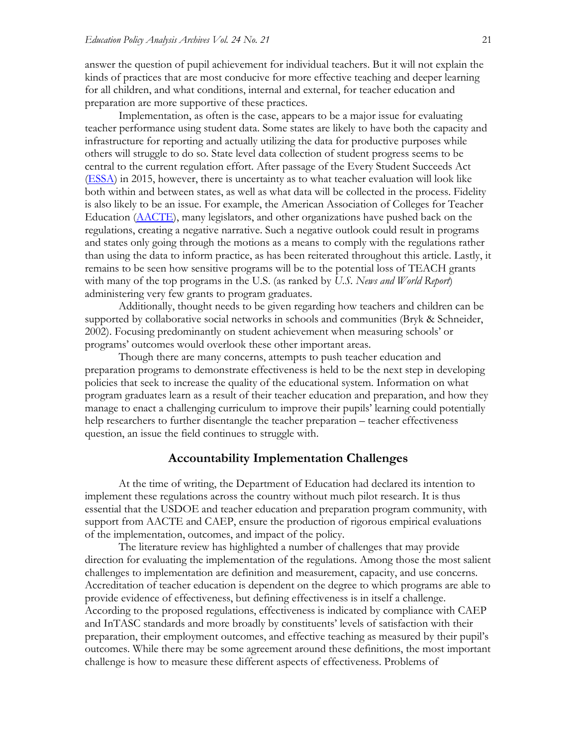answer the question of pupil achievement for individual teachers. But it will not explain the kinds of practices that are most conducive for more effective teaching and deeper learning for all children, and what conditions, internal and external, for teacher education and preparation are more supportive of these practices.

Implementation, as often is the case, appears to be a major issue for evaluating teacher performance using student data. Some states are likely to have both the capacity and infrastructure for reporting and actually utilizing the data for productive purposes while others will struggle to do so. State level data collection of student progress seems to be central to the current regulation effort. After passage of the Every Student Succeeds Act (ESSA) in 2015, however, there is uncertainty as to what teacher evaluation will look like both within and between states, as well as what data will be collected in the process. Fidelity is also likely to be an issue. For example, the American Association of Colleges for Teacher Education (AACTE), many legislators, and other organizations have pushed back on the regulations, creating a negative narrative. Such a negative outlook could result in programs and states only going through the motions as a means to comply with the regulations rather than using the data to inform practice, as has been reiterated throughout this article. Lastly, it remains to be seen how sensitive programs will be to the potential loss of TEACH grants with many of the top programs in the U.S. (as ranked by *U.S. News and World Report*) administering very few grants to program graduates.

Additionally, thought needs to be given regarding how teachers and children can be supported by collaborative social networks in schools and communities (Bryk & Schneider, 2002). Focusing predominantly on student achievement when measuring schools' or programs' outcomes would overlook these other important areas.

Though there are many concerns, attempts to push teacher education and preparation programs to demonstrate effectiveness is held to be the next step in developing policies that seek to increase the quality of the educational system. Information on what program graduates learn as a result of their teacher education and preparation, and how they manage to enact a challenging curriculum to improve their pupils' learning could potentially help researchers to further disentangle the teacher preparation – teacher effectiveness question, an issue the field continues to struggle with.

## Accountability Implementation Challenges

At the time of writing, the Department of Education had declared its intention to implement these regulations across the country without much pilot research. It is thus essential that the USDOE and teacher education and preparation program community, with support from AACTE and CAEP, ensure the production of rigorous empirical evaluations of the implementation, outcomes, and impact of the policy.

The literature review has highlighted a number of challenges that may provide direction for evaluating the implementation of the regulations. Among those the most salient challenges to implementation are definition and measurement, capacity, and use concerns. Accreditation of teacher education is dependent on the degree to which programs are able to provide evidence of effectiveness, but defining effectiveness is in itself a challenge. According to the proposed regulations, effectiveness is indicated by compliance with CAEP and InTASC standards and more broadly by constituents' levels of satisfaction with their preparation, their employment outcomes, and effective teaching as measured by their pupil's outcomes. While there may be some agreement around these definitions, the most important challenge is how to measure these different aspects of effectiveness. Problems of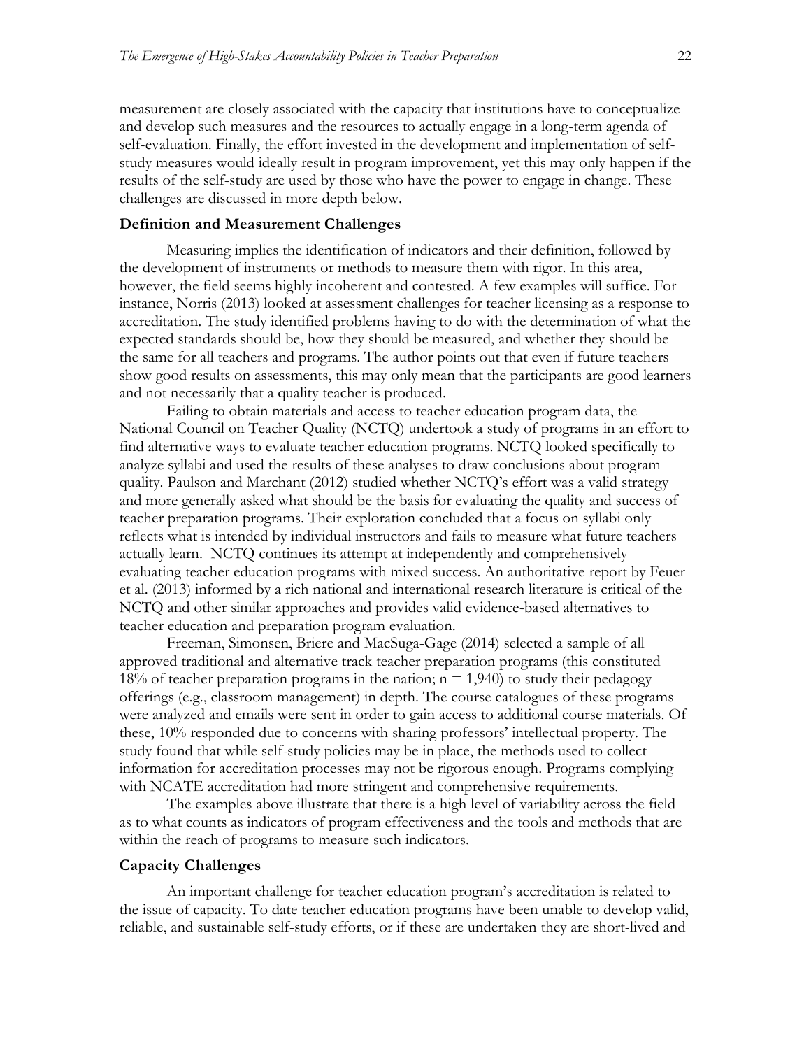measurement are closely associated with the capacity that institutions have to conceptualize and develop such measures and the resources to actually engage in a long-term agenda of self-evaluation. Finally, the effort invested in the development and implementation of self-study measures would ideally result in program improvement, yet this may only happen if the results of the self-study are used by those who have the power to engage in change. These challenges are discussed in more depth below.

### Definition and Measurement Challenges

Measuring implies the identification of indicators and their definition, followed by the development of instruments or methods to measure them with rigor. In this area, however, the field seems highly incoherent and contested. A few examples will suffice. For instance, Norris (2013) looked at assessment challenges for teacher licensing as a response to accreditation. The study identified problems having to do with the determination of what the expected standards should be, how they should be measured, and whether they should be the same for all teachers and programs. The author points out that even if future teachers show good results on assessments, this may only mean that the participants are good learners and not necessarily that a quality teacher is produced.

Failing to obtain materials and access to teacher education program data, the National Council on Teacher Quality (NCTQ) undertook a study of programs in an effort to find alternative ways to evaluate teacher education programs. NCTQ looked specifically to analyze syllabi and used the results of these analyses to draw conclusions about program quality. Paulson and Marchant (2012) studied whether NCTQ's effort was a valid strategy and more generally asked what should be the basis for evaluating the quality and success of teacher preparation programs. Their exploration concluded that a focus on syllabi only reflects what is intended by individual instructors and fails to measure what future teachers actually learn. NCTQ continues its attempt at independently and comprehensively evaluating teacher education programs with mixed success. An authoritative report by Feuer et al. (2013) informed by a rich national and international research literature is critical of the NCTQ and other similar approaches and provides valid evidence-based alternatives to teacher education and preparation program evaluation.

Freeman, Simonsen, Briere and MacSuga-Gage (2014) selected a sample of all approved traditional and alternative track teacher preparation programs (this constituted 18% of teacher preparation programs in the nation; $n = 1{,}940$) to study their pedagogy offerings (e.g., classroom management) in depth. The course catalogues of these programs were analyzed and emails were sent in order to gain access to additional course materials. Of these, 10% responded due to concerns with sharing professors' intellectual property. The study found that while self-study policies may be in place, the methods used to collect information for accreditation processes may not be rigorous enough. Programs complying with NCATE accreditation had more stringent and comprehensive requirements.

The examples above illustrate that there is a high level of variability across the field as to what counts as indicators of program effectiveness and the tools and methods that are within the reach of programs to measure such indicators.

### Capacity Challenges

An important challenge for teacher education program's accreditation is related to the issue of capacity. To date teacher education programs have been unable to develop valid, reliable, and sustainable self-study efforts, or if these are undertaken they are short-lived and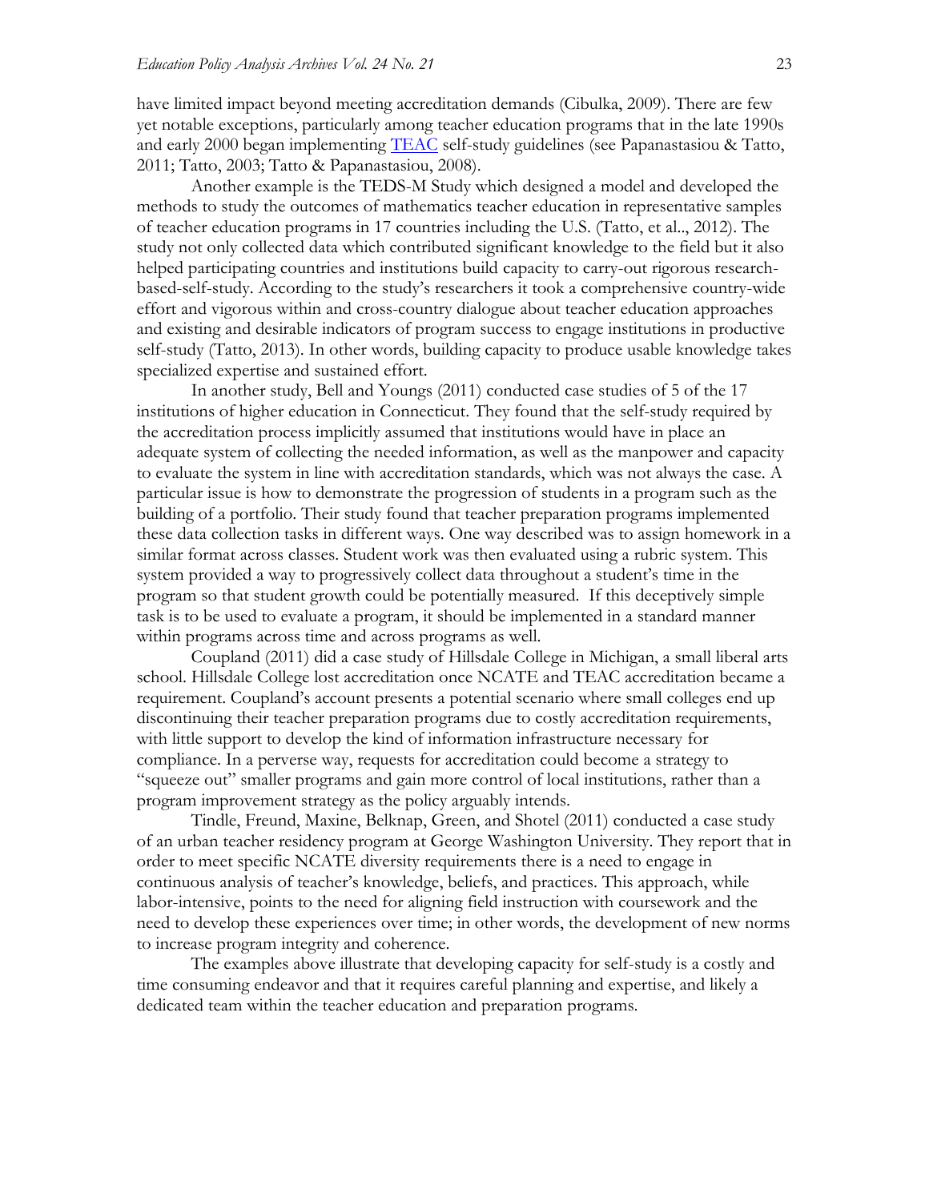have limited impact beyond meeting accreditation demands (Cibulka, 2009). There are few yet notable exceptions, particularly among teacher education programs that in the late 1990s and early 2000 began implementing TEAC self-study guidelines (see Papanastasiou & Tatto, 2011; Tatto, 2003; Tatto & Papanastasiou, 2008).

Another example is the TEDS-M Study which designed a model and developed the methods to study the outcomes of mathematics teacher education in representative samples of teacher education programs in 17 countries including the U.S. (Tatto, et al.., 2012). The study not only collected data which contributed significant knowledge to the field but it also helped participating countries and institutions build capacity to carry-out rigorous research-based-self-study. According to the study's researchers it took a comprehensive country-wide effort and vigorous within and cross-country dialogue about teacher education approaches and existing and desirable indicators of program success to engage institutions in productive self-study (Tatto, 2013). In other words, building capacity to produce usable knowledge takes specialized expertise and sustained effort.

In another study, Bell and Youngs (2011) conducted case studies of 5 of the 17 institutions of higher education in Connecticut. They found that the self-study required by the accreditation process implicitly assumed that institutions would have in place an adequate system of collecting the needed information, as well as the manpower and capacity to evaluate the system in line with accreditation standards, which was not always the case. A particular issue is how to demonstrate the progression of students in a program such as the building of a portfolio. Their study found that teacher preparation programs implemented these data collection tasks in different ways. One way described was to assign homework in a similar format across classes. Student work was then evaluated using a rubric system. This system provided a way to progressively collect data throughout a student's time in the program so that student growth could be potentially measured. If this deceptively simple task is to be used to evaluate a program, it should be implemented in a standard manner within programs across time and across programs as well.

Coupland (2011) did a case study of Hillsdale College in Michigan, a small liberal arts school. Hillsdale College lost accreditation once NCATE and TEAC accreditation became a requirement. Coupland's account presents a potential scenario where small colleges end up discontinuing their teacher preparation programs due to costly accreditation requirements, with little support to develop the kind of information infrastructure necessary for compliance. In a perverse way, requests for accreditation could become a strategy to "squeeze out" smaller programs and gain more control of local institutions, rather than a program improvement strategy as the policy arguably intends.

Tindle, Freund, Maxine, Belknap, Green, and Shotel (2011) conducted a case study of an urban teacher residency program at George Washington University. They report that in order to meet specific NCATE diversity requirements there is a need to engage in continuous analysis of teacher's knowledge, beliefs, and practices. This approach, while labor-intensive, points to the need for aligning field instruction with coursework and the need to develop these experiences over time; in other words, the development of new norms to increase program integrity and coherence.

The examples above illustrate that developing capacity for self-study is a costly and time consuming endeavor and that it requires careful planning and expertise, and likely a dedicated team within the teacher education and preparation programs.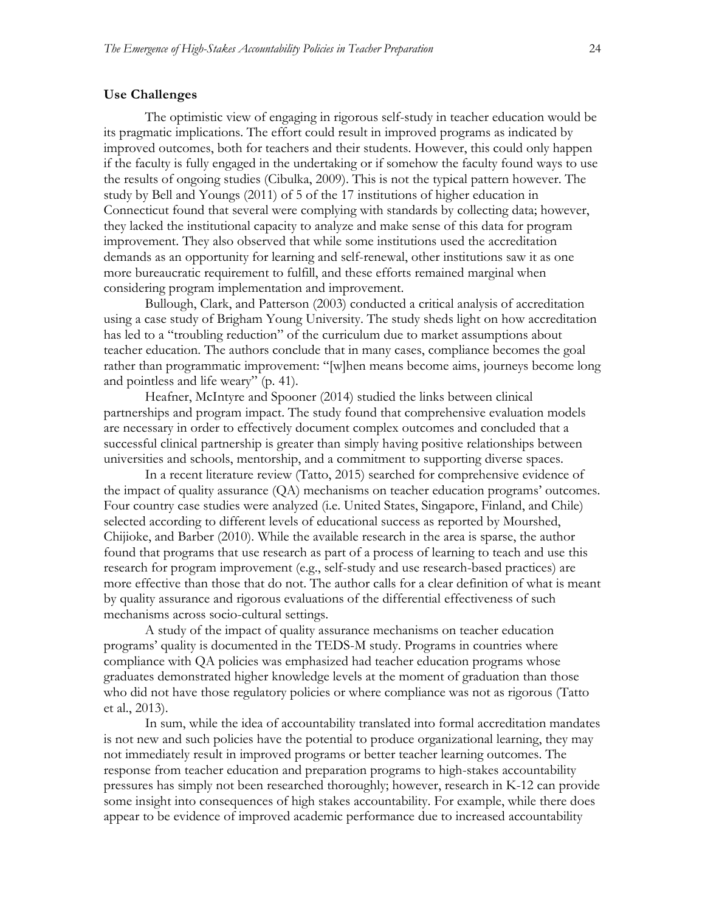### Use Challenges

The optimistic view of engaging in rigorous self-study in teacher education would be its pragmatic implications. The effort could result in improved programs as indicated by improved outcomes, both for teachers and their students. However, this could only happen if the faculty is fully engaged in the undertaking or if somehow the faculty found ways to use the results of ongoing studies (Cibulka, 2009). This is not the typical pattern however. The study by Bell and Youngs (2011) of 5 of the 17 institutions of higher education in Connecticut found that several were complying with standards by collecting data; however, they lacked the institutional capacity to analyze and make sense of this data for program improvement. They also observed that while some institutions used the accreditation demands as an opportunity for learning and self-renewal, other institutions saw it as one more bureaucratic requirement to fulfill, and these efforts remained marginal when considering program implementation and improvement.

Bullough, Clark, and Patterson (2003) conducted a critical analysis of accreditation using a case study of Brigham Young University. The study sheds light on how accreditation has led to a "troubling reduction" of the curriculum due to market assumptions about teacher education. The authors conclude that in many cases, compliance becomes the goal rather than programmatic improvement: "[w]hen means become aims, journeys become long and pointless and life weary" (p. 41).

Heafner, McIntyre and Spooner (2014) studied the links between clinical partnerships and program impact. The study found that comprehensive evaluation models are necessary in order to effectively document complex outcomes and concluded that a successful clinical partnership is greater than simply having positive relationships between universities and schools, mentorship, and a commitment to supporting diverse spaces.

In a recent literature review (Tatto, 2015) searched for comprehensive evidence of the impact of quality assurance (QA) mechanisms on teacher education programs' outcomes. Four country case studies were analyzed (i.e. United States, Singapore, Finland, and Chile) selected according to different levels of educational success as reported by Mourshed, Chijioke, and Barber (2010). While the available research in the area is sparse, the author found that programs that use research as part of a process of learning to teach and use this research for program improvement (e.g., self-study and use research-based practices) are more effective than those that do not. The author calls for a clear definition of what is meant by quality assurance and rigorous evaluations of the differential effectiveness of such mechanisms across socio-cultural settings.

A study of the impact of quality assurance mechanisms on teacher education programs' quality is documented in the TEDS-M study. Programs in countries where compliance with QA policies was emphasized had teacher education programs whose graduates demonstrated higher knowledge levels at the moment of graduation than those who did not have those regulatory policies or where compliance was not as rigorous (Tatto et al., 2013).

In sum, while the idea of accountability translated into formal accreditation mandates is not new and such policies have the potential to produce organizational learning, they may not immediately result in improved programs or better teacher learning outcomes. The response from teacher education and preparation programs to high-stakes accountability pressures has simply not been researched thoroughly; however, research in K-12 can provide some insight into consequences of high stakes accountability. For example, while there does appear to be evidence of improved academic performance due to increased accountability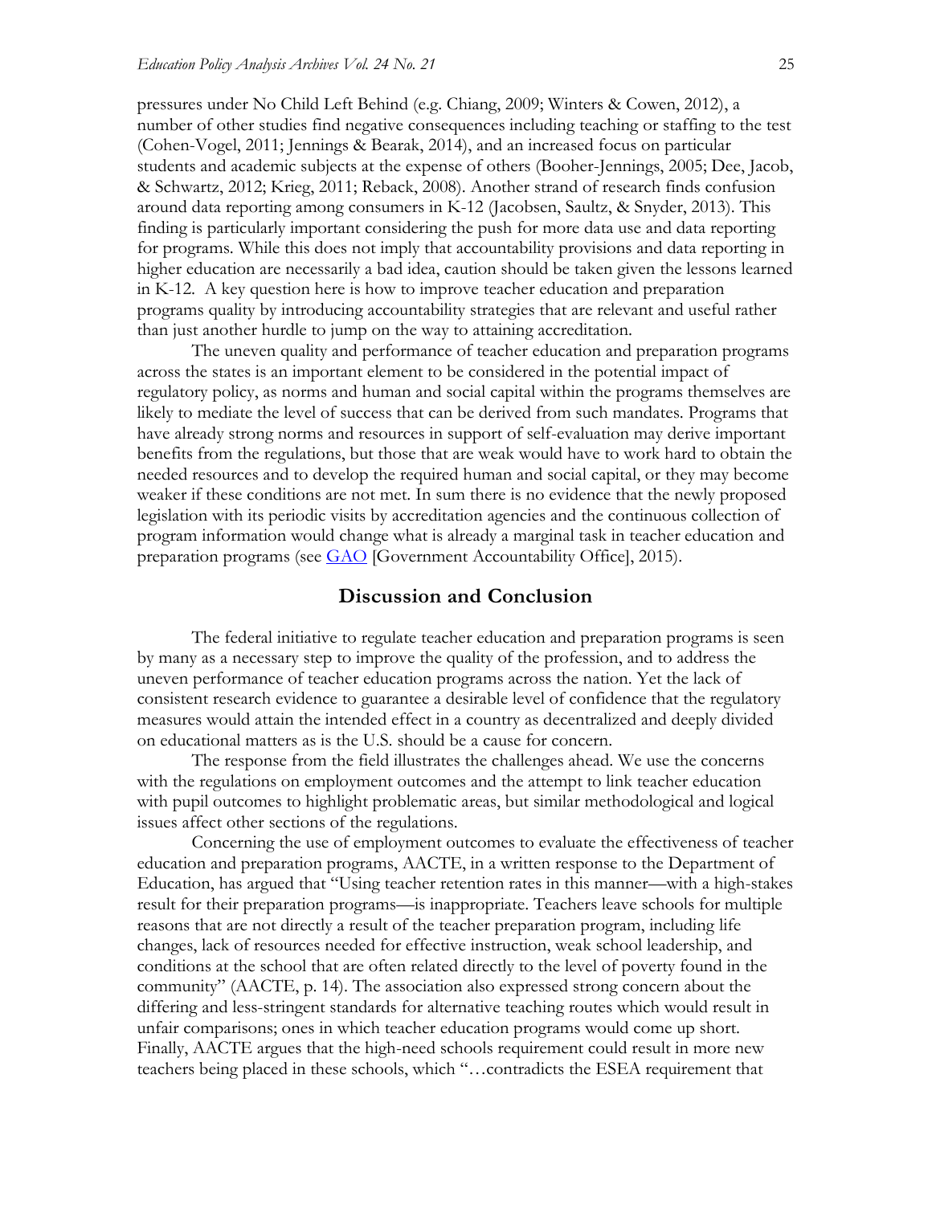pressures under No Child Left Behind (e.g. Chiang, 2009; Winters & Cowen, 2012), a number of other studies find negative consequences including teaching or staffing to the test (Cohen-Vogel, 2011; Jennings & Bearak, 2014), and an increased focus on particular students and academic subjects at the expense of others (Booher-Jennings, 2005; Dee, Jacob, & Schwartz, 2012; Krieg, 2011; Reback, 2008). Another strand of research finds confusion around data reporting among consumers in K-12 (Jacobsen, Saultz, & Snyder, 2013). This finding is particularly important considering the push for more data use and data reporting for programs. While this does not imply that accountability provisions and data reporting in higher education are necessarily a bad idea, caution should be taken given the lessons learned in K-12. A key question here is how to improve teacher education and preparation programs quality by introducing accountability strategies that are relevant and useful rather than just another hurdle to jump on the way to attaining accreditation.

The uneven quality and performance of teacher education and preparation programs across the states is an important element to be considered in the potential impact of regulatory policy, as norms and human and social capital within the programs themselves are likely to mediate the level of success that can be derived from such mandates. Programs that have already strong norms and resources in support of self-evaluation may derive important benefits from the regulations, but those that are weak would have to work hard to obtain the needed resources and to develop the required human and social capital, or they may become weaker if these conditions are not met. In sum there is no evidence that the newly proposed legislation with its periodic visits by accreditation agencies and the continuous collection of program information would change what is already a marginal task in teacher education and preparation programs (see GAO [Government Accountability Office], 2015).

## Discussion and Conclusion

The federal initiative to regulate teacher education and preparation programs is seen by many as a necessary step to improve the quality of the profession, and to address the uneven performance of teacher education programs across the nation. Yet the lack of consistent research evidence to guarantee a desirable level of confidence that the regulatory measures would attain the intended effect in a country as decentralized and deeply divided on educational matters as is the U.S. should be a cause for concern.

The response from the field illustrates the challenges ahead. We use the concerns with the regulations on employment outcomes and the attempt to link teacher education with pupil outcomes to highlight problematic areas, but similar methodological and logical issues affect other sections of the regulations.

Concerning the use of employment outcomes to evaluate the effectiveness of teacher education and preparation programs, AACTE, in a written response to the Department of Education, has argued that "Using teacher retention rates in this manner—with a high-stakes result for their preparation programs—is inappropriate. Teachers leave schools for multiple reasons that are not directly a result of the teacher preparation program, including life changes, lack of resources needed for effective instruction, weak school leadership, and conditions at the school that are often related directly to the level of poverty found in the community" (AACTE, p. 14). The association also expressed strong concern about the differing and less-stringent standards for alternative teaching routes which would result in unfair comparisons; ones in which teacher education programs would come up short. Finally, AACTE argues that the high-need schools requirement could result in more new teachers being placed in these schools, which "…contradicts the ESEA requirement that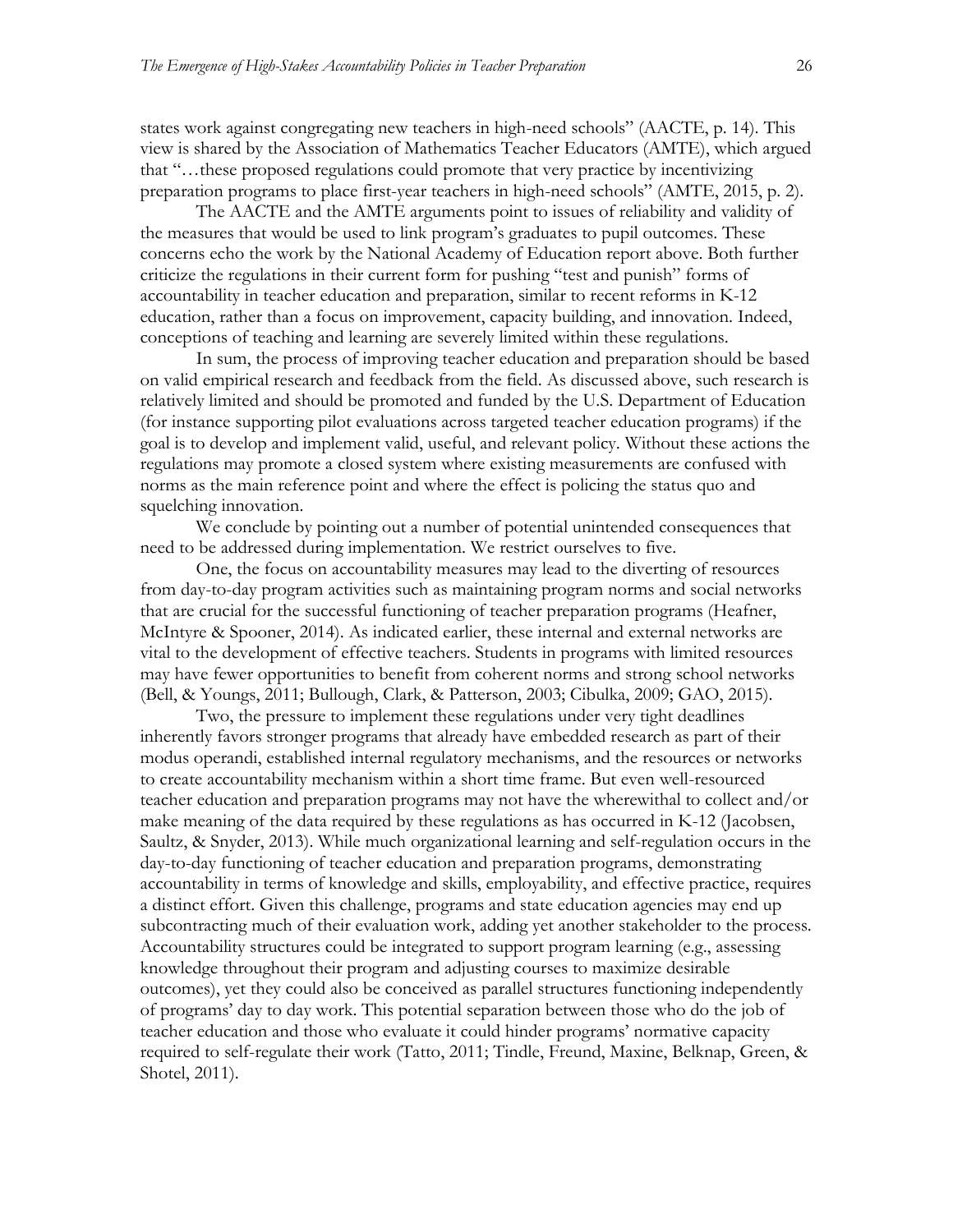states work against congregating new teachers in high-need schools" (AACTE, p. 14). This view is shared by the Association of Mathematics Teacher Educators (AMTE), which argued that "…these proposed regulations could promote that very practice by incentivizing preparation programs to place first-year teachers in high-need schools" (AMTE, 2015, p. 2).

The AACTE and the AMTE arguments point to issues of reliability and validity of the measures that would be used to link program's graduates to pupil outcomes. These concerns echo the work by the National Academy of Education report above. Both further criticize the regulations in their current form for pushing "test and punish" forms of accountability in teacher education and preparation, similar to recent reforms in K-12 education, rather than a focus on improvement, capacity building, and innovation. Indeed, conceptions of teaching and learning are severely limited within these regulations.

In sum, the process of improving teacher education and preparation should be based on valid empirical research and feedback from the field. As discussed above, such research is relatively limited and should be promoted and funded by the U.S. Department of Education (for instance supporting pilot evaluations across targeted teacher education programs) if the goal is to develop and implement valid, useful, and relevant policy. Without these actions the regulations may promote a closed system where existing measurements are confused with norms as the main reference point and where the effect is policing the status quo and squelching innovation.

We conclude by pointing out a number of potential unintended consequences that need to be addressed during implementation. We restrict ourselves to five.

One, the focus on accountability measures may lead to the diverting of resources from day-to-day program activities such as maintaining program norms and social networks that are crucial for the successful functioning of teacher preparation programs (Heafner, McIntyre & Spooner, 2014). As indicated earlier, these internal and external networks are vital to the development of effective teachers. Students in programs with limited resources may have fewer opportunities to benefit from coherent norms and strong school networks (Bell, & Youngs, 2011; Bullough, Clark, & Patterson, 2003; Cibulka, 2009; GAO, 2015).

Two, the pressure to implement these regulations under very tight deadlines inherently favors stronger programs that already have embedded research as part of their modus operandi, established internal regulatory mechanisms, and the resources or networks to create accountability mechanism within a short time frame. But even well-resourced teacher education and preparation programs may not have the wherewithal to collect and/or make meaning of the data required by these regulations as has occurred in K-12 (Jacobsen, Saultz, & Snyder, 2013). While much organizational learning and self-regulation occurs in the day-to-day functioning of teacher education and preparation programs, demonstrating accountability in terms of knowledge and skills, employability, and effective practice, requires a distinct effort. Given this challenge, programs and state education agencies may end up subcontracting much of their evaluation work, adding yet another stakeholder to the process. Accountability structures could be integrated to support program learning (e.g., assessing knowledge throughout their program and adjusting courses to maximize desirable outcomes), yet they could also be conceived as parallel structures functioning independently of programs' day to day work. This potential separation between those who do the job of teacher education and those who evaluate it could hinder programs' normative capacity required to self-regulate their work (Tatto, 2011; Tindle, Freund, Maxine, Belknap, Green, & Shotel, 2011).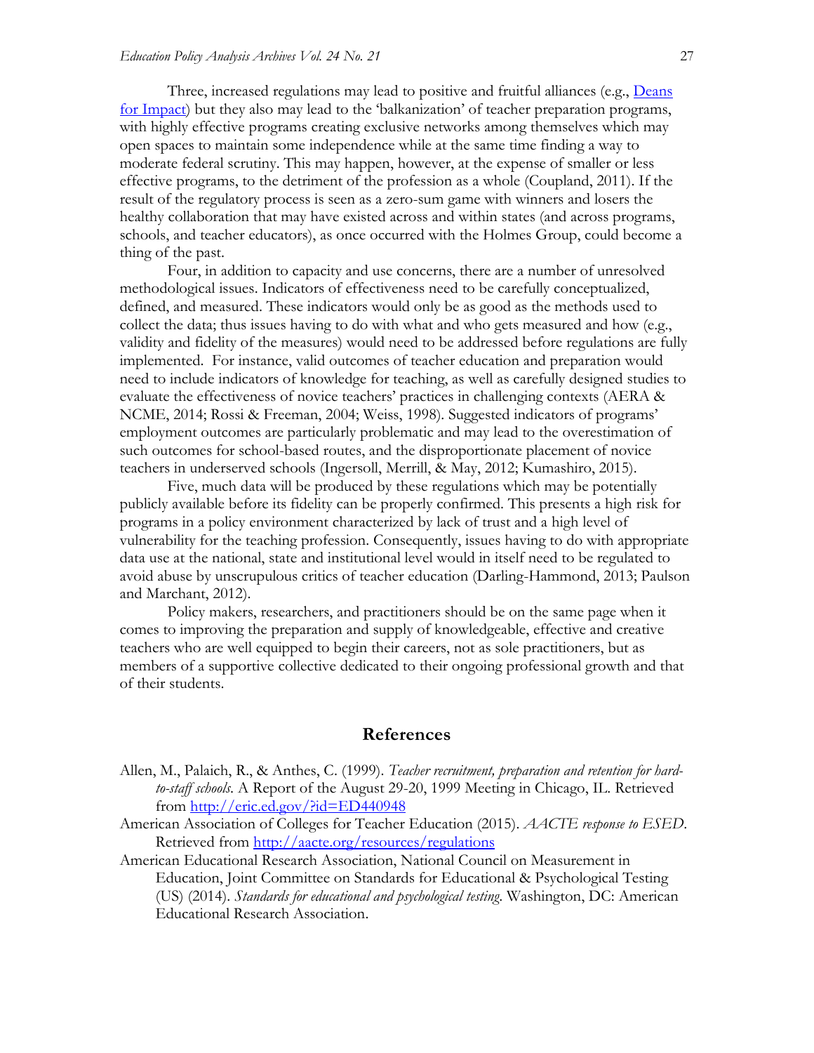Three, increased regulations may lead to positive and fruitful alliances (e.g., [Deans for Impact](#)) but they also may lead to the 'balkanization' of teacher preparation programs, with highly effective programs creating exclusive networks among themselves which may open spaces to maintain some independence while at the same time finding a way to moderate federal scrutiny. This may happen, however, at the expense of smaller or less effective programs, to the detriment of the profession as a whole (Coupland, 2011). If the result of the regulatory process is seen as a zero-sum game with winners and losers the healthy collaboration that may have existed across and within states (and across programs, schools, and teacher educators), as once occurred with the Holmes Group, could become a thing of the past.

Four, in addition to capacity and use concerns, there are a number of unresolved methodological issues. Indicators of effectiveness need to be carefully conceptualized, defined, and measured. These indicators would only be as good as the methods used to collect the data; thus issues having to do with what and who gets measured and how (e.g., validity and fidelity of the measures) would need to be addressed before regulations are fully implemented. For instance, valid outcomes of teacher education and preparation would need to include indicators of knowledge for teaching, as well as carefully designed studies to evaluate the effectiveness of novice teachers' practices in challenging contexts (AERA & NCME, 2014; Rossi & Freeman, 2004; Weiss, 1998). Suggested indicators of programs' employment outcomes are particularly problematic and may lead to the overestimation of such outcomes for school-based routes, and the disproportionate placement of novice teachers in underserved schools (Ingersoll, Merrill, & May, 2012; Kumashiro, 2015).

Five, much data will be produced by these regulations which may be potentially publicly available before its fidelity can be properly confirmed. This presents a high risk for programs in a policy environment characterized by lack of trust and a high level of vulnerability for the teaching profession. Consequently, issues having to do with appropriate data use at the national, state and institutional level would in itself need to be regulated to avoid abuse by unscrupulous critics of teacher education (Darling-Hammond, 2013; Paulson and Marchant, 2012).

Policy makers, researchers, and practitioners should be on the same page when it comes to improving the preparation and supply of knowledgeable, effective and creative teachers who are well equipped to begin their careers, not as sole practitioners, but as members of a supportive collective dedicated to their ongoing professional growth and that of their students.

## References

Allen, M., Palaich, R., & Anthes, C. (1999). *Teacher recruitment, preparation and retention for hard-to-staff schools*. A Report of the August 29-20, 1999 Meeting in Chicago, IL. Retrieved from http://eric.ed.gov/?id=ED440948

American Association of Colleges for Teacher Education (2015). *AACTE response to ESED*. Retrieved from http://aacte.org/resources/regulations

American Educational Research Association, National Council on Measurement in Education, Joint Committee on Standards for Educational & Psychological Testing (US) (2014). *Standards for educational and psychological testing*. Washington, DC: American Educational Research Association.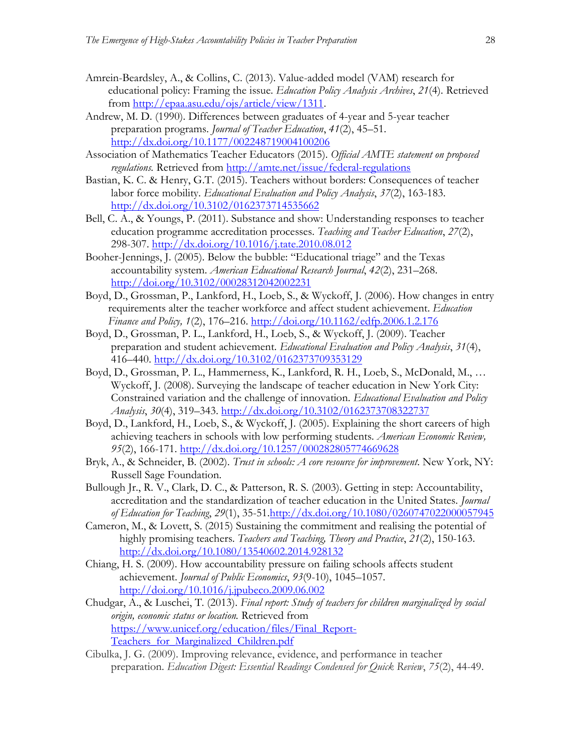Amrein-Beardsley, A., & Collins, C. (2013). Value-added model (VAM) research for educational policy: Framing the issue. *Education Policy Analysis Archives*, *21*(4). Retrieved from http://epaa.asu.edu/ojs/article/view/1311.

Andrew, M. D. (1990). Differences between graduates of 4-year and 5-year teacher preparation programs. *Journal of Teacher Education*, *41*(2), 45–51. http://dx.doi.org/10.1177/002248719004100206

Association of Mathematics Teacher Educators (2015). *Official AMTE statement on proposed regulations.* Retrieved from http://amte.net/issue/federal-regulations

Bastian, K. C. & Henry, G.T. (2015). Teachers without borders: Consequences of teacher labor force mobility. *Educational Evaluation and Policy Analysis*, *37*(2), 163-183. http://dx.doi.org/10.3102/0162373714535662

Bell, C. A., & Youngs, P. (2011). Substance and show: Understanding responses to teacher education programme accreditation processes. *Teaching and Teacher Education*, *27*(2), 298-307. http://dx.doi.org/10.1016/j.tate.2010.08.012

Booher-Jennings, J. (2005). Below the bubble: "Educational triage" and the Texas accountability system. *American Educational Research Journal*, *42*(2), 231–268. http://doi.org/10.3102/00028312042002231

Boyd, D., Grossman, P., Lankford, H., Loeb, S., & Wyckoff, J. (2006). How changes in entry requirements alter the teacher workforce and affect student achievement. *Education Finance and Policy, 1*(2), 176–216. http://doi.org/10.1162/edfp.2006.1.2.176

Boyd, D., Grossman, P. L., Lankford, H., Loeb, S., & Wyckoff, J. (2009). Teacher preparation and student achievement. *Educational Evaluation and Policy Analysis*, *31*(4), 416–440. http://dx.doi.org/10.3102/0162373709353129

Boyd, D., Grossman, P. L., Hammerness, K., Lankford, R. H., Loeb, S., McDonald, M., … Wyckoff, J. (2008). Surveying the landscape of teacher education in New York City: Constrained variation and the challenge of innovation. *Educational Evaluation and Policy Analysis*, *30*(4), 319–343. http://dx.doi.org/10.3102/0162373708322737

Boyd, D., Lankford, H., Loeb, S., & Wyckoff, J. (2005). Explaining the short careers of high achieving teachers in schools with low performing students. *American Economic Review, 95*(2), 166-171. http://dx.doi.org/10.1257/000282805774669628

Bryk, A., & Schneider, B. (2002). *Trust in schools: A core resource for improvement*. New York, NY: Russell Sage Foundation.

Bullough Jr., R. V., Clark, D. C., & Patterson, R. S. (2003). Getting in step: Accountability, accreditation and the standardization of teacher education in the United States. *Journal of Education for Teaching*, *29*(1), 35-51.http://dx.doi.org/10.1080/0260747022000057945

Cameron, M., & Lovett, S. (2015) Sustaining the commitment and realising the potential of highly promising teachers. *Teachers and Teaching, Theory and Practice*, *21*(2), 150-163. http://dx.doi.org/10.1080/13540602.2014.928132

Chiang, H. S. (2009). How accountability pressure on failing schools affects student achievement. *Journal of Public Economics*, *93*(9-10), 1045–1057. http://doi.org/10.1016/j.jpubeco.2009.06.002

Chudgar, A., & Luschei, T. (2013). *Final report: Study of teachers for children marginalized by social origin, economic status or location.* Retrieved from https://www.unicef.org/education/files/Final_Report-Teachers_for_Marginalized_Children.pdf

Cibulka, J. G. (2009). Improving relevance, evidence, and performance in teacher preparation. *Education Digest: Essential Readings Condensed for Quick Review*, *75*(2), 44-49.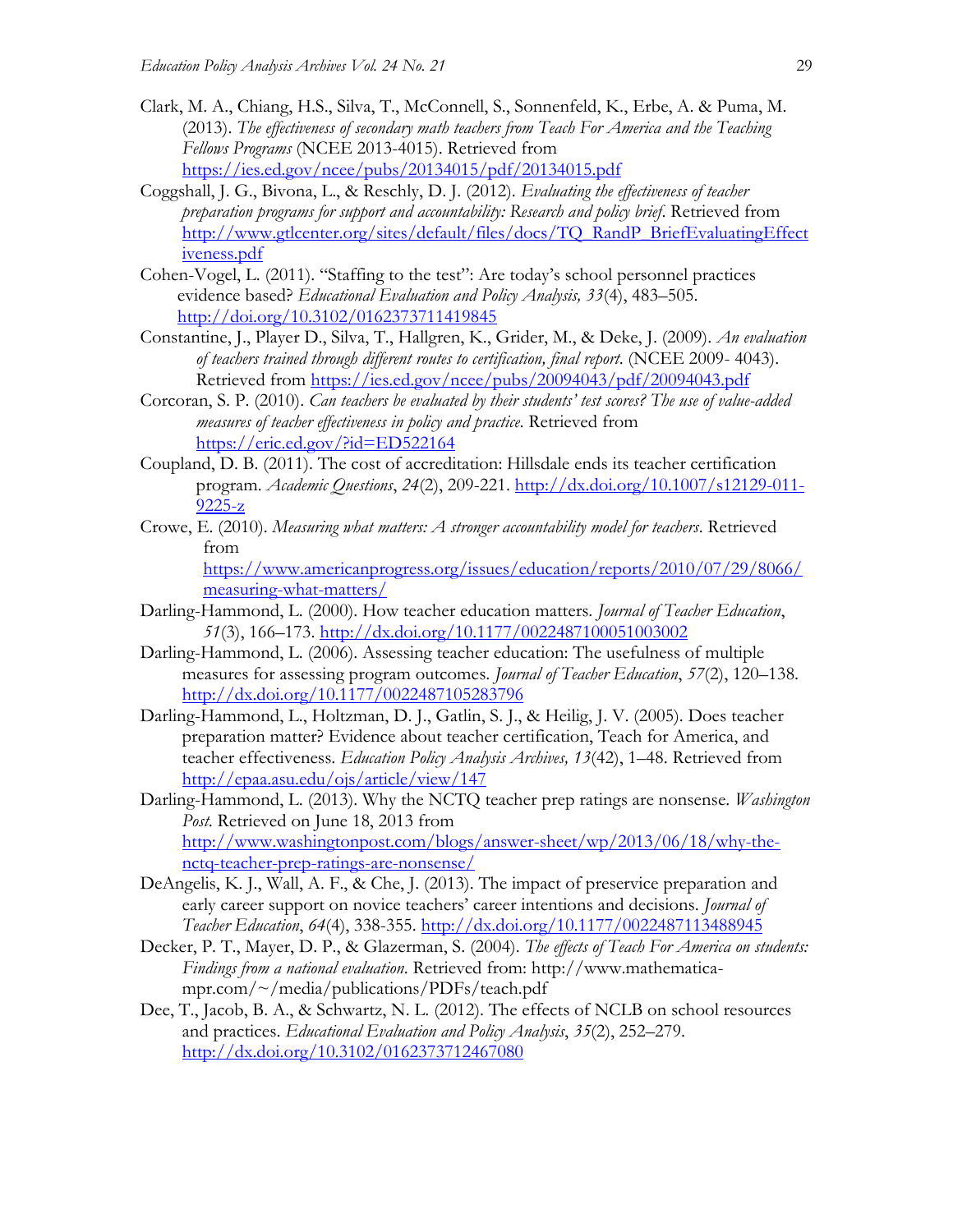Clark, M. A., Chiang, H.S., Silva, T., McConnell, S., Sonnenfeld, K., Erbe, A. & Puma, M. (2013). *The effectiveness of secondary math teachers from Teach For America and the Teaching Fellows Programs* (NCEE 2013-4015). Retrieved from https://ies.ed.gov/ncee/pubs/20134015/pdf/20134015.pdf

Coggshall, J. G., Bivona, L., & Reschly, D. J. (2012). *Evaluating the effectiveness of teacher preparation programs for support and accountability: Research and policy brief*. Retrieved from http://www.gtlcenter.org/sites/default/files/docs/TQ_RandP_BriefEvaluatingEffectiveness.pdf

Cohen-Vogel, L. (2011). "Staffing to the test": Are today's school personnel practices evidence based? *Educational Evaluation and Policy Analysis, 33*(4), 483–505. http://doi.org/10.3102/0162373711419845

Constantine, J., Player D., Silva, T., Hallgren, K., Grider, M., & Deke, J. (2009). *An evaluation of teachers trained through different routes to certification, final report.* (NCEE 2009- 4043). Retrieved from https://ies.ed.gov/ncee/pubs/20094043/pdf/20094043.pdf

Corcoran, S. P. (2010). *Can teachers be evaluated by their students' test scores? The use of value-added measures of teacher effectiveness in policy and practice.* Retrieved from https://eric.ed.gov/?id=ED522164

Coupland, D. B. (2011). The cost of accreditation: Hillsdale ends its teacher certification program. *Academic Questions*, *24*(2), 209-221. http://dx.doi.org/10.1007/s12129-011-9225-z

Crowe, E. (2010). *Measuring what matters: A stronger accountability model for teachers*. Retrieved from https://www.americanprogress.org/issues/education/reports/2010/07/29/8066/measuring-what-matters/

Darling-Hammond, L. (2000). How teacher education matters. *Journal of Teacher Education*, *51*(3), 166–173. http://dx.doi.org/10.1177/0022487100051003002

Darling-Hammond, L. (2006). Assessing teacher education: The usefulness of multiple measures for assessing program outcomes. *Journal of Teacher Education*, *57*(2), 120–138. http://dx.doi.org/10.1177/0022487105283796

Darling-Hammond, L., Holtzman, D. J., Gatlin, S. J., & Heilig, J. V. (2005). Does teacher preparation matter? Evidence about teacher certification, Teach for America, and teacher effectiveness. *Education Policy Analysis Archives, 13*(42), 1–48. Retrieved from http://epaa.asu.edu/ojs/article/view/147

Darling-Hammond, L. (2013). Why the NCTQ teacher prep ratings are nonsense. *Washington Post*. Retrieved on June 18, 2013 from http://www.washingtonpost.com/blogs/answer-sheet/wp/2013/06/18/why-the-nctq-teacher-prep-ratings-are-nonsense/

DeAngelis, K. J., Wall, A. F., & Che, J. (2013). The impact of preservice preparation and early career support on novice teachers' career intentions and decisions. *Journal of Teacher Education*, *64*(4), 338-355. http://dx.doi.org/10.1177/0022487113488945

Decker, P. T., Mayer, D. P., & Glazerman, S. (2004). *The effects of Teach For America on students: Findings from a national evaluation*. Retrieved from: http://www.mathematica-mpr.com/~/media/publications/PDFs/teach.pdf

Dee, T., Jacob, B. A., & Schwartz, N. L. (2012). The effects of NCLB on school resources and practices. *Educational Evaluation and Policy Analysis*, *35*(2), 252–279. http://dx.doi.org/10.3102/0162373712467080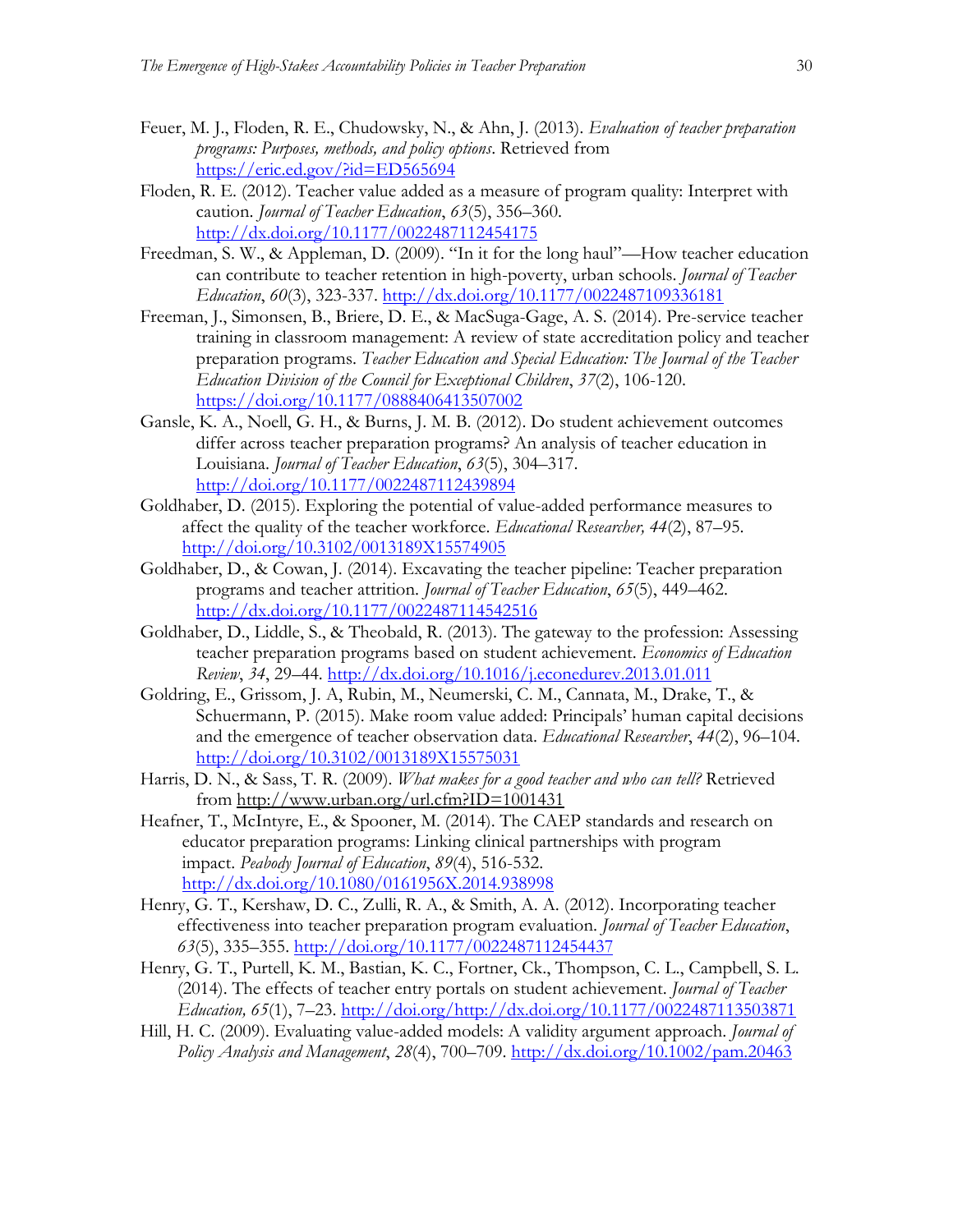Feuer, M. J., Floden, R. E., Chudowsky, N., & Ahn, J. (2013). *Evaluation of teacher preparation programs: Purposes, methods, and policy options*. Retrieved from https://eric.ed.gov/?id=ED565694

Floden, R. E. (2012). Teacher value added as a measure of program quality: Interpret with caution. *Journal of Teacher Education*, *63*(5), 356–360. http://dx.doi.org/10.1177/0022487112454175

Freedman, S. W., & Appleman, D. (2009). "In it for the long haul"—How teacher education can contribute to teacher retention in high-poverty, urban schools. *Journal of Teacher Education*, *60*(3), 323-337. http://dx.doi.org/10.1177/0022487109336181

Freeman, J., Simonsen, B., Briere, D. E., & MacSuga-Gage, A. S. (2014). Pre-service teacher training in classroom management: A review of state accreditation policy and teacher preparation programs. *Teacher Education and Special Education: The Journal of the Teacher Education Division of the Council for Exceptional Children*, *37*(2), 106-120. https://doi.org/10.1177/0888406413507002

Gansle, K. A., Noell, G. H., & Burns, J. M. B. (2012). Do student achievement outcomes differ across teacher preparation programs? An analysis of teacher education in Louisiana. *Journal of Teacher Education*, *63*(5), 304–317. http://doi.org/10.1177/0022487112439894

Goldhaber, D. (2015). Exploring the potential of value-added performance measures to affect the quality of the teacher workforce. *Educational Researcher, 44*(2), 87–95. http://doi.org/10.3102/0013189X15574905

Goldhaber, D., & Cowan, J. (2014). Excavating the teacher pipeline: Teacher preparation programs and teacher attrition. *Journal of Teacher Education*, *65*(5), 449–462. http://dx.doi.org/10.1177/0022487114542516

Goldhaber, D., Liddle, S., & Theobald, R. (2013). The gateway to the profession: Assessing teacher preparation programs based on student achievement. *Economics of Education Review*, *34*, 29–44. http://dx.doi.org/10.1016/j.econedurev.2013.01.011

Goldring, E., Grissom, J. A, Rubin, M., Neumerski, C. M., Cannata, M., Drake, T., & Schuermann, P. (2015). Make room value added: Principals' human capital decisions and the emergence of teacher observation data. *Educational Researcher*, *44*(2), 96–104. http://doi.org/10.3102/0013189X15575031

Harris, D. N., & Sass, T. R. (2009). *What makes for a good teacher and who can tell?* Retrieved from http://www.urban.org/url.cfm?ID=1001431

Heafner, T., McIntyre, E., & Spooner, M. (2014). The CAEP standards and research on educator preparation programs: Linking clinical partnerships with program impact. *Peabody Journal of Education*, *89*(4), 516-532. http://dx.doi.org/10.1080/0161956X.2014.938998

Henry, G. T., Kershaw, D. C., Zulli, R. A., & Smith, A. A. (2012). Incorporating teacher effectiveness into teacher preparation program evaluation. *Journal of Teacher Education*, *63*(5), 335–355. http://doi.org/10.1177/0022487112454437

Henry, G. T., Purtell, K. M., Bastian, K. C., Fortner, Ck., Thompson, C. L., Campbell, S. L. (2014). The effects of teacher entry portals on student achievement. *Journal of Teacher Education, 65*(1), 7–23. http://doi.org/http://dx.doi.org/10.1177/0022487113503871

Hill, H. C. (2009). Evaluating value-added models: A validity argument approach. *Journal of Policy Analysis and Management*, *28*(4), 700–709. http://dx.doi.org/10.1002/pam.20463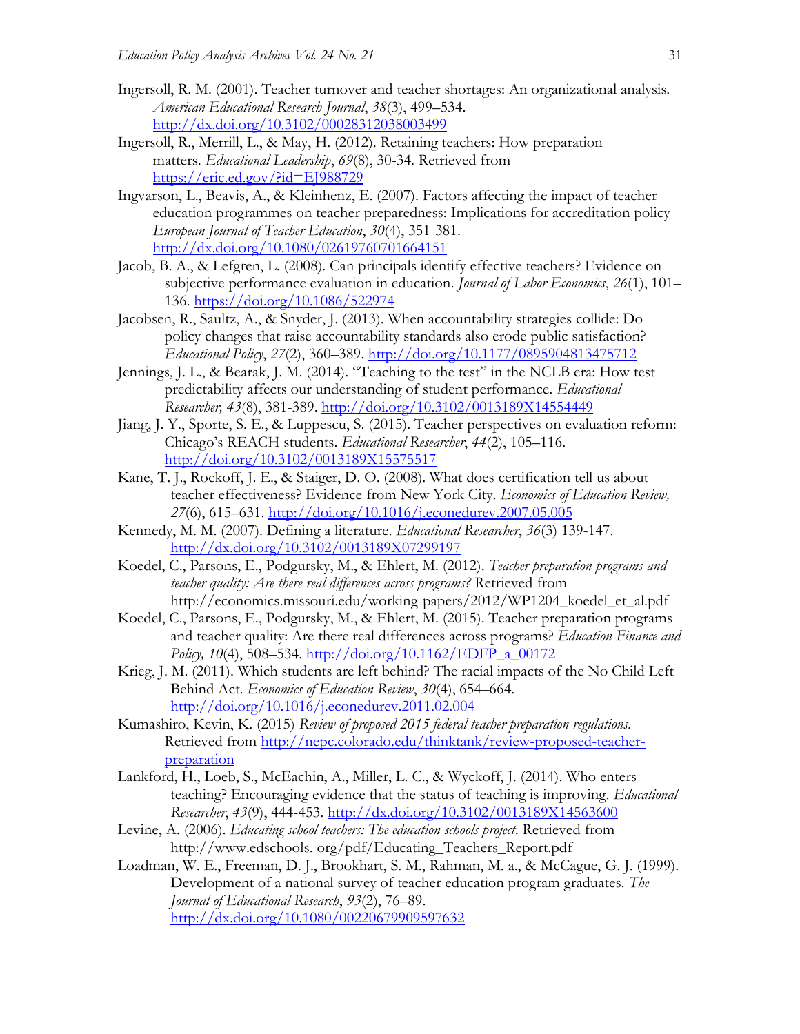Ingersoll, R. M. (2001). Teacher turnover and teacher shortages: An organizational analysis. *American Educational Research Journal*, *38*(3), 499–534. http://dx.doi.org/10.3102/00028312038003499

Ingersoll, R., Merrill, L., & May, H. (2012). Retaining teachers: How preparation matters. *Educational Leadership*, *69*(8), 30-34. Retrieved from https://eric.ed.gov/?id=EJ988729

Ingvarson, L., Beavis, A., & Kleinhenz, E. (2007). Factors affecting the impact of teacher education programmes on teacher preparedness: Implications for accreditation policy *European Journal of Teacher Education*, *30*(4), 351-381. http://dx.doi.org/10.1080/02619760701664151

Jacob, B. A., & Lefgren, L. (2008). Can principals identify effective teachers? Evidence on subjective performance evaluation in education. *Journal of Labor Economics*, *26*(1), 101–136. https://doi.org/10.1086/522974

Jacobsen, R., Saultz, A., & Snyder, J. (2013). When accountability strategies collide: Do policy changes that raise accountability standards also erode public satisfaction? *Educational Policy*, *27*(2), 360–389. http://doi.org/10.1177/0895904813475712

Jennings, J. L., & Bearak, J. M. (2014). "Teaching to the test" in the NCLB era: How test predictability affects our understanding of student performance. *Educational Researcher, 43*(8), 381-389. http://doi.org/10.3102/0013189X14554449

Jiang, J. Y., Sporte, S. E., & Luppescu, S. (2015). Teacher perspectives on evaluation reform: Chicago's REACH students. *Educational Researcher*, *44*(2), 105–116. http://doi.org/10.3102/0013189X15575517

Kane, T. J., Rockoff, J. E., & Staiger, D. O. (2008). What does certification tell us about teacher effectiveness? Evidence from New York City. *Economics of Education Review, 27*(6), 615–631. http://doi.org/10.1016/j.econedurev.2007.05.005

Kennedy, M. M. (2007). Defining a literature. *Educational Researcher*, *36*(3) 139-147. http://dx.doi.org/10.3102/0013189X07299197

Koedel, C., Parsons, E., Podgursky, M., & Ehlert, M. (2012). *Teacher preparation programs and teacher quality: Are there real differences across programs?* Retrieved from http://economics.missouri.edu/working-papers/2012/WP1204_koedel_et_al.pdf

Koedel, C., Parsons, E., Podgursky, M., & Ehlert, M. (2015). Teacher preparation programs and teacher quality: Are there real differences across programs? *Education Finance and Policy, 10*(4), 508–534. http://doi.org/10.1162/EDFP_a_00172

Krieg, J. M. (2011). Which students are left behind? The racial impacts of the No Child Left Behind Act. *Economics of Education Review*, *30*(4), 654–664. http://doi.org/10.1016/j.econedurev.2011.02.004

Kumashiro, Kevin, K. (2015) *Review of proposed 2015 federal teacher preparation regulations*. Retrieved from http://nepc.colorado.edu/thinktank/review-proposed-teacher-preparation

Lankford, H., Loeb, S., McEachin, A., Miller, L. C., & Wyckoff, J. (2014). Who enters teaching? Encouraging evidence that the status of teaching is improving. *Educational Researcher*, *43*(9), 444-453. http://dx.doi.org/10.3102/0013189X14563600

Levine, A. (2006). *Educating school teachers: The education schools project*. Retrieved from http://www.edschools. org/pdf/Educating_Teachers_Report.pdf

Loadman, W. E., Freeman, D. J., Brookhart, S. M., Rahman, M. a., & McCague, G. J. (1999). Development of a national survey of teacher education program graduates. *The Journal of Educational Research*, *93*(2), 76–89. http://dx.doi.org/10.1080/00220679909597632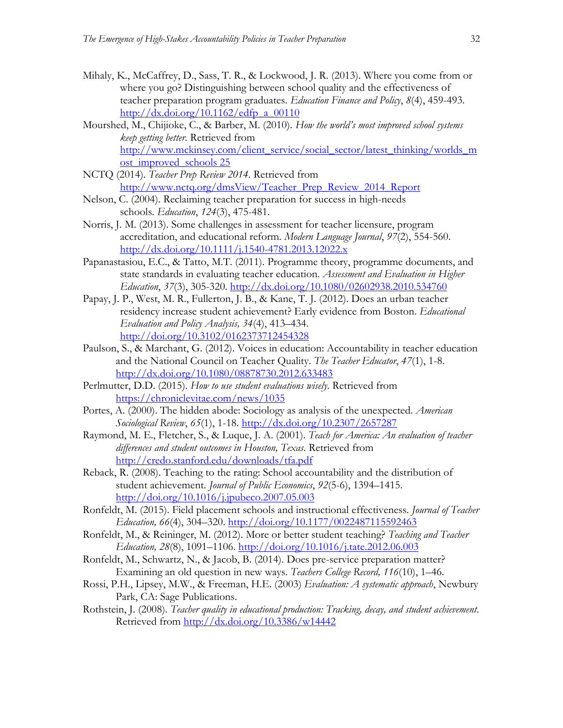Mihaly, K., McCaffrey, D., Sass, T. R., & Lockwood, J. R. (2013). Where you come from or where you go? Distinguishing between school quality and the effectiveness of teacher preparation program graduates. *Education Finance and Policy*, *8*(4), 459-493. http://dx.doi.org/10.1162/edfp_a_00110

Mourshed, M., Chijioke, C., & Barber, M. (2010). *How the world's most improved school systems keep getting better*. Retrieved from http://www.mckinsey.com/client_service/social_sector/latest_thinking/worlds_most_improved_schools 25

NCTQ (2014). *Teacher Prep Review 2014*. Retrieved from http://www.nctq.org/dmsView/Teacher_Prep_Review_2014_Report

Nelson, C. (2004). Reclaiming teacher preparation for success in high-needs schools. *Education*, *124*(3), 475-481.

Norris, J. M. (2013). Some challenges in assessment for teacher licensure, program accreditation, and educational reform. *Modern Language Journal*, *97*(2), 554-560. http://dx.doi.org/10.1111/j.1540-4781.2013.12022.x

Papanastasiou, E.C., & Tatto, M.T. (2011). Programme theory, programme documents, and state standards in evaluating teacher education. *Assessment and Evaluation in Higher Education*, *37*(3), 305-320. http://dx.doi.org/10.1080/02602938.2010.534760

Papay, J. P., West, M. R., Fullerton, J. B., & Kane, T. J. (2012). Does an urban teacher residency increase student achievement? Early evidence from Boston. *Educational Evaluation and Policy Analysis, 34*(4), 413–434. http://doi.org/10.3102/0162373712454328

Paulson, S., & Marchant, G. (2012). Voices in education: Accountability in teacher education and the National Council on Teacher Quality. *The Teacher Educator*, *47*(1), 1-8. http://dx.doi.org/10.1080/08878730.2012.633483

Perlmutter, D.D. (2015). *How to use student evaluations wisely*. Retrieved from https://chroniclevitae.com/news/1035

Portes, A. (2000). The hidden abode: Sociology as analysis of the unexpected. *American Sociological Review*, *65*(1), 1-18. http://dx.doi.org/10.2307/2657287

Raymond, M. E., Fletcher, S., & Luque, J. A. (2001). *Teach for America: An evaluation of teacher differences and student outcomes in Houston, Texas*. Retrieved from http://credo.stanford.edu/downloads/tfa.pdf

Reback, R. (2008). Teaching to the rating: School accountability and the distribution of student achievement. *Journal of Public Economics*, *92*(5-6), 1394–1415. http://doi.org/10.1016/j.jpubeco.2007.05.003

Ronfeldt, M. (2015). Field placement schools and instructional effectiveness. *Journal of Teacher Education, 66*(4), 304–320. http://doi.org/10.1177/0022487115592463

Ronfeldt, M., & Reininger, M. (2012). More or better student teaching? *Teaching and Teacher Education, 28*(8), 1091–1106. http://doi.org/10.1016/j.tate.2012.06.003

Ronfeldt, M., Schwartz, N., & Jacob, B. (2014). Does pre-service preparation matter? Examining an old question in new ways. *Teachers College Record, 116*(10), 1–46.

Rossi, P.H., Lipsey, M.W., & Freeman, H.E. (2003) *Evaluation: A systematic approach*, Newbury Park, CA: Sage Publications.

Rothstein, J. (2008). *Teacher quality in educational production: Tracking, decay, and student achievement*. Retrieved from http://dx.doi.org/10.3386/w14442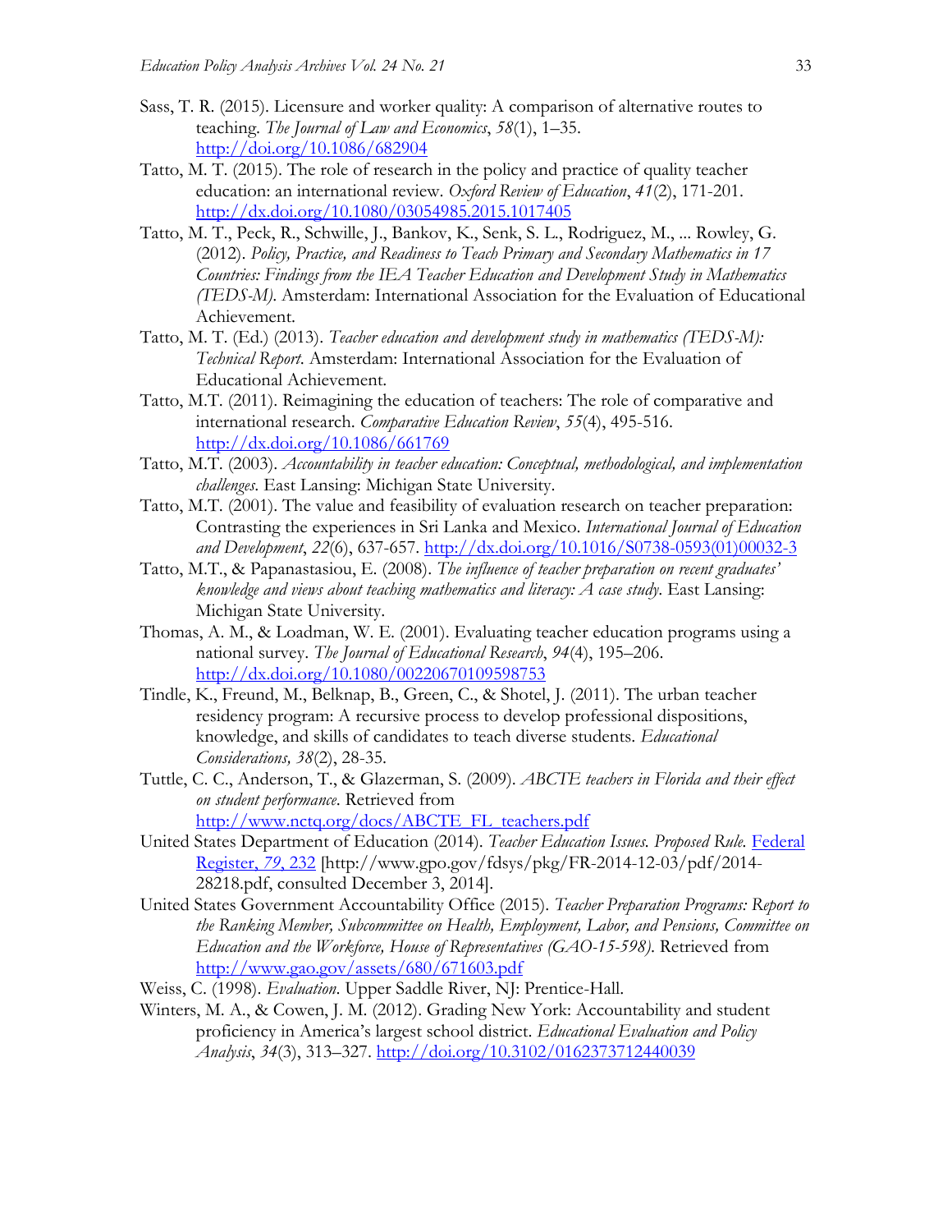Sass, T. R. (2015). Licensure and worker quality: A comparison of alternative routes to teaching. *The Journal of Law and Economics*, *58*(1), 1–35. http://doi.org/10.1086/682904

Tatto, M. T. (2015). The role of research in the policy and practice of quality teacher education: an international review. *Oxford Review of Education*, *41*(2), 171-201. http://dx.doi.org/10.1080/03054985.2015.1017405

Tatto, M. T., Peck, R., Schwille, J., Bankov, K., Senk, S. L., Rodriguez, M., ... Rowley, G. (2012). *Policy, Practice, and Readiness to Teach Primary and Secondary Mathematics in 17 Countries: Findings from the IEA Teacher Education and Development Study in Mathematics (TEDS-M)*. Amsterdam: International Association for the Evaluation of Educational Achievement.

Tatto, M. T. (Ed.) (2013). *Teacher education and development study in mathematics (TEDS-M): Technical Report*. Amsterdam: International Association for the Evaluation of Educational Achievement.

Tatto, M.T. (2011). Reimagining the education of teachers: The role of comparative and international research. *Comparative Education Review*, *55*(4), 495-516. http://dx.doi.org/10.1086/661769

Tatto, M.T. (2003). *Accountability in teacher education: Conceptual, methodological, and implementation challenges*. East Lansing: Michigan State University.

Tatto, M.T. (2001). The value and feasibility of evaluation research on teacher preparation: Contrasting the experiences in Sri Lanka and Mexico. *International Journal of Education and Development*, *22*(6), 637-657. http://dx.doi.org/10.1016/S0738-0593(01)00032-3

Tatto, M.T., & Papanastasiou, E. (2008). *The influence of teacher preparation on recent graduates' knowledge and views about teaching mathematics and literacy: A case study*. East Lansing: Michigan State University.

Thomas, A. M., & Loadman, W. E. (2001). Evaluating teacher education programs using a national survey. *The Journal of Educational Research*, *94*(4), 195–206. http://dx.doi.org/10.1080/00220670109598753

Tindle, K., Freund, M., Belknap, B., Green, C., & Shotel, J. (2011). The urban teacher residency program: A recursive process to develop professional dispositions, knowledge, and skills of candidates to teach diverse students. *Educational Considerations, 38*(2), 28-35.

Tuttle, C. C., Anderson, T., & Glazerman, S. (2009). *ABCTE teachers in Florida and their effect on student performance*. Retrieved from http://www.nctq.org/docs/ABCTE_FL_teachers.pdf

United States Department of Education (2014). *Teacher Education Issues. Proposed Rule.* Federal Register, *79*, 232 [http://www.gpo.gov/fdsys/pkg/FR-2014-12-03/pdf/2014-28218.pdf, consulted December 3, 2014].

United States Government Accountability Office (2015). *Teacher Preparation Programs: Report to the Ranking Member, Subcommittee on Health, Employment, Labor, and Pensions, Committee on Education and the Workforce, House of Representatives (GAO-15-598)*. Retrieved from http://www.gao.gov/assets/680/671603.pdf

Weiss, C. (1998). *Evaluation*. Upper Saddle River, NJ: Prentice-Hall.

Winters, M. A., & Cowen, J. M. (2012). Grading New York: Accountability and student proficiency in America's largest school district. *Educational Evaluation and Policy Analysis*, *34*(3), 313–327. http://doi.org/10.3102/0162373712440039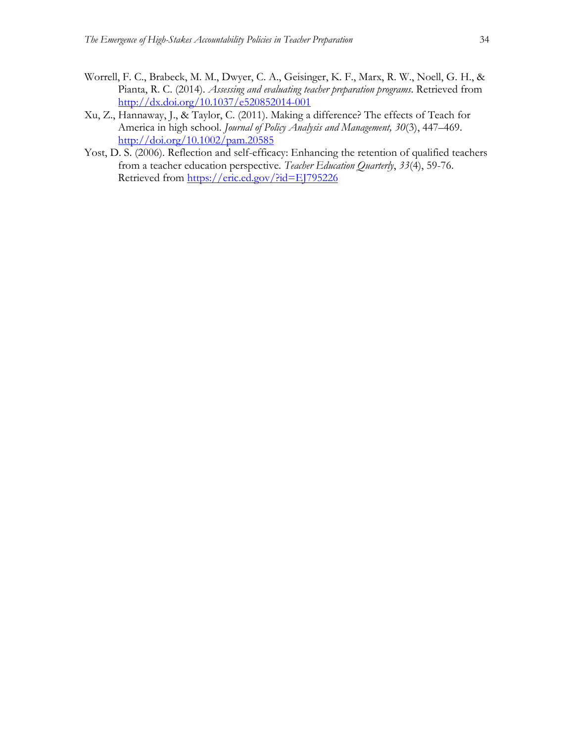Worrell, F. C., Brabeck, M. M., Dwyer, C. A., Geisinger, K. F., Marx, R. W., Noell, G. H., & Pianta, R. C. (2014). *Assessing and evaluating teacher preparation programs*. Retrieved from http://dx.doi.org/10.1037/e520852014-001

Xu, Z., Hannaway, J., & Taylor, C. (2011). Making a difference? The effects of Teach for America in high school. *Journal of Policy Analysis and Management, 30*(3), 447–469. http://doi.org/10.1002/pam.20585

Yost, D. S. (2006). Reflection and self-efficacy: Enhancing the retention of qualified teachers from a teacher education perspective. *Teacher Education Quarterly*, *33*(4), 59-76. Retrieved from https://eric.ed.gov/?id=EJ795226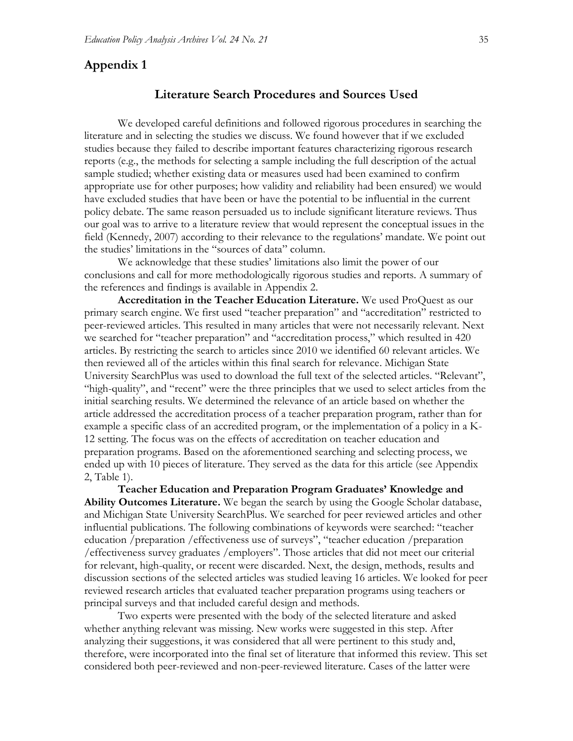## Appendix 1

### Literature Search Procedures and Sources Used

We developed careful definitions and followed rigorous procedures in searching the literature and in selecting the studies we discuss. We found however that if we excluded studies because they failed to describe important features characterizing rigorous research reports (e.g., the methods for selecting a sample including the full description of the actual sample studied; whether existing data or measures used had been examined to confirm appropriate use for other purposes; how validity and reliability had been ensured) we would have excluded studies that have been or have the potential to be influential in the current policy debate. The same reason persuaded us to include significant literature reviews. Thus our goal was to arrive to a literature review that would represent the conceptual issues in the field (Kennedy, 2007) according to their relevance to the regulations' mandate. We point out the studies' limitations in the "sources of data" column.

We acknowledge that these studies' limitations also limit the power of our conclusions and call for more methodologically rigorous studies and reports. A summary of the references and findings is available in Appendix 2.

**Accreditation in the Teacher Education Literature.** We used ProQuest as our primary search engine. We first used "teacher preparation" and "accreditation" restricted to peer-reviewed articles. This resulted in many articles that were not necessarily relevant. Next we searched for "teacher preparation" and "accreditation process," which resulted in 420 articles. By restricting the search to articles since 2010 we identified 60 relevant articles. We then reviewed all of the articles within this final search for relevance. Michigan State University SearchPlus was used to download the full text of the selected articles. "Relevant", "high-quality", and "recent" were the three principles that we used to select articles from the initial searching results. We determined the relevance of an article based on whether the article addressed the accreditation process of a teacher preparation program, rather than for example a specific class of an accredited program, or the implementation of a policy in a K-12 setting. The focus was on the effects of accreditation on teacher education and preparation programs. Based on the aforementioned searching and selecting process, we ended up with 10 pieces of literature. They served as the data for this article (see Appendix 2, Table 1).

**Teacher Education and Preparation Program Graduates' Knowledge and Ability Outcomes Literature.** We began the search by using the Google Scholar database, and Michigan State University SearchPlus. We searched for peer reviewed articles and other influential publications. The following combinations of keywords were searched: "teacher education /preparation /effectiveness use of surveys", "teacher education /preparation /effectiveness survey graduates /employers". Those articles that did not meet our criterial for relevant, high-quality, or recent were discarded. Next, the design, methods, results and discussion sections of the selected articles was studied leaving 16 articles. We looked for peer reviewed research articles that evaluated teacher preparation programs using teachers or principal surveys and that included careful design and methods.

Two experts were presented with the body of the selected literature and asked whether anything relevant was missing. New works were suggested in this step. After analyzing their suggestions, it was considered that all were pertinent to this study and, therefore, were incorporated into the final set of literature that informed this review. This set considered both peer-reviewed and non-peer-reviewed literature. Cases of the latter were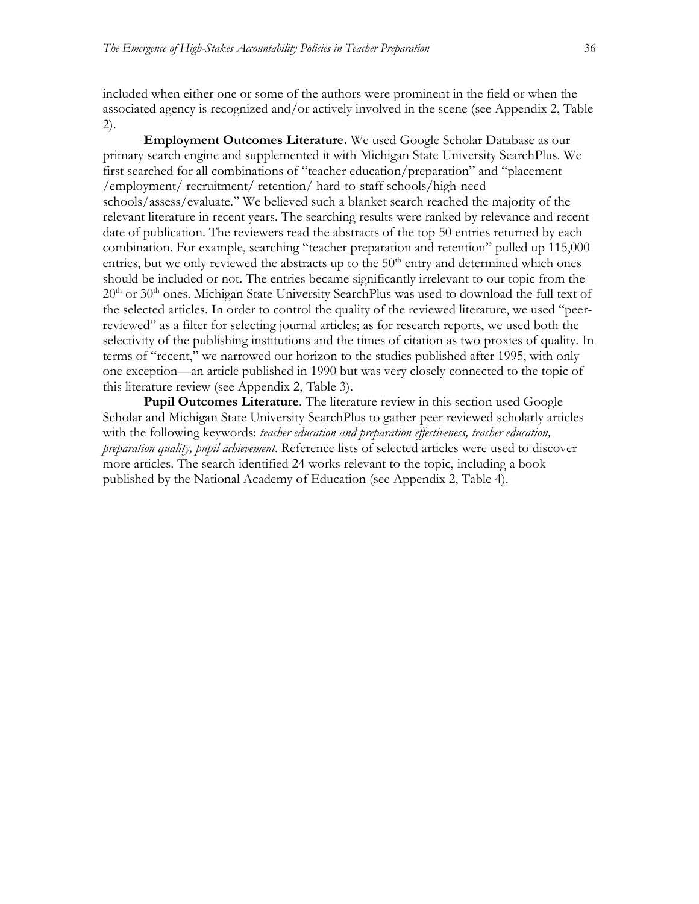included when either one or some of the authors were prominent in the field or when the associated agency is recognized and/or actively involved in the scene (see Appendix 2, Table 2).

**Employment Outcomes Literature.** We used Google Scholar Database as our primary search engine and supplemented it with Michigan State University SearchPlus. We first searched for all combinations of "teacher education/preparation" and "placement /employment/ recruitment/ retention/ hard-to-staff schools/high-need schools/assess/evaluate." We believed such a blanket search reached the majority of the relevant literature in recent years. The searching results were ranked by relevance and recent date of publication. The reviewers read the abstracts of the top 50 entries returned by each combination. For example, searching "teacher preparation and retention" pulled up 115,000 entries, but we only reviewed the abstracts up to the 50th entry and determined which ones should be included or not. The entries became significantly irrelevant to our topic from the 20th or 30th ones. Michigan State University SearchPlus was used to download the full text of the selected articles. In order to control the quality of the reviewed literature, we used "peer-reviewed" as a filter for selecting journal articles; as for research reports, we used both the selectivity of the publishing institutions and the times of citation as two proxies of quality. In terms of "recent," we narrowed our horizon to the studies published after 1995, with only one exception—an article published in 1990 but was very closely connected to the topic of this literature review (see Appendix 2, Table 3).

**Pupil Outcomes Literature**. The literature review in this section used Google Scholar and Michigan State University SearchPlus to gather peer reviewed scholarly articles with the following keywords: *teacher education and preparation effectiveness, teacher education, preparation quality, pupil achievement*. Reference lists of selected articles were used to discover more articles. The search identified 24 works relevant to the topic, including a book published by the National Academy of Education (see Appendix 2, Table 4).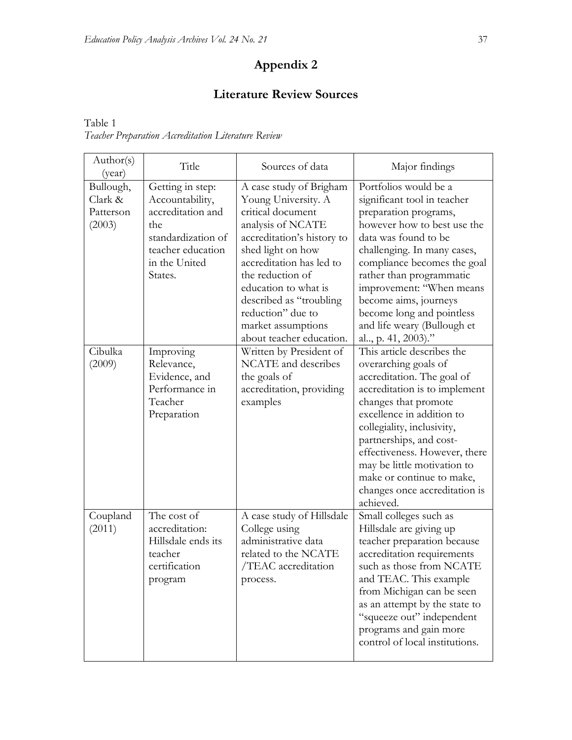# Appendix 2

## Literature Review Sources

Table 1
*Teacher Preparation Accreditation Literature Review*

| Author(s) (year) | Title | Sources of data | Major findings |
|---|---|---|---|
| Bullough, Clark & Patterson (2003) | Getting in step: Accountability, accreditation and the standardization of teacher education in the United States. | A case study of Brigham Young University. A critical document analysis of NCATE accreditation's history to shed light on how accreditation has led to the reduction of education to what is described as "troubling reduction" due to market assumptions about teacher education. | Portfolios would be a significant tool in teacher preparation programs, however how to best use the data was found to be challenging. In many cases, compliance becomes the goal rather than programmatic improvement: "When means become aims, journeys become long and pointless and life weary (Bullough et al.., p. 41, 2003)." |
| Cibulka (2009) | Improving Relevance, Evidence, and Performance in Teacher Preparation | Written by President of NCATE and describes the goals of accreditation, providing examples | This article describes the overarching goals of accreditation. The goal of accreditation is to implement changes that promote excellence in addition to collegiality, inclusivity, partnerships, and cost-effectiveness. However, there may be little motivation to make or continue to make, changes once accreditation is achieved. |
| Coupland (2011) | The cost of accreditation: Hillsdale ends its teacher certification program | A case study of Hillsdale College using administrative data related to the NCATE /TEAC accreditation process. | Small colleges such as Hillsdale are giving up teacher preparation because accreditation requirements such as those from NCATE and TEAC. This example from Michigan can be seen as an attempt by the state to "squeeze out" independent programs and gain more control of local institutions. |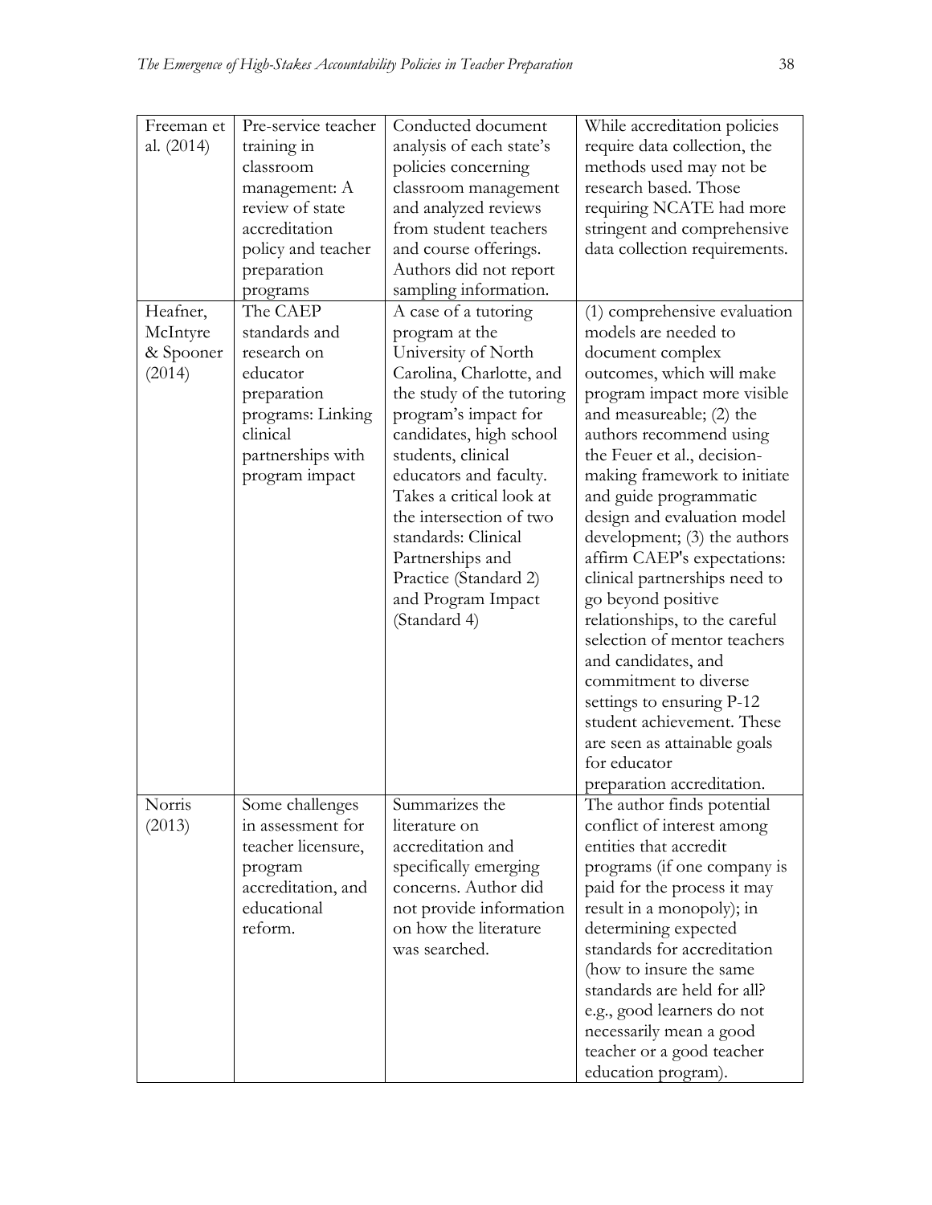| | | | |
|---|---|---|---|
| Freeman et al. (2014) | Pre-service teacher training in classroom management: A review of state accreditation policy and teacher preparation programs | Conducted document analysis of each state's policies concerning classroom management and analyzed reviews from student teachers and course offerings. Authors did not report sampling information. | While accreditation policies require data collection, the methods used may not be research based. Those requiring NCATE had more stringent and comprehensive data collection requirements. |
| Heafner, McIntyre & Spooner (2014) | The CAEP standards and research on educator preparation programs: Linking clinical partnerships with program impact | A case of a tutoring program at the University of North Carolina, Charlotte, and the study of the tutoring program's impact for candidates, high school students, clinical educators and faculty. Takes a critical look at the intersection of two standards: Clinical Partnerships and Practice (Standard 2) and Program Impact (Standard 4) | (1) comprehensive evaluation models are needed to document complex outcomes, which will make program impact more visible and measureable; (2) the authors recommend using the Feuer et al., decision-making framework to initiate and guide programmatic design and evaluation model development; (3) the authors affirm CAEP's expectations: clinical partnerships need to go beyond positive relationships, to the careful selection of mentor teachers and candidates, and commitment to diverse settings to ensuring P-12 student achievement. These are seen as attainable goals for educator preparation accreditation. |
| Norris (2013) | Some challenges in assessment for teacher licensure, program accreditation, and educational reform. | Summarizes the literature on accreditation and specifically emerging concerns. Author did not provide information on how the literature was searched. | The author finds potential conflict of interest among entities that accredit programs (if one company is paid for the process it may result in a monopoly); in determining expected standards for accreditation (how to insure the same standards are held for all? e.g., good learners do not necessarily mean a good teacher or a good teacher education program). |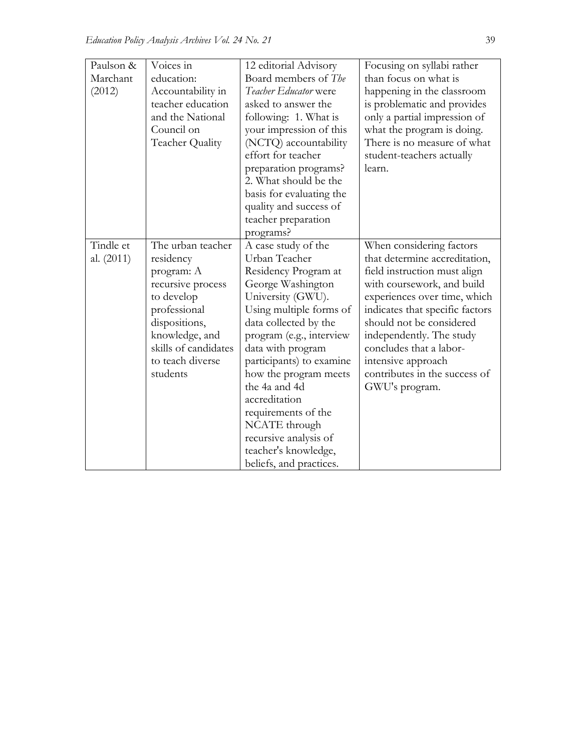| Paulson & Marchant (2012) | Voices in education: Accountability in teacher education and the National Council on Teacher Quality | 12 editorial Advisory Board members of *The Teacher Educator* were asked to answer the following: 1. What is your impression of this (NCTQ) accountability effort for teacher preparation programs? 2. What should be the basis for evaluating the quality and success of teacher preparation programs? | Focusing on syllabi rather than focus on what is happening in the classroom is problematic and provides only a partial impression of what the program is doing. There is no measure of what student-teachers actually learn. |
|---|---|---|---|
| Tindle et al. (2011) | The urban teacher residency program: A recursive process to develop professional dispositions, knowledge, and skills of candidates to teach diverse students | A case study of the Urban Teacher Residency Program at George Washington University (GWU). Using multiple forms of data collected by the program (e.g., interview data with program participants) to examine how the program meets the 4a and 4d accreditation requirements of the NCATE through recursive analysis of teacher's knowledge, beliefs, and practices. | When considering factors that determine accreditation, field instruction must align with coursework, and build experiences over time, which indicates that specific factors should not be considered independently. The study concludes that a labor-intensive approach contributes in the success of GWU's program. |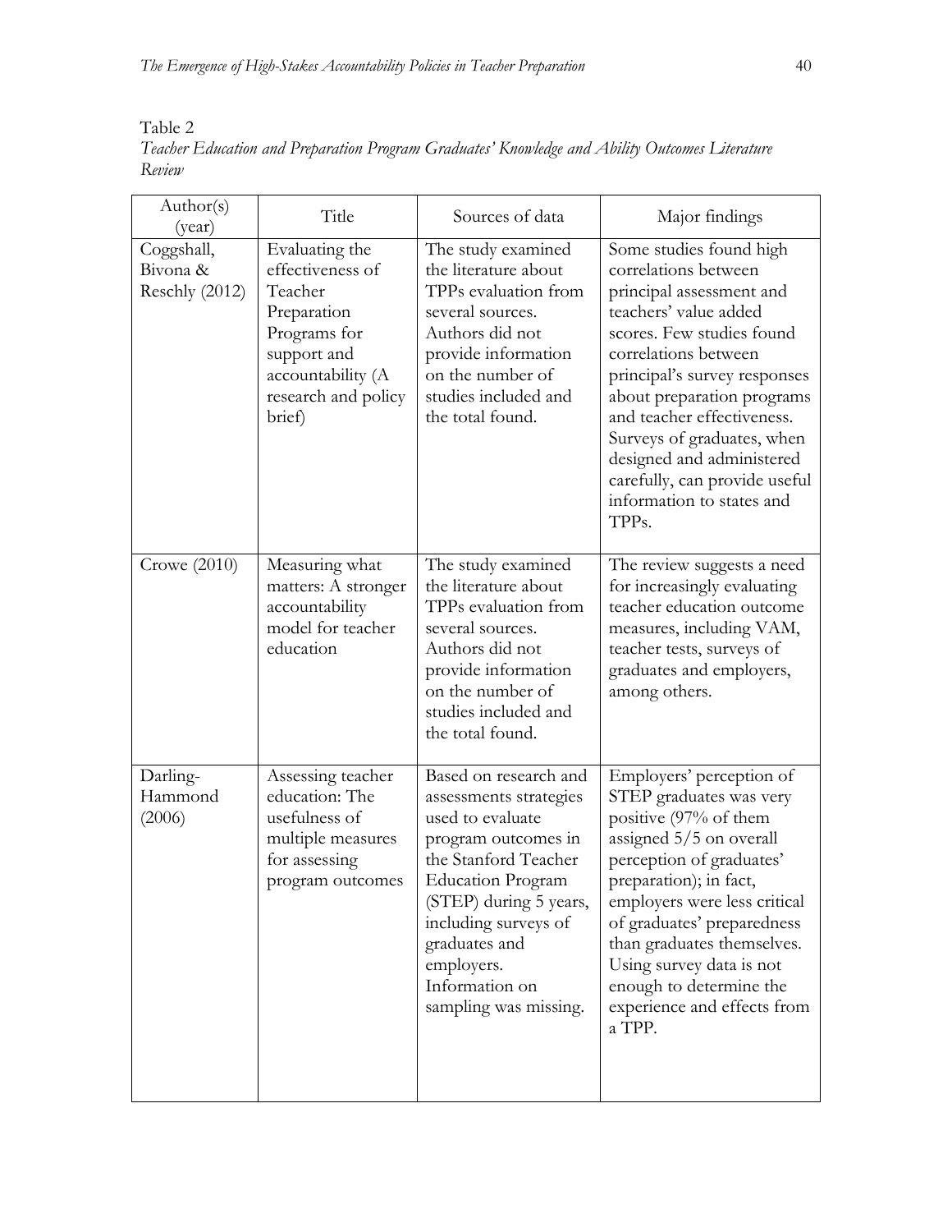Table 2

*Teacher Education and Preparation Program Graduates' Knowledge and Ability Outcomes Literature Review*

| Author(s) (year) | Title | Sources of data | Major findings |
|---|---|---|---|
| Coggshall, Bivona & Reschly (2012) | Evaluating the effectiveness of Teacher Preparation Programs for support and accountability (A research and policy brief) | The study examined the literature about TPPs evaluation from several sources. Authors did not provide information on the number of studies included and the total found. | Some studies found high correlations between principal assessment and teachers' value added scores. Few studies found correlations between principal's survey responses about preparation programs and teacher effectiveness. Surveys of graduates, when designed and administered carefully, can provide useful information to states and TPPs. |
| Crowe (2010) | Measuring what matters: A stronger accountability model for teacher education | The study examined the literature about TPPs evaluation from several sources. Authors did not provide information on the number of studies included and the total found. | The review suggests a need for increasingly evaluating teacher education outcome measures, including VAM, teacher tests, surveys of graduates and employers, among others. |
| Darling-Hammond (2006) | Assessing teacher education: The usefulness of multiple measures for assessing program outcomes | Based on research and assessments strategies used to evaluate program outcomes in the Stanford Teacher Education Program (STEP) during 5 years, including surveys of graduates and employers. Information on sampling was missing. | Employers' perception of STEP graduates was very positive (97% of them assigned 5/5 on overall perception of graduates' preparation); in fact, employers were less critical of graduates' preparedness than graduates themselves. Using survey data is not enough to determine the experience and effects from a TPP. |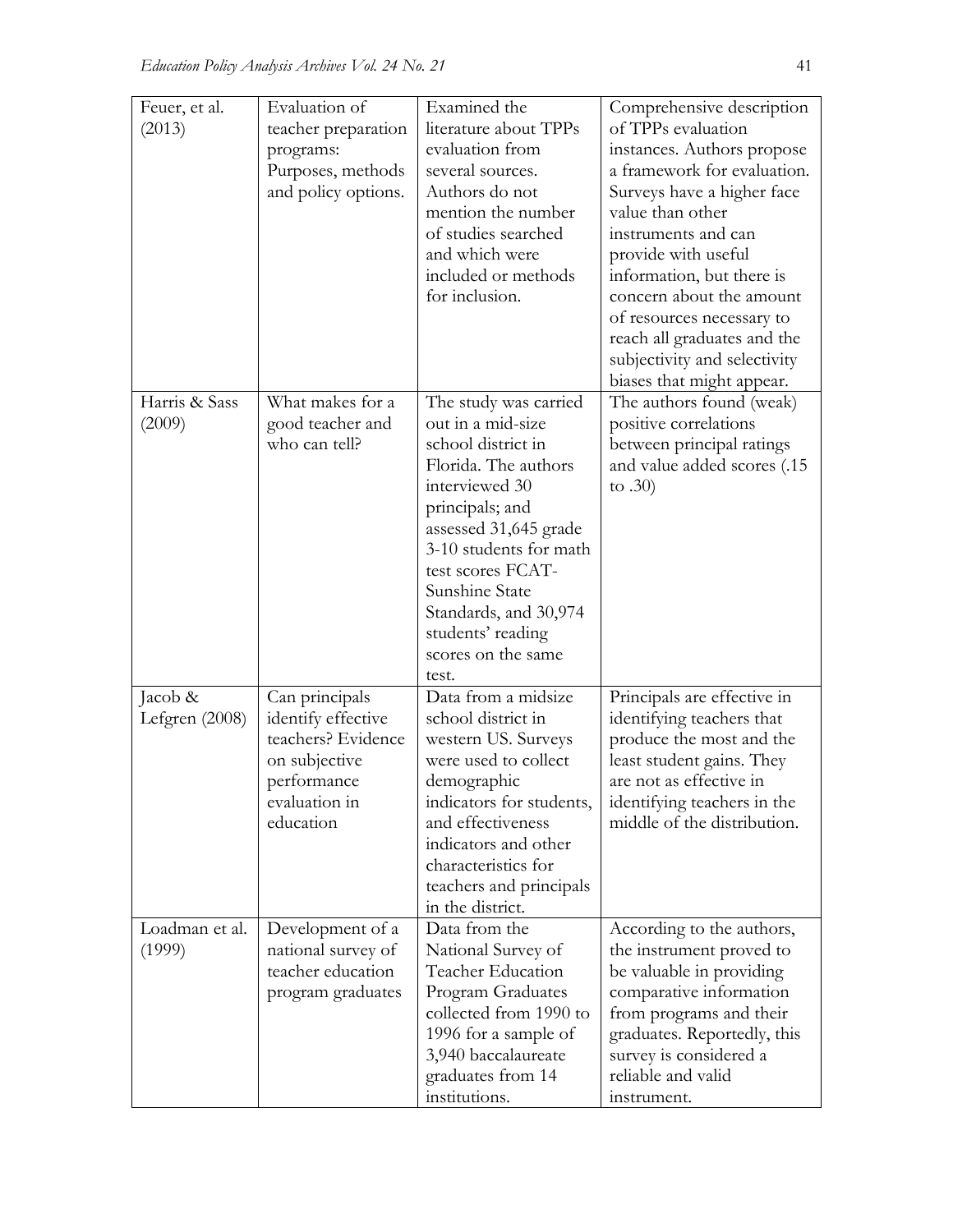| | | | |
|---|---|---|---|
| Feuer, et al. (2013) | Evaluation of teacher preparation programs: Purposes, methods and policy options. | Examined the literature about TPPs evaluation from several sources. Authors do not mention the number of studies searched and which were included or methods for inclusion. | Comprehensive description of TPPs evaluation instances. Authors propose a framework for evaluation. Surveys have a higher face value than other instruments and can provide with useful information, but there is concern about the amount of resources necessary to reach all graduates and the subjectivity and selectivity biases that might appear. |
| Harris & Sass (2009) | What makes for a good teacher and who can tell? | The study was carried out in a mid-size school district in Florida. The authors interviewed 30 principals; and assessed 31,645 grade 3-10 students for math test scores FCAT-Sunshine State Standards, and 30,974 students' reading scores on the same test. | The authors found (weak) positive correlations between principal ratings and value added scores (.15 to .30) |
| Jacob & Lefgren (2008) | Can principals identify effective teachers? Evidence on subjective performance evaluation in education | Data from a midsize school district in western US. Surveys were used to collect demographic indicators for students, and effectiveness indicators and other characteristics for teachers and principals in the district. | Principals are effective in identifying teachers that produce the most and the least student gains. They are not as effective in identifying teachers in the middle of the distribution. |
| Loadman et al. (1999) | Development of a national survey of teacher education program graduates | Data from the National Survey of Teacher Education Program Graduates collected from 1990 to 1996 for a sample of 3,940 baccalaureate graduates from 14 institutions. | According to the authors, the instrument proved to be valuable in providing comparative information from programs and their graduates. Reportedly, this survey is considered a reliable and valid instrument. |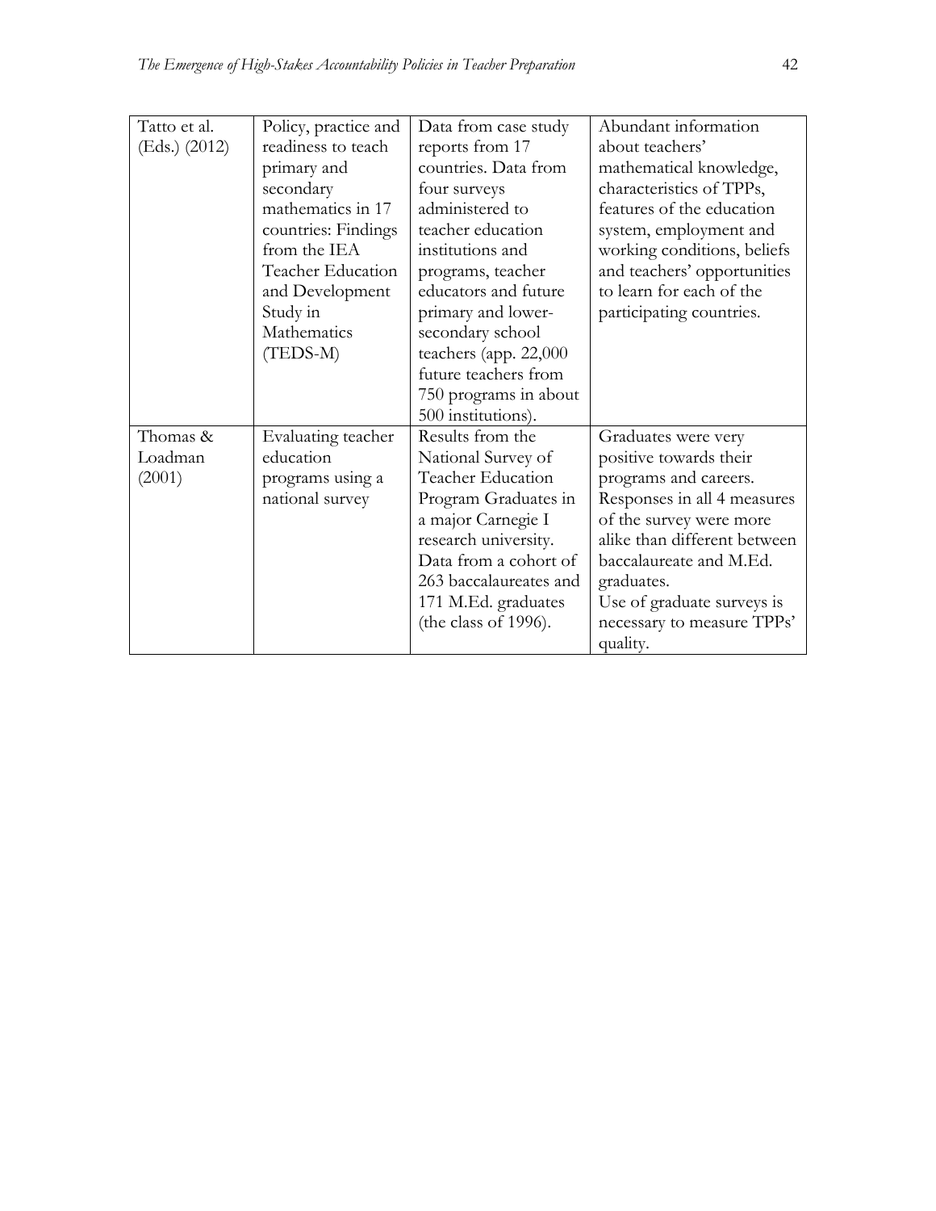| | | | |
|---|---|---|---|
| Tatto et al. (Eds.) (2012) | Policy, practice and readiness to teach primary and secondary mathematics in 17 countries: Findings from the IEA Teacher Education and Development Study in Mathematics (TEDS-M) | Data from case study reports from 17 countries. Data from four surveys administered to teacher education institutions and programs, teacher educators and future primary and lower-secondary school teachers (app. 22,000 future teachers from 750 programs in about 500 institutions). | Abundant information about teachers' mathematical knowledge, characteristics of TPPs, features of the education system, employment and working conditions, beliefs and teachers' opportunities to learn for each of the participating countries. |
| Thomas & Loadman (2001) | Evaluating teacher education programs using a national survey | Results from the National Survey of Teacher Education Program Graduates in a major Carnegie I research university. Data from a cohort of 263 baccalaureates and 171 M.Ed. graduates (the class of 1996). | Graduates were very positive towards their programs and careers. Responses in all 4 measures of the survey were more alike than different between baccalaureate and M.Ed. graduates. Use of graduate surveys is necessary to measure TPPs' quality. |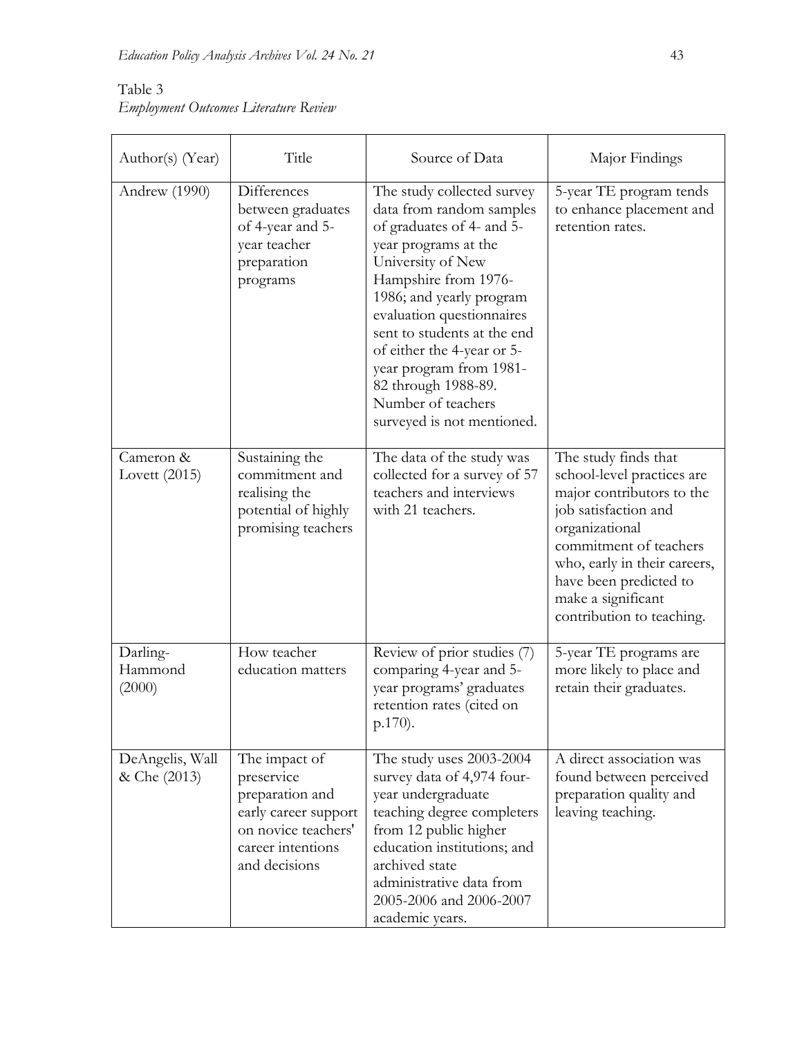Table 3
*Employment Outcomes Literature Review*

| Author(s) (Year) | Title | Source of Data | Major Findings |
|---|---|---|---|
| Andrew (1990) | Differences between graduates of 4-year and 5-year teacher preparation programs | The study collected survey data from random samples of graduates of 4- and 5-year programs at the University of New Hampshire from 1976-1986; and yearly program evaluation questionnaires sent to students at the end of either the 4-year or 5-year program from 1981-82 through 1988-89. Number of teachers surveyed is not mentioned. | 5-year TE program tends to enhance placement and retention rates. |
| Cameron & Lovett (2015) | Sustaining the commitment and realising the potential of highly promising teachers | The data of the study was collected for a survey of 57 teachers and interviews with 21 teachers. | The study finds that school-level practices are major contributors to the job satisfaction and organizational commitment of teachers who, early in their careers, have been predicted to make a significant contribution to teaching. |
| Darling-Hammond (2000) | How teacher education matters | Review of prior studies (7) comparing 4-year and 5-year programs' graduates retention rates (cited on p.170). | 5-year TE programs are more likely to place and retain their graduates. |
| DeAngelis, Wall & Che (2013) | The impact of preservice preparation and early career support on novice teachers' career intentions and decisions | The study uses 2003-2004 survey data of 4,974 four-year undergraduate teaching degree completers from 12 public higher education institutions; and archived state administrative data from 2005-2006 and 2006-2007 academic years. | A direct association was found between perceived preparation quality and leaving teaching. |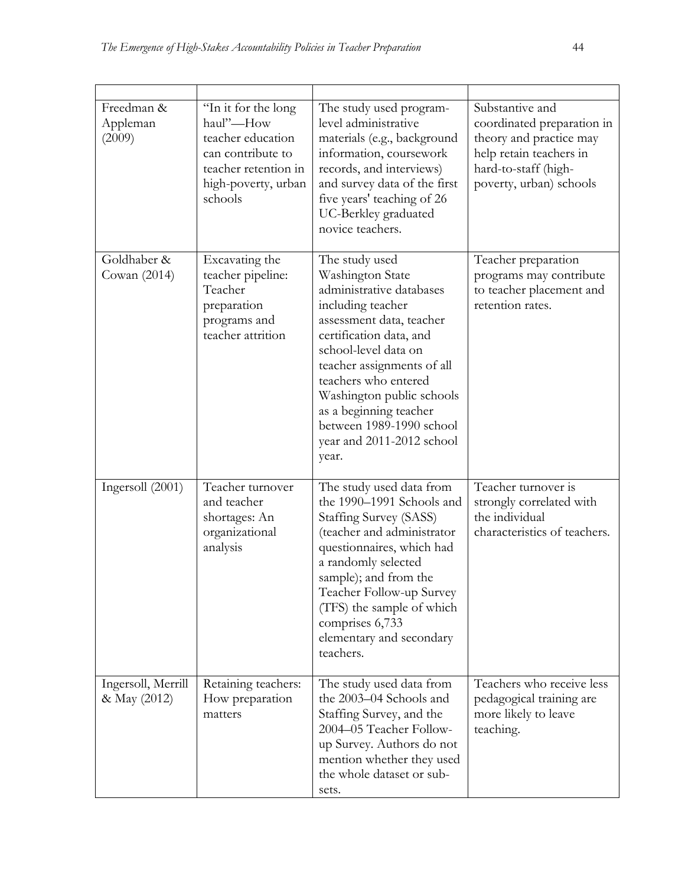| | | | |
|---|---|---|---|
| Freedman & Appleman (2009) | "In it for the long haul"—How teacher education can contribute to teacher retention in high-poverty, urban schools | The study used program-level administrative materials (e.g., background information, coursework records, and interviews) and survey data of the first five years' teaching of 26 UC-Berkley graduated novice teachers. | Substantive and coordinated preparation in theory and practice may help retain teachers in hard-to-staff (high-poverty, urban) schools |
| Goldhaber & Cowan (2014) | Excavating the teacher pipeline: Teacher preparation programs and teacher attrition | The study used Washington State administrative databases including teacher assessment data, teacher certification data, and school-level data on teacher assignments of all teachers who entered Washington public schools as a beginning teacher between 1989-1990 school year and 2011-2012 school year. | Teacher preparation programs may contribute to teacher placement and retention rates. |
| Ingersoll (2001) | Teacher turnover and teacher shortages: An organizational analysis | The study used data from the 1990–1991 Schools and Staffing Survey (SASS) (teacher and administrator questionnaires, which had a randomly selected sample); and from the Teacher Follow-up Survey (TFS) the sample of which comprises 6,733 elementary and secondary teachers. | Teacher turnover is strongly correlated with the individual characteristics of teachers. |
| Ingersoll, Merrill & May (2012) | Retaining teachers: How preparation matters | The study used data from the 2003–04 Schools and Staffing Survey, and the 2004–05 Teacher Follow-up Survey. Authors do not mention whether they used the whole dataset or sub-sets. | Teachers who receive less pedagogical training are more likely to leave teaching. |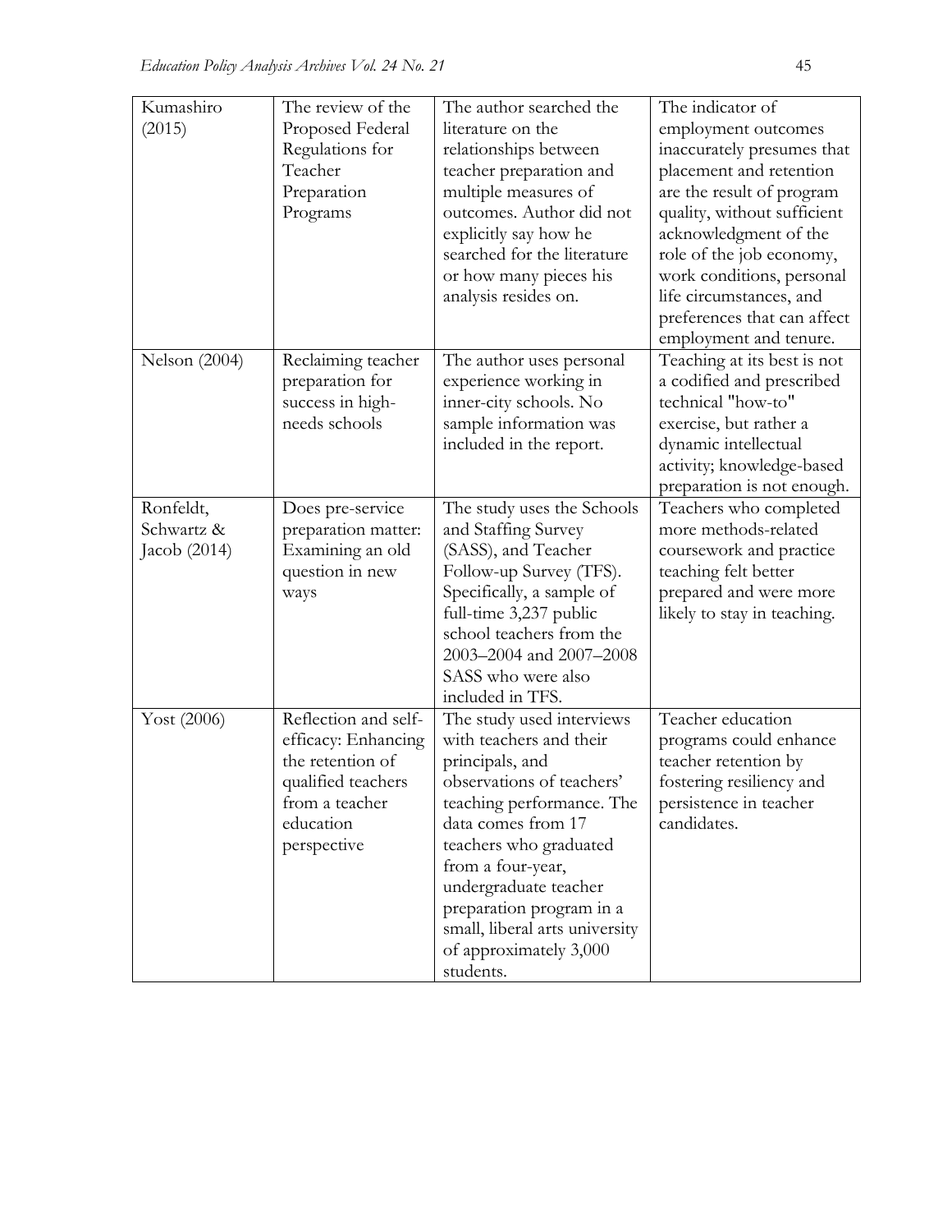| | | | |
|---|---|---|---|
| Kumashiro (2015) | The review of the Proposed Federal Regulations for Teacher Preparation Programs | The author searched the literature on the relationships between teacher preparation and multiple measures of outcomes. Author did not explicitly say how he searched for the literature or how many pieces his analysis resides on. | The indicator of employment outcomes inaccurately presumes that placement and retention are the result of program quality, without sufficient acknowledgment of the role of the job economy, work conditions, personal life circumstances, and preferences that can affect employment and tenure. |
| Nelson (2004) | Reclaiming teacher preparation for success in high-needs schools | The author uses personal experience working in inner-city schools. No sample information was included in the report. | Teaching at its best is not a codified and prescribed technical "how-to" exercise, but rather a dynamic intellectual activity; knowledge-based preparation is not enough. |
| Ronfeldt, Schwartz & Jacob (2014) | Does pre-service preparation matter: Examining an old question in new ways | The study uses the Schools and Staffing Survey (SASS), and Teacher Follow-up Survey (TFS). Specifically, a sample of full-time 3,237 public school teachers from the 2003–2004 and 2007–2008 SASS who were also included in TFS. | Teachers who completed more methods-related coursework and practice teaching felt better prepared and were more likely to stay in teaching. |
| Yost (2006) | Reflection and self-efficacy: Enhancing the retention of qualified teachers from a teacher education perspective | The study used interviews with teachers and their principals, and observations of teachers' teaching performance. The data comes from 17 teachers who graduated from a four-year, undergraduate teacher preparation program in a small, liberal arts university of approximately 3,000 students. | Teacher education programs could enhance teacher retention by fostering resiliency and persistence in teacher candidates. |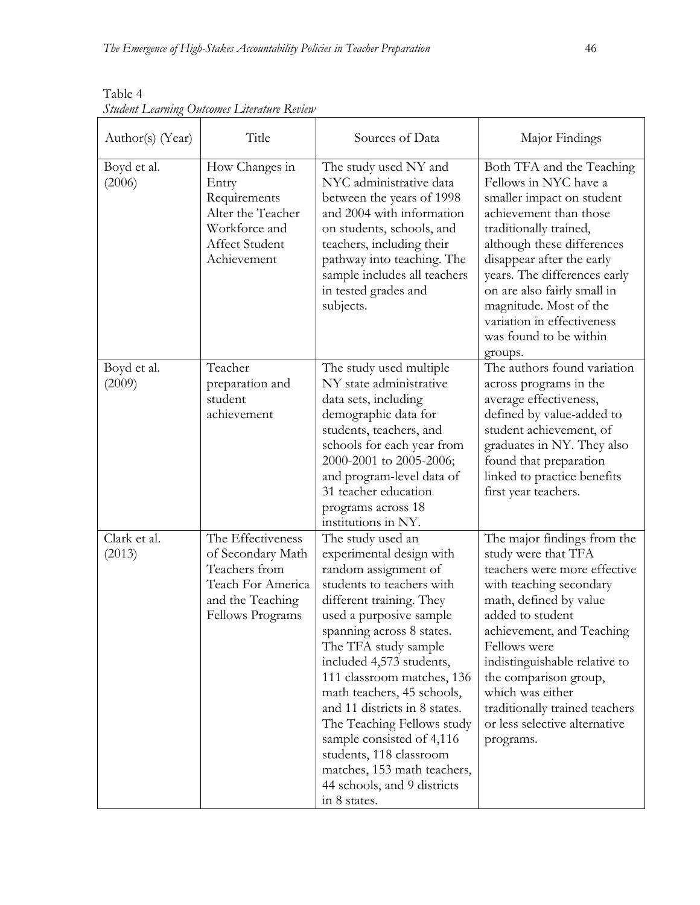Table 4
*Student Learning Outcomes Literature Review*

| Author(s) (Year) | Title | Sources of Data | Major Findings |
|---|---|---|---|
| Boyd et al. (2006) | How Changes in Entry Requirements Alter the Teacher Workforce and Affect Student Achievement | The study used NY and NYC administrative data between the years of 1998 and 2004 with information on students, schools, and teachers, including their pathway into teaching. The sample includes all teachers in tested grades and subjects. | Both TFA and the Teaching Fellows in NYC have a smaller impact on student achievement than those traditionally trained, although these differences disappear after the early years. The differences early on are also fairly small in magnitude. Most of the variation in effectiveness was found to be within groups. |
| Boyd et al. (2009) | Teacher preparation and student achievement | The study used multiple NY state administrative data sets, including demographic data for students, teachers, and schools for each year from 2000-2001 to 2005-2006; and program-level data of 31 teacher education programs across 18 institutions in NY. | The authors found variation across programs in the average effectiveness, defined by value-added to student achievement, of graduates in NY. They also found that preparation linked to practice benefits first year teachers. |
| Clark et al. (2013) | The Effectiveness of Secondary Math Teachers from Teach For America and the Teaching Fellows Programs | The study used an experimental design with random assignment of students to teachers with different training. They used a purposive sample spanning across 8 states. The TFA study sample included 4,573 students, 111 classroom matches, 136 math teachers, 45 schools, and 11 districts in 8 states. The Teaching Fellows study sample consisted of 4,116 students, 118 classroom matches, 153 math teachers, 44 schools, and 9 districts in 8 states. | The major findings from the study were that TFA teachers were more effective with teaching secondary math, defined by value added to student achievement, and Teaching Fellows were indistinguishable relative to the comparison group, which was either traditionally trained teachers or less selective alternative programs. |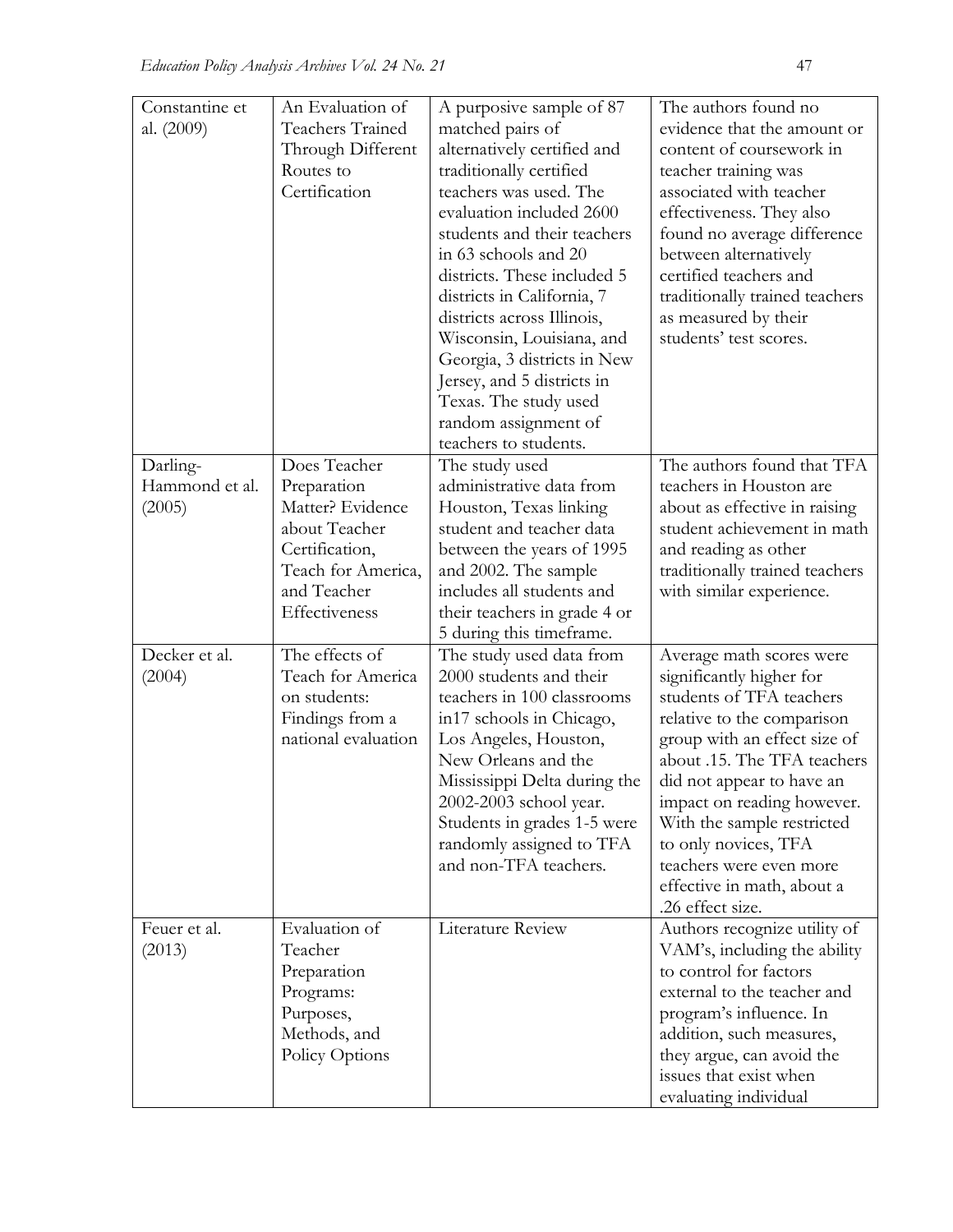| | | | |
|---|---|---|---|
| Constantine et al. (2009) | An Evaluation of Teachers Trained Through Different Routes to Certification | A purposive sample of 87 matched pairs of alternatively certified and traditionally certified teachers was used. The evaluation included 2600 students and their teachers in 63 schools and 20 districts. These included 5 districts in California, 7 districts across Illinois, Wisconsin, Louisiana, and Georgia, 3 districts in New Jersey, and 5 districts in Texas. The study used random assignment of teachers to students. | The authors found no evidence that the amount or content of coursework in teacher training was associated with teacher effectiveness. They also found no average difference between alternatively certified teachers and traditionally trained teachers as measured by their students' test scores. |
| Darling-Hammond et al. (2005) | Does Teacher Preparation Matter? Evidence about Teacher Certification, Teach for America, and Teacher Effectiveness | The study used administrative data from Houston, Texas linking student and teacher data between the years of 1995 and 2002. The sample includes all students and their teachers in grade 4 or 5 during this timeframe. | The authors found that TFA teachers in Houston are about as effective in raising student achievement in math and reading as other traditionally trained teachers with similar experience. |
| Decker et al. (2004) | The effects of Teach for America on students: Findings from a national evaluation | The study used data from 2000 students and their teachers in 100 classrooms in17 schools in Chicago, Los Angeles, Houston, New Orleans and the Mississippi Delta during the 2002-2003 school year. Students in grades 1-5 were randomly assigned to TFA and non-TFA teachers. | Average math scores were significantly higher for students of TFA teachers relative to the comparison group with an effect size of about .15. The TFA teachers did not appear to have an impact on reading however. With the sample restricted to only novices, TFA teachers were even more effective in math, about a .26 effect size. |
| Feuer et al. (2013) | Evaluation of Teacher Preparation Programs: Purposes, Methods, and Policy Options | Literature Review | Authors recognize utility of VAM's, including the ability to control for factors external to the teacher and program's influence. In addition, such measures, they argue, can avoid the issues that exist when evaluating individual |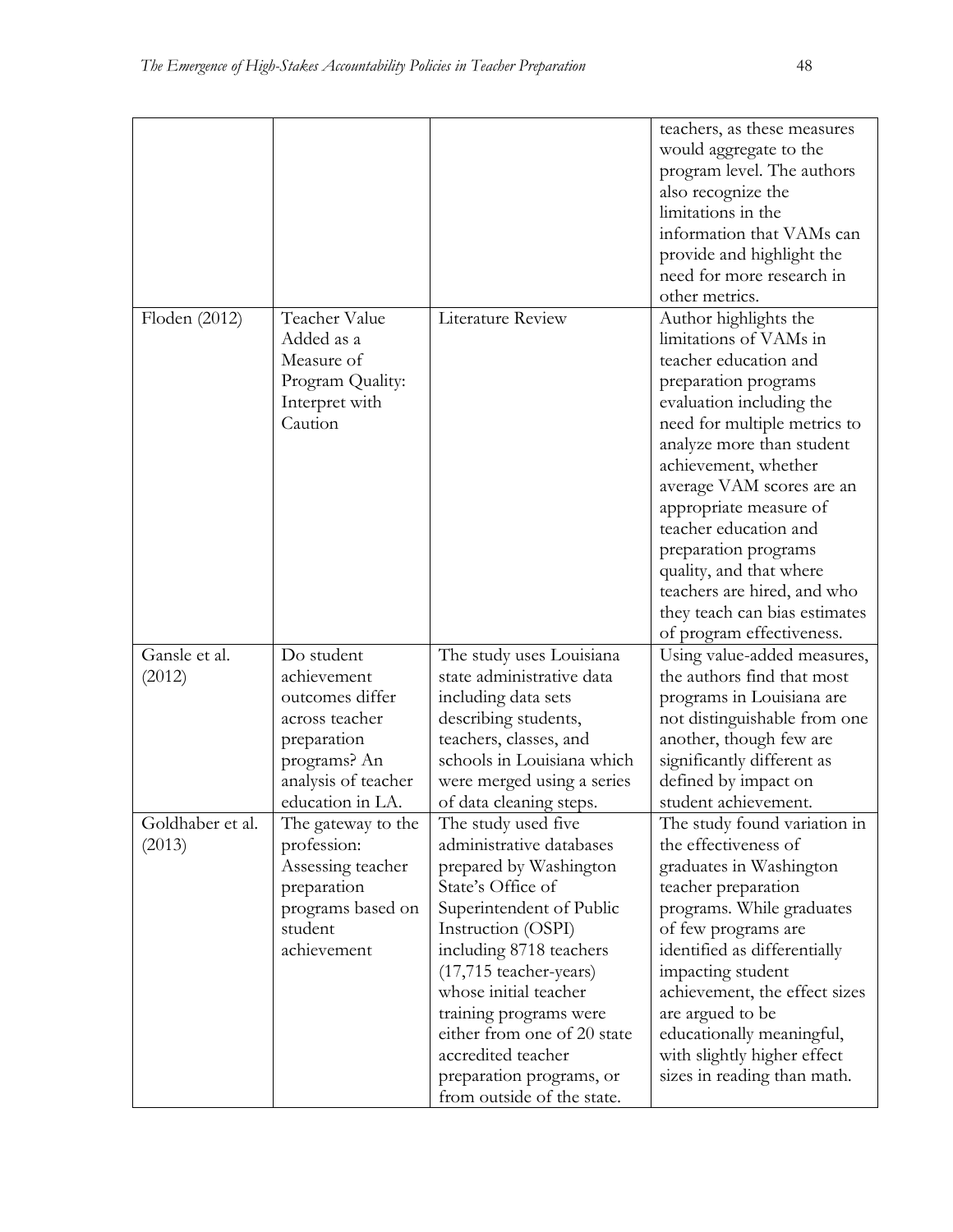| | | | |
|---|---|---|---|
| | | | teachers, as these measures would aggregate to the program level. The authors also recognize the limitations in the information that VAMs can provide and highlight the need for more research in other metrics. |
| Floden (2012) | Teacher Value Added as a Measure of Program Quality: Interpret with Caution | Literature Review | Author highlights the limitations of VAMs in teacher education and preparation programs evaluation including the need for multiple metrics to analyze more than student achievement, whether average VAM scores are an appropriate measure of teacher education and preparation programs quality, and that where teachers are hired, and who they teach can bias estimates of program effectiveness. |
| Gansle et al. (2012) | Do student achievement outcomes differ across teacher preparation programs? An analysis of teacher education in LA. | The study uses Louisiana state administrative data including data sets describing students, teachers, classes, and schools in Louisiana which were merged using a series of data cleaning steps. | Using value-added measures, the authors find that most programs in Louisiana are not distinguishable from one another, though few are significantly different as defined by impact on student achievement. |
| Goldhaber et al. (2013) | The gateway to the profession: Assessing teacher preparation programs based on student achievement | The study used five administrative databases prepared by Washington State's Office of Superintendent of Public Instruction (OSPI) including 8718 teachers (17,715 teacher-years) whose initial teacher training programs were either from one of 20 state accredited teacher preparation programs, or from outside of the state. | The study found variation in the effectiveness of graduates in Washington teacher preparation programs. While graduates of few programs are identified as differentially impacting student achievement, the effect sizes are argued to be educationally meaningful, with slightly higher effect sizes in reading than math. |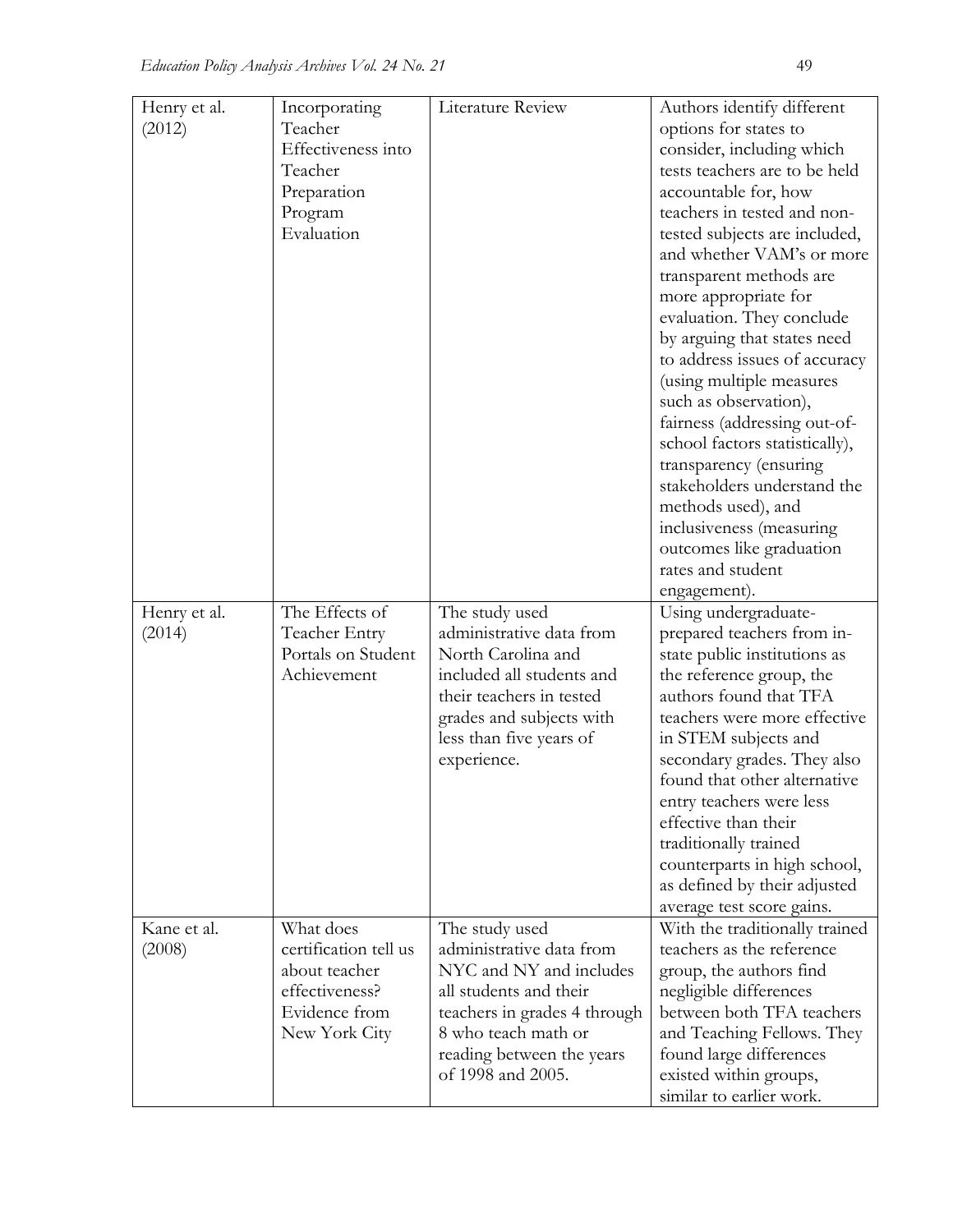| | | | |
|---|---|---|---|
| Henry et al. (2012) | Incorporating Teacher Effectiveness into Teacher Preparation Program Evaluation | Literature Review | Authors identify different options for states to consider, including which tests teachers are to be held accountable for, how teachers in tested and non-tested subjects are included, and whether VAM's or more transparent methods are more appropriate for evaluation. They conclude by arguing that states need to address issues of accuracy (using multiple measures such as observation), fairness (addressing out-of-school factors statistically), transparency (ensuring stakeholders understand the methods used), and inclusiveness (measuring outcomes like graduation rates and student engagement). |
| Henry et al. (2014) | The Effects of Teacher Entry Portals on Student Achievement | The study used administrative data from North Carolina and included all students and their teachers in tested grades and subjects with less than five years of experience. | Using undergraduate-prepared teachers from in-state public institutions as the reference group, the authors found that TFA teachers were more effective in STEM subjects and secondary grades. They also found that other alternative entry teachers were less effective than their traditionally trained counterparts in high school, as defined by their adjusted average test score gains. |
| Kane et al. (2008) | What does certification tell us about teacher effectiveness? Evidence from New York City | The study used administrative data from NYC and NY and includes all students and their teachers in grades 4 through 8 who teach math or reading between the years of 1998 and 2005. | With the traditionally trained teachers as the reference group, the authors find negligible differences between both TFA teachers and Teaching Fellows. They found large differences existed within groups, similar to earlier work. |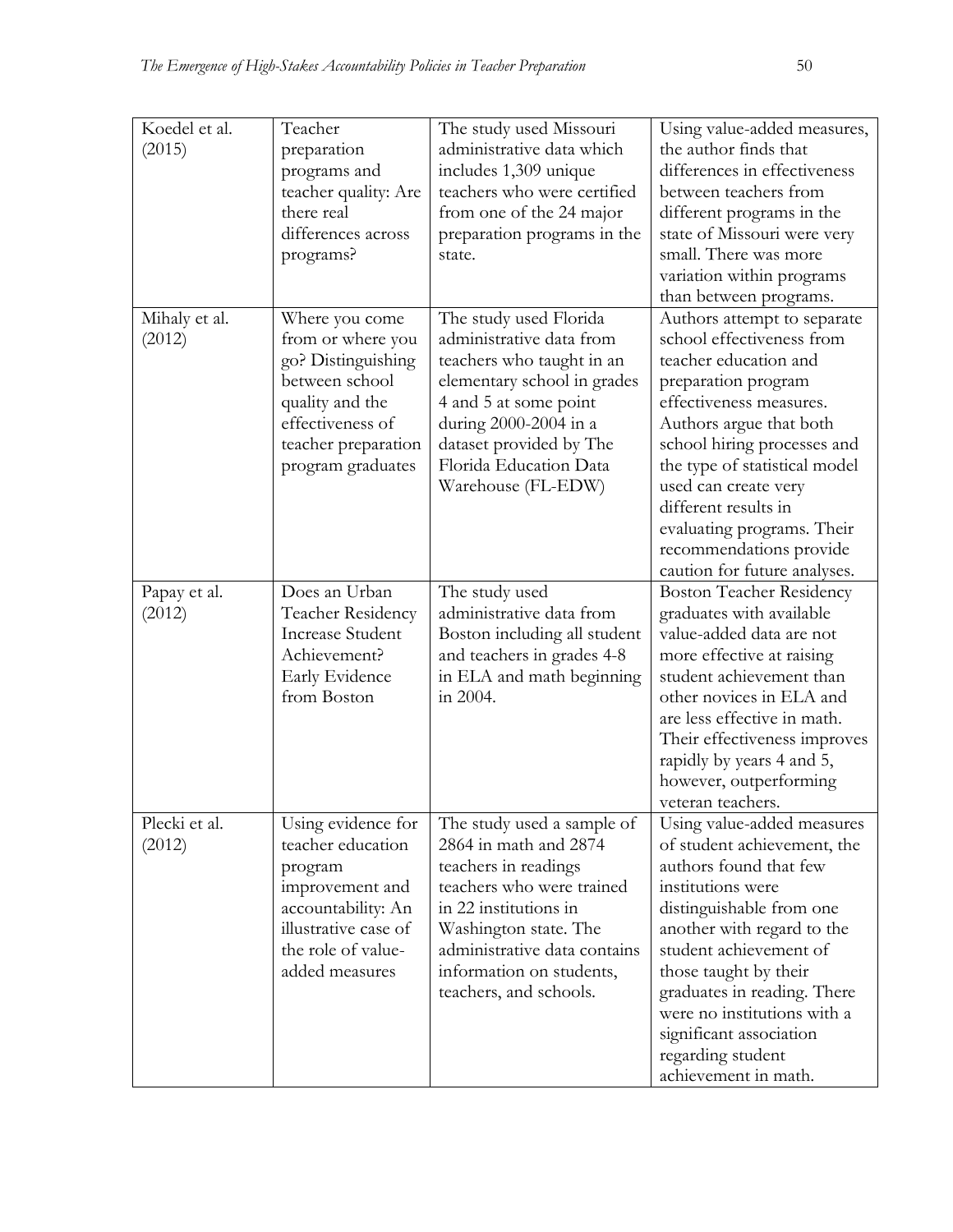| Koedel et al. (2015) | Teacher preparation programs and teacher quality: Are there real differences across programs? | The study used Missouri administrative data which includes 1,309 unique teachers who were certified from one of the 24 major preparation programs in the state. | Using value-added measures, the author finds that differences in effectiveness between teachers from different programs in the state of Missouri were very small. There was more variation within programs than between programs. |
|---|---|---|---|
| Mihaly et al. (2012) | Where you come from or where you go? Distinguishing between school quality and the effectiveness of teacher preparation program graduates | The study used Florida administrative data from teachers who taught in an elementary school in grades 4 and 5 at some point during 2000-2004 in a dataset provided by The Florida Education Data Warehouse (FL-EDW) | Authors attempt to separate school effectiveness from teacher education and preparation program effectiveness measures. Authors argue that both school hiring processes and the type of statistical model used can create very different results in evaluating programs. Their recommendations provide caution for future analyses. |
| Papay et al. (2012) | Does an Urban Teacher Residency Increase Student Achievement? Early Evidence from Boston | The study used administrative data from Boston including all student and teachers in grades 4-8 in ELA and math beginning in 2004. | Boston Teacher Residency graduates with available value-added data are not more effective at raising student achievement than other novices in ELA and are less effective in math. Their effectiveness improves rapidly by years 4 and 5, however, outperforming veteran teachers. |
| Plecki et al. (2012) | Using evidence for teacher education program improvement and accountability: An illustrative case of the role of value-added measures | The study used a sample of 2864 in math and 2874 teachers in readings teachers who were trained in 22 institutions in Washington state. The administrative data contains information on students, teachers, and schools. | Using value-added measures of student achievement, the authors found that few institutions were distinguishable from one another with regard to the student achievement of those taught by their graduates in reading. There were no institutions with a significant association regarding student achievement in math. |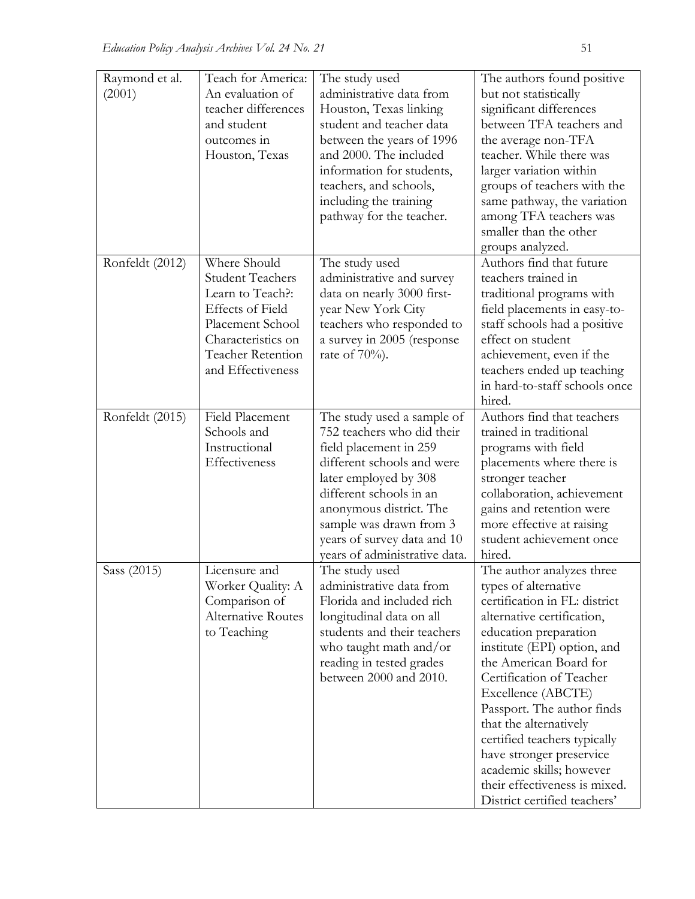| | | | |
|---|---|---|---|
| Raymond et al. (2001) | Teach for America: An evaluation of teacher differences and student outcomes in Houston, Texas | The study used administrative data from Houston, Texas linking student and teacher data between the years of 1996 and 2000. The included information for students, teachers, and schools, including the training pathway for the teacher. | The authors found positive but not statistically significant differences between TFA teachers and the average non-TFA teacher. While there was larger variation within groups of teachers with the same pathway, the variation among TFA teachers was smaller than the other groups analyzed. |
| Ronfeldt (2012) | Where Should Student Teachers Learn to Teach?: Effects of Field Placement School Characteristics on Teacher Retention and Effectiveness | The study used administrative and survey data on nearly 3000 first-year New York City teachers who responded to a survey in 2005 (response rate of 70%). | Authors find that future teachers trained in traditional programs with field placements in easy-to-staff schools had a positive effect on student achievement, even if the teachers ended up teaching in hard-to-staff schools once hired. |
| Ronfeldt (2015) | Field Placement Schools and Instructional Effectiveness | The study used a sample of 752 teachers who did their field placement in 259 different schools and were later employed by 308 different schools in an anonymous district. The sample was drawn from 3 years of survey data and 10 years of administrative data. | Authors find that teachers trained in traditional programs with field placements where there is stronger teacher collaboration, achievement gains and retention were more effective at raising student achievement once hired. |
| Sass (2015) | Licensure and Worker Quality: A Comparison of Alternative Routes to Teaching | The study used administrative data from Florida and included rich longitudinal data on all students and their teachers who taught math and/or reading in tested grades between 2000 and 2010. | The author analyzes three types of alternative certification in FL: district alternative certification, education preparation institute (EPI) option, and the American Board for Certification of Teacher Excellence (ABCTE) Passport. The author finds that the alternatively certified teachers typically have stronger preservice academic skills; however their effectiveness is mixed. District certified teachers' |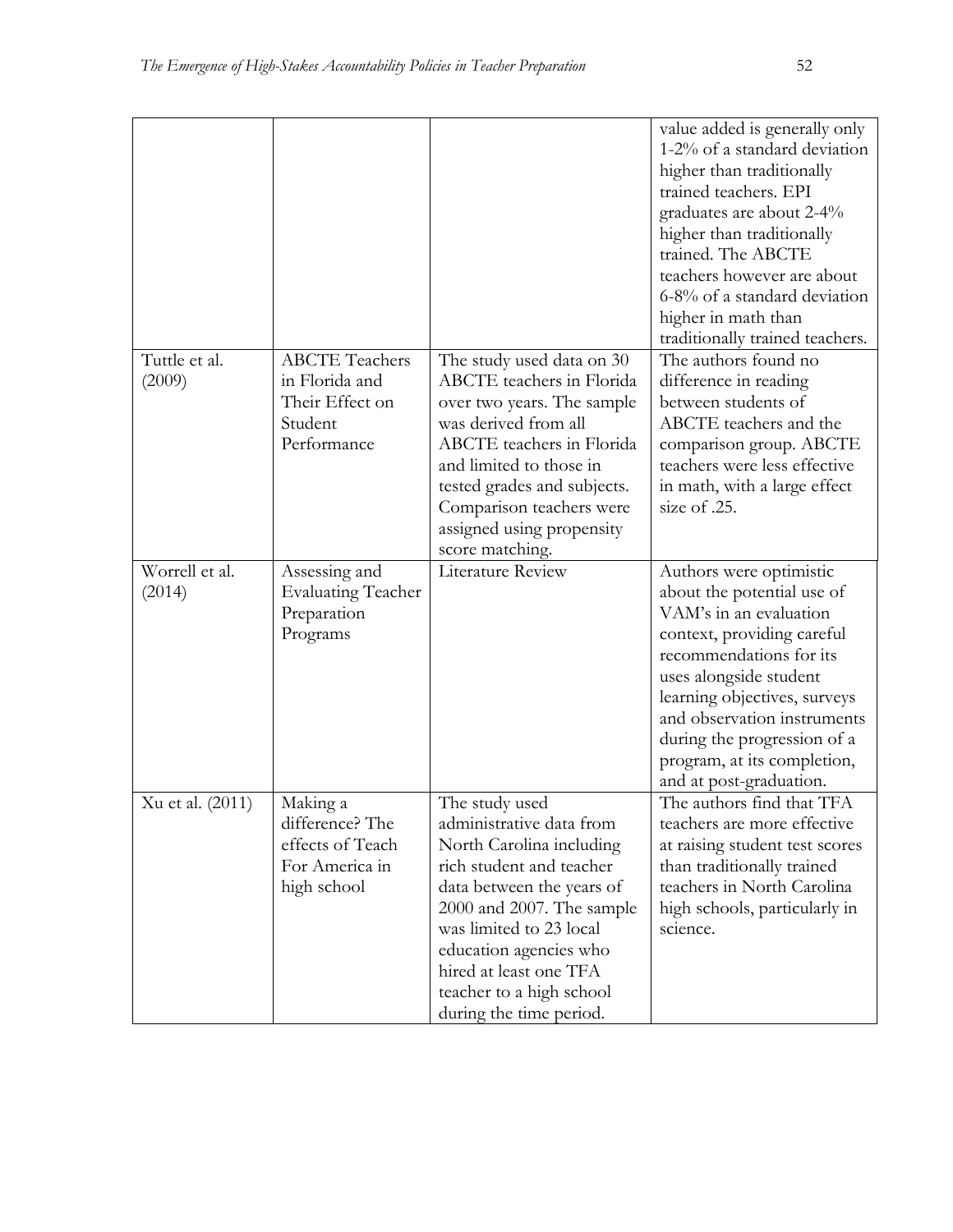| | | | |
|---|---|---|---|
| | | | value added is generally only 1-2% of a standard deviation higher than traditionally trained teachers. EPI graduates are about 2-4% higher than traditionally trained. The ABCTE teachers however are about 6-8% of a standard deviation higher in math than traditionally trained teachers. |
| Tuttle et al. (2009) | ABCTE Teachers in Florida and Their Effect on Student Performance | The study used data on 30 ABCTE teachers in Florida over two years. The sample was derived from all ABCTE teachers in Florida and limited to those in tested grades and subjects. Comparison teachers were assigned using propensity score matching. | The authors found no difference in reading between students of ABCTE teachers and the comparison group. ABCTE teachers were less effective in math, with a large effect size of .25. |
| Worrell et al. (2014) | Assessing and Evaluating Teacher Preparation Programs | Literature Review | Authors were optimistic about the potential use of VAM's in an evaluation context, providing careful recommendations for its uses alongside student learning objectives, surveys and observation instruments during the progression of a program, at its completion, and at post-graduation. |
| Xu et al. (2011) | Making a difference? The effects of Teach For America in high school | The study used administrative data from North Carolina including rich student and teacher data between the years of 2000 and 2007. The sample was limited to 23 local education agencies who hired at least one TFA teacher to a high school during the time period. | The authors find that TFA teachers are more effective at raising student test scores than traditionally trained teachers in North Carolina high schools, particularly in science. |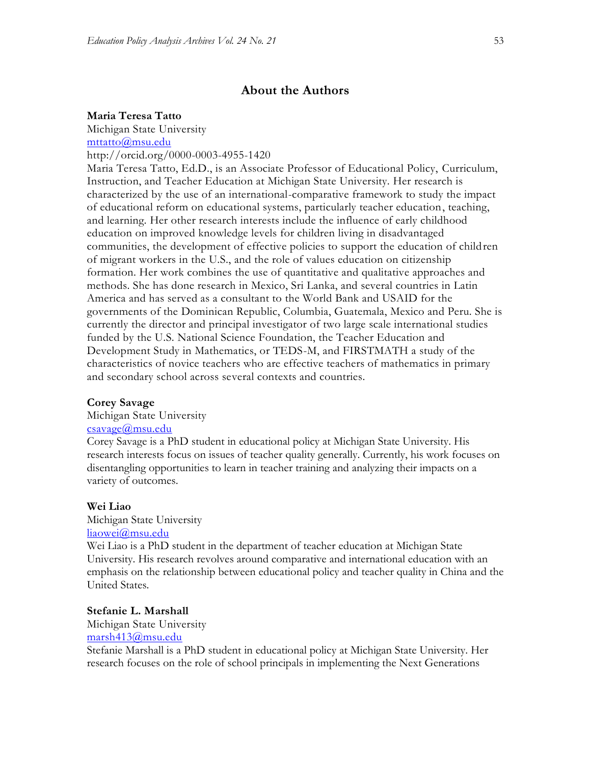## About the Authors

**Maria Teresa Tatto**
Michigan State University
mttatto@msu.edu
http://orcid.org/0000-0003-4955-1420
Maria Teresa Tatto, Ed.D., is an Associate Professor of Educational Policy, Curriculum, Instruction, and Teacher Education at Michigan State University. Her research is characterized by the use of an international-comparative framework to study the impact of educational reform on educational systems, particularly teacher education, teaching, and learning. Her other research interests include the influence of early childhood education on improved knowledge levels for children living in disadvantaged communities, the development of effective policies to support the education of children of migrant workers in the U.S., and the role of values education on citizenship formation. Her work combines the use of quantitative and qualitative approaches and methods. She has done research in Mexico, Sri Lanka, and several countries in Latin America and has served as a consultant to the World Bank and USAID for the governments of the Dominican Republic, Columbia, Guatemala, Mexico and Peru. She is currently the director and principal investigator of two large scale international studies funded by the U.S. National Science Foundation, the Teacher Education and Development Study in Mathematics, or TEDS-M, and FIRSTMATH a study of the characteristics of novice teachers who are effective teachers of mathematics in primary and secondary school across several contexts and countries.

**Corey Savage**
Michigan State University
csavage@msu.edu
Corey Savage is a PhD student in educational policy at Michigan State University. His research interests focus on issues of teacher quality generally. Currently, his work focuses on disentangling opportunities to learn in teacher training and analyzing their impacts on a variety of outcomes.

**Wei Liao**
Michigan State University
liaowei@msu.edu
Wei Liao is a PhD student in the department of teacher education at Michigan State University. His research revolves around comparative and international education with an emphasis on the relationship between educational policy and teacher quality in China and the United States.

**Stefanie L. Marshall**
Michigan State University
marsh413@msu.edu
Stefanie Marshall is a PhD student in educational policy at Michigan State University. Her research focuses on the role of school principals in implementing the Next Generations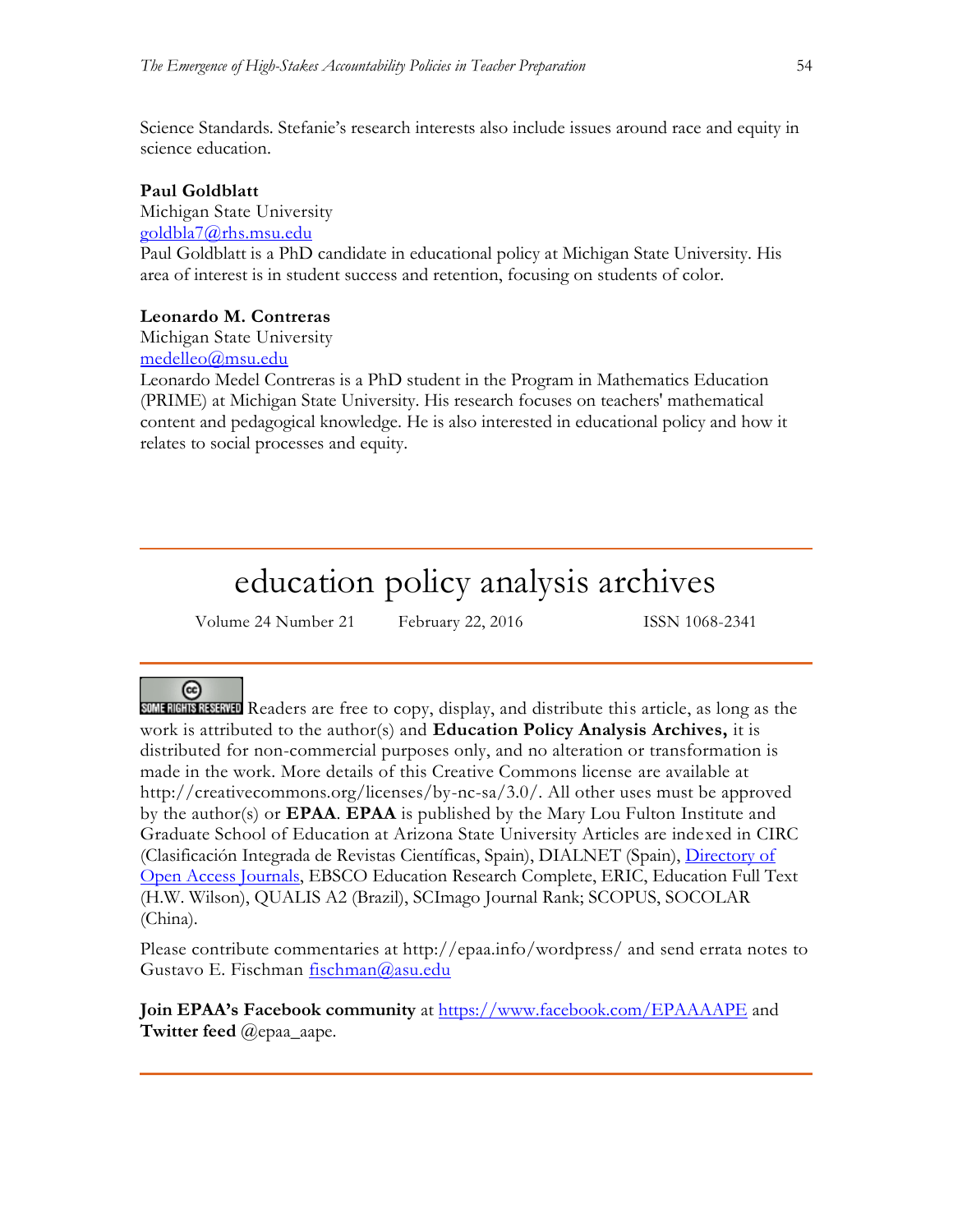Science Standards. Stefanie's research interests also include issues around race and equity in science education.

**Paul Goldblatt**
Michigan State University
goldbla7@rhs.msu.edu
Paul Goldblatt is a PhD candidate in educational policy at Michigan State University. His area of interest is in student success and retention, focusing on students of color.

**Leonardo M. Contreras**
Michigan State University
medelleo@msu.edu
Leonardo Medel Contreras is a PhD student in the Program in Mathematics Education (PRIME) at Michigan State University. His research focuses on teachers' mathematical content and pedagogical knowledge. He is also interested in educational policy and how it relates to social processes and equity.

---

# education policy analysis archives

Volume 24 Number 21 February 22, 2016 ISSN 1068-2341

---

SOME RIGHTS RESERVED Readers are free to copy, display, and distribute this article, as long as the work is attributed to the author(s) and **Education Policy Analysis Archives,** it is distributed for non-commercial purposes only, and no alteration or transformation is made in the work. More details of this Creative Commons license are available at http://creativecommons.org/licenses/by-nc-sa/3.0/. All other uses must be approved by the author(s) or **EPAA**. **EPAA** is published by the Mary Lou Fulton Institute and Graduate School of Education at Arizona State University Articles are indexed in CIRC (Clasificación Integrada de Revistas Científicas, Spain), DIALNET (Spain), Directory of Open Access Journals, EBSCO Education Research Complete, ERIC, Education Full Text (H.W. Wilson), QUALIS A2 (Brazil), SCImago Journal Rank; SCOPUS, SOCOLAR (China).

Please contribute commentaries at http://epaa.info/wordpress/ and send errata notes to Gustavo E. Fischman fischman@asu.edu

**Join EPAA's Facebook community** at https://www.facebook.com/EPAAAAPE and **Twitter feed** @epaa_aape.

---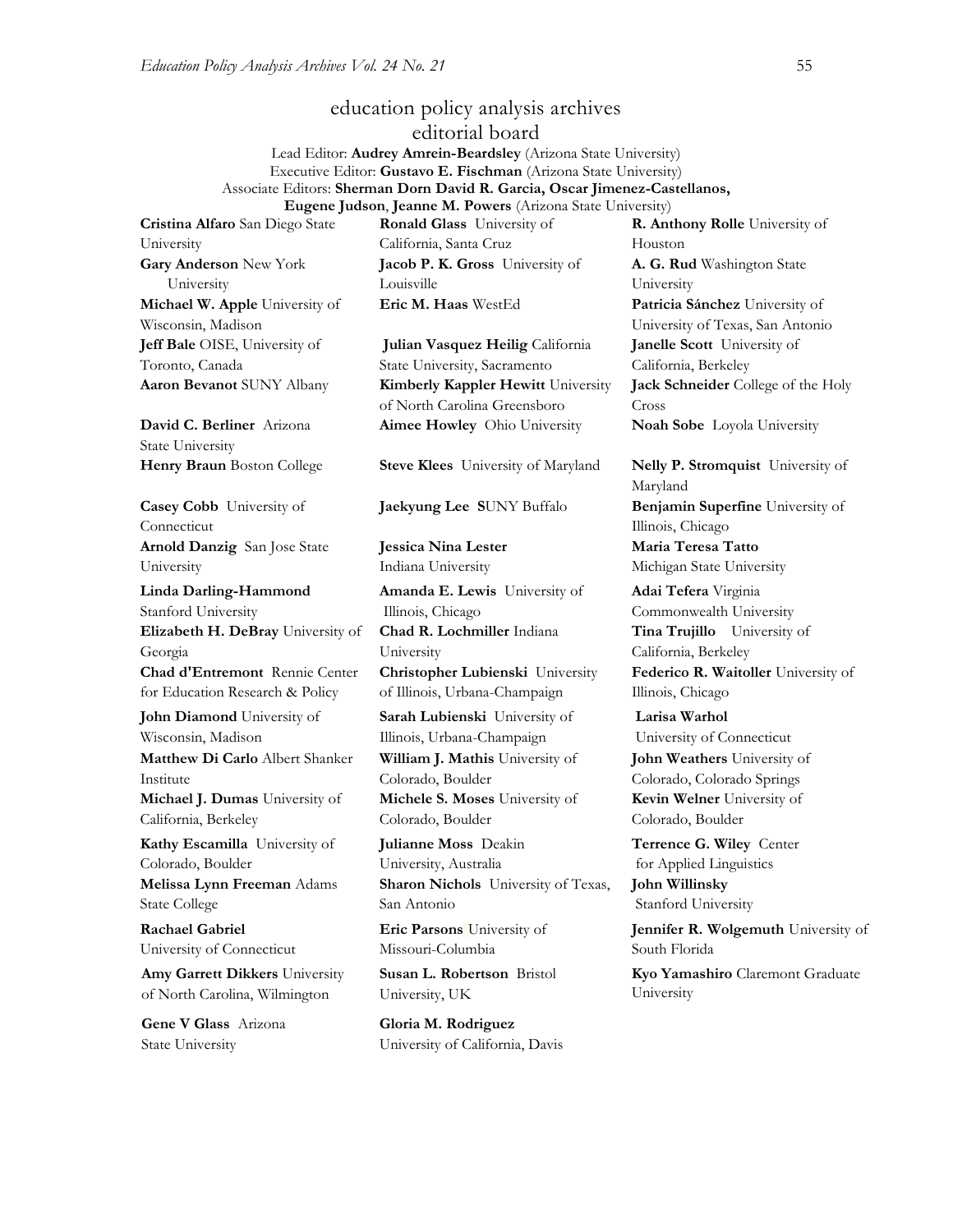# education policy analysis archives
## editorial board

Lead Editor: **Audrey Amrein-Beardsley** (Arizona State University)
Executive Editor: **Gustavo E. Fischman** (Arizona State University)
Associate Editors: **Sherman Dorn David R. Garcia, Oscar Jimenez-Castellanos, Eugene Judson**, **Jeanne M. Powers** (Arizona State University)

**Cristina Alfaro** San Diego State University
**Gary Anderson** New York University
**Michael W. Apple** University of Wisconsin, Madison
**Jeff Bale** OISE, University of Toronto, Canada
**Aaron Bevanot** SUNY Albany
**David C. Berliner** Arizona State University
**Henry Braun** Boston College
**Casey Cobb** University of Connecticut
**Arnold Danzig** San Jose State University
**Linda Darling-Hammond** Stanford University
**Elizabeth H. DeBray** University of Georgia
**Chad d'Entremont** Rennie Center for Education Research & Policy
**John Diamond** University of Wisconsin, Madison
**Matthew Di Carlo** Albert Shanker Institute
**Michael J. Dumas** University of California, Berkeley
**Kathy Escamilla** University of Colorado, Boulder
**Melissa Lynn Freeman** Adams State College
**Rachael Gabriel** University of Connecticut
**Amy Garrett Dikkers** University of North Carolina, Wilmington
**Gene V Glass** Arizona State University
**Ronald Glass** University of California, Santa Cruz
**Jacob P. K. Gross** University of Louisville
**Eric M. Haas** WestEd
**Julian Vasquez Heilig** California State University, Sacramento
**Kimberly Kappler Hewitt** University of North Carolina Greensboro
**Aimee Howley** Ohio University
**Steve Klees** University of Maryland
**Jaekyung Lee** SUNY Buffalo
**Jessica Nina Lester** Indiana University
**Amanda E. Lewis** University of Illinois, Chicago
**Chad R. Lochmiller** Indiana University
**Christopher Lubienski** University of Illinois, Urbana-Champaign
**Sarah Lubienski** University of Illinois, Urbana-Champaign
**William J. Mathis** University of Colorado, Boulder
**Michele S. Moses** University of Colorado, Boulder
**Julianne Moss** Deakin University, Australia
**Sharon Nichols** University of Texas, San Antonio
**Eric Parsons** University of Missouri-Columbia
**Susan L. Robertson** Bristol University, UK
**Gloria M. Rodriguez** University of California, Davis
**R. Anthony Rolle** University of Houston
**A. G. Rud** Washington State University
**Patricia Sánchez** University of University of Texas, San Antonio
**Janelle Scott** University of California, Berkeley
**Jack Schneider** College of the Holy Cross
**Noah Sobe** Loyola University
**Nelly P. Stromquist** University of Maryland
**Benjamin Superfine** University of Illinois, Chicago
**Maria Teresa Tatto** Michigan State University
**Adai Tefera** Virginia Commonwealth University
**Tina Trujillo** University of California, Berkeley
**Federico R. Waitoller** University of Illinois, Chicago
**Larisa Warhol** University of Connecticut
**John Weathers** University of Colorado, Colorado Springs
**Kevin Welner** University of Colorado, Boulder
**Terrence G. Wiley** Center for Applied Linguistics
**John Willinsky** Stanford University
**Jennifer R. Wolgemuth** University of South Florida
**Kyo Yamashiro** Claremont Graduate University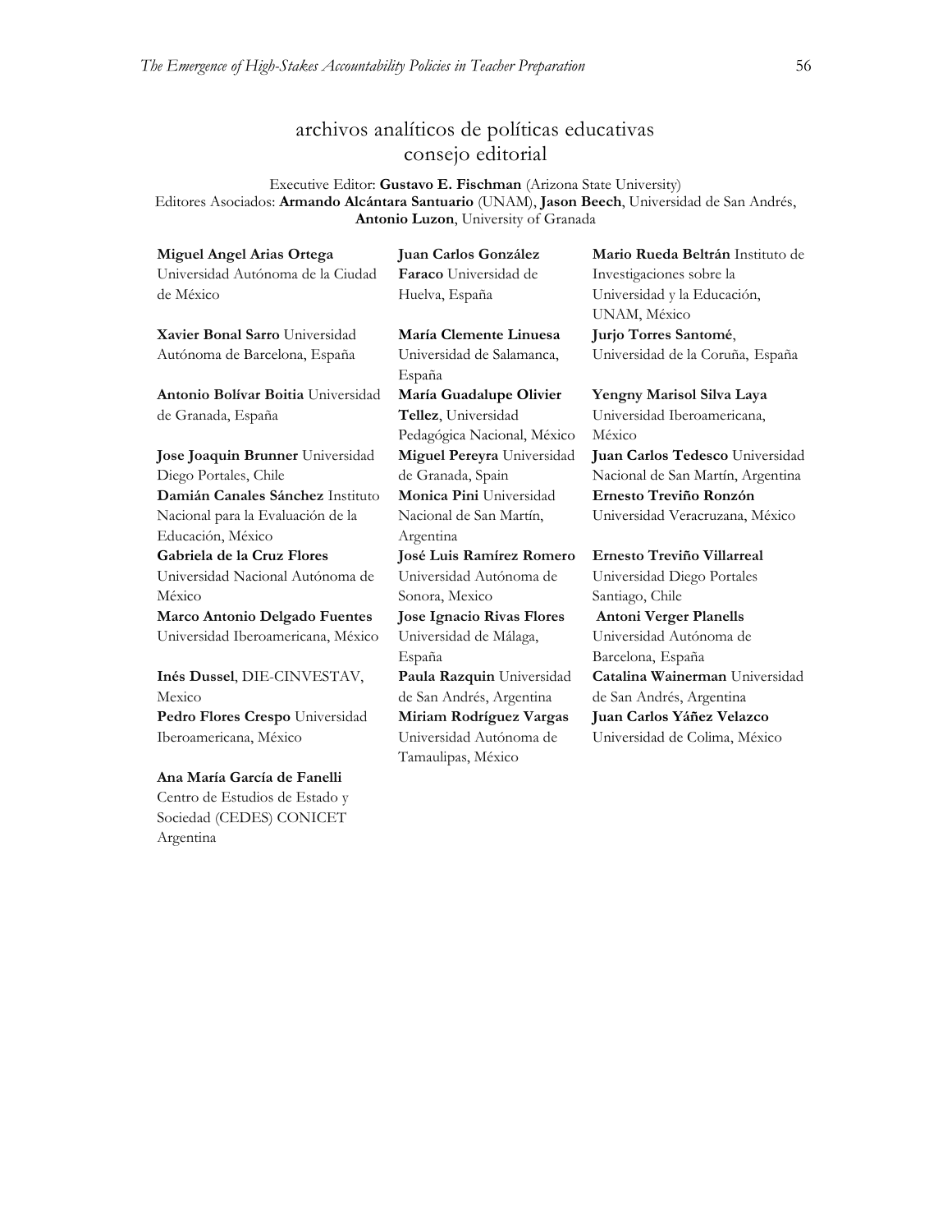# archivos analíticos de políticas educativas
## consejo editorial

Executive Editor: **Gustavo E. Fischman** (Arizona State University)
Editores Asociados: **Armando Alcántara Santuario** (UNAM), **Jason Beech**, Universidad de San Andrés, **Antonio Luzon**, University of Granada

**Miguel Angel Arias Ortega** Universidad Autónoma de la Ciudad de México

**Xavier Bonal Sarro** Universidad Autónoma de Barcelona, España

**Antonio Bolívar Boitia** Universidad de Granada, España

**Jose Joaquin Brunner** Universidad Diego Portales, Chile

**Damián Canales Sánchez** Instituto Nacional para la Evaluación de la Educación, México

**Gabriela de la Cruz Flores** Universidad Nacional Autónoma de México

**Marco Antonio Delgado Fuentes** Universidad Iberoamericana, México

**Inés Dussel**, DIE-CINVESTAV, Mexico

**Pedro Flores Crespo** Universidad Iberoamericana, México

**Ana María García de Fanelli** Centro de Estudios de Estado y Sociedad (CEDES) CONICET Argentina

**Juan Carlos González Faraco** Universidad de Huelva, España

**María Clemente Linuesa** Universidad de Salamanca, España

**María Guadalupe Olivier Tellez**, Universidad Pedagógica Nacional, México

**Miguel Pereyra** Universidad de Granada, Spain

**Monica Pini** Universidad Nacional de San Martín, Argentina

**José Luis Ramírez Romero** Universidad Autónoma de Sonora, Mexico

**Jose Ignacio Rivas Flores** Universidad de Málaga, España

**Paula Razquin** Universidad de San Andrés, Argentina

**Miriam Rodríguez Vargas** Universidad Autónoma de Tamaulipas, México

**Mario Rueda Beltrán** Instituto de Investigaciones sobre la Universidad y la Educación, UNAM, México

**Jurjo Torres Santomé**, Universidad de la Coruña, España

**Yengny Marisol Silva Laya** Universidad Iberoamericana, México

**Juan Carlos Tedesco** Universidad Nacional de San Martín, Argentina

**Ernesto Treviño Ronzón** Universidad Veracruzana, México

**Ernesto Treviño Villarreal** Universidad Diego Portales Santiago, Chile

**Antoni Verger Planells** Universidad Autónoma de Barcelona, España

**Catalina Wainerman** Universidad de San Andrés, Argentina

**Juan Carlos Yáñez Velazco** Universidad de Colima, México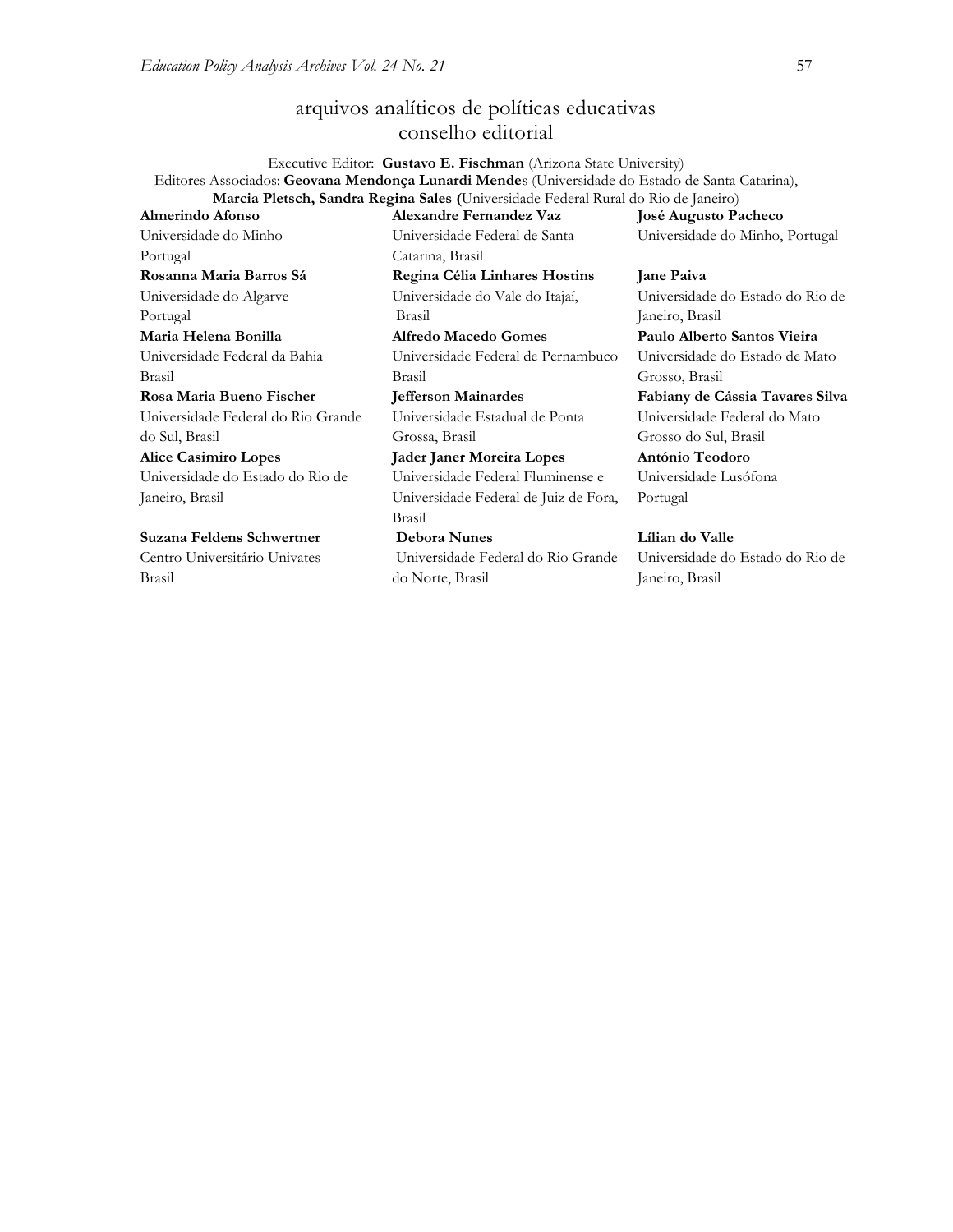# arquivos analíticos de políticas educativas
## conselho editorial

Executive Editor: **Gustavo E. Fischman** (Arizona State University)
Editores Associados: **Geovana Mendonça Lunardi Mende**s (Universidade do Estado de Santa Catarina), **Marcia Pletsch, Sandra Regina Sales (**Universidade Federal Rural do Rio de Janeiro)

**Almerindo Afonso**
Universidade do Minho
Portugal

**Rosanna Maria Barros Sá**
Universidade do Algarve
Portugal

**Maria Helena Bonilla**
Universidade Federal da Bahia
Brasil

**Rosa Maria Bueno Fischer**
Universidade Federal do Rio Grande do Sul, Brasil

**Alice Casimiro Lopes**
Universidade do Estado do Rio de Janeiro, Brasil

**Suzana Feldens Schwertner**
Centro Universitário Univates
Brasil

**Alexandre Fernandez Vaz**
Universidade Federal de Santa Catarina, Brasil

**Regina Célia Linhares Hostins**
Universidade do Vale do Itajaí, Brasil

**Alfredo Macedo Gomes**
Universidade Federal de Pernambuco
Brasil

**Jefferson Mainardes**
Universidade Estadual de Ponta Grossa, Brasil

**Jader Janer Moreira Lopes**
Universidade Federal Fluminense e Universidade Federal de Juiz de Fora, Brasil

**Debora Nunes**
Universidade Federal do Rio Grande do Norte, Brasil

**José Augusto Pacheco**
Universidade do Minho, Portugal

**Jane Paiva**
Universidade do Estado do Rio de Janeiro, Brasil

**Paulo Alberto Santos Vieira**
Universidade do Estado de Mato Grosso, Brasil

**Fabiany de Cássia Tavares Silva**
Universidade Federal do Mato Grosso do Sul, Brasil

**António Teodoro**
Universidade Lusófona
Portugal

**Lílian do Valle**
Universidade do Estado do Rio de Janeiro, Brasil